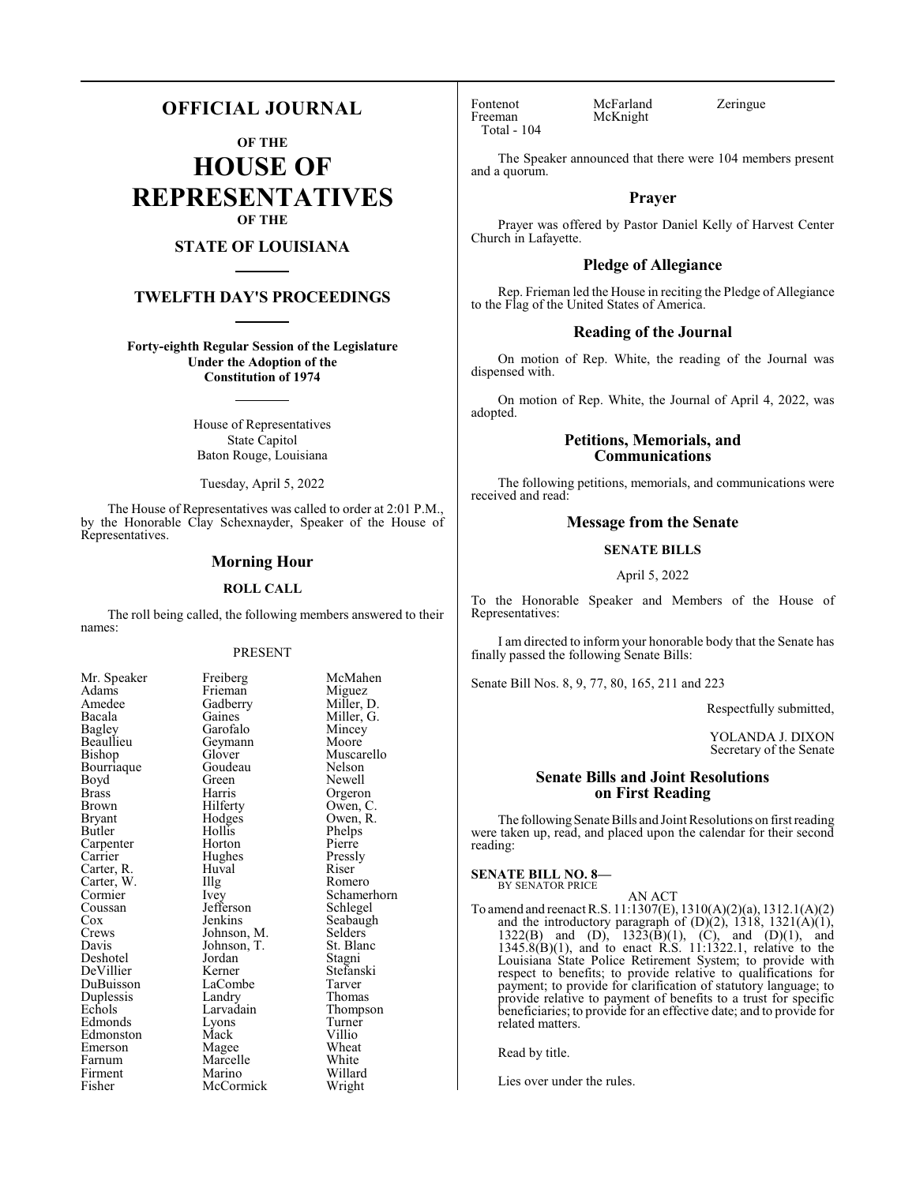# OFFICIAL JOURNAL

## OF THE

# HOUSE OF REPRESENTATIVES

## OF THE

## STATE OF LOUISIANA

## TWELFTH DAY'S PROCEEDINGS

**Forty-eighth Regular Session of the Legislature Under the Adoption of the Constitution of 1974**

House of Representatives
State Capitol
Baton Rouge, Louisiana

Tuesday, April 5, 2022

The House of Representatives was called to order at 2:01 P.M., by the Honorable Clay Schexnayder, Speaker of the House of Representatives.

## Morning Hour

### ROLL CALL

The roll being called, the following members answered to their names:

PRESENT

| | | |
|---|---|---|
| Mr. Speaker | Freiberg | McMahen |
| Adams | Frieman | Miguez |
| Amedee | Gadberry | Miller, D. |
| Bacala | Gaines | Miller, G. |
| Bagley | Garofalo | Mincey |
| Beaullieu | Geymann | Moore |
| Bishop | Glover | Muscarello |
| Bourriaque | Goudeau | Nelson |
| Boyd | Green | Newell |
| Brass | Harris | Orgeron |
| Brown | Hilferty | Owen, C. |
| Bryant | Hodges | Owen, R. |
| Butler | Hollis | Phelps |
| Carpenter | Horton | Pierre |
| Carrier | Hughes | Pressly |
| Carter, R. | Huval | Riser |
| Carter, W. | Illg | Romero |
| Cormier | Ivey | Schamerhorn |
| Coussan | Jefferson | Schlegel |
| Cox | Jenkins | Seabaugh |
| Crews | Johnson, M. | Selders |
| Davis | Johnson, T. | St. Blanc |
| Deshotel | Jordan | Stagni |
| DeVillier | Kerner | Stefanski |
| DuBuisson | LaCombe | Tarver |
| Duplessis | Landry | Thomas |
| Echols | Larvadain | Thompson |
| Edmonds | Lyons | Turner |
| Edmonston | Mack | Villio |
| Emerson | Magee | Wheat |
| Farnum | Marcelle | White |
| Firment | Marino | Willard |
| Fisher | McCormick | Wright |
| Fontenot | McFarland | Zeringue |
| Freeman | McKnight | |

Total - 104

The Speaker announced that there were 104 members present and a quorum.

## Prayer

Prayer was offered by Pastor Daniel Kelly of Harvest Center Church in Lafayette.

## Pledge of Allegiance

Rep. Frieman led the House in reciting the Pledge of Allegiance to the Flag of the United States of America.

## Reading of the Journal

On motion of Rep. White, the reading of the Journal was dispensed with.

On motion of Rep. White, the Journal of April 4, 2022, was adopted.

## Petitions, Memorials, and Communications

The following petitions, memorials, and communications were received and read:

## Message from the Senate

### SENATE BILLS

April 5, 2022

To the Honorable Speaker and Members of the House of Representatives:

I am directed to inform your honorable body that the Senate has finally passed the following Senate Bills:

Senate Bill Nos. 8, 9, 77, 80, 165, 211 and 223

Respectfully submitted,

YOLANDA J. DIXON
Secretary of the Senate

## Senate Bills and Joint Resolutions on First Reading

The following Senate Bills and Joint Resolutions on first reading were taken up, read, and placed upon the calendar for their second reading:

**SENATE BILL NO. 8—**
BY SENATOR PRICE

AN ACT

To amend and reenact R.S. 11:1307(E), 1310(A)(2)(a), 1312.1(A)(2) and the introductory paragraph of (D)(2), 1318, 1321(A)(1), 1322(B) and (D), 1323(B)(1), (C), and (D)(1), and 1345.8(B)(1), and to enact R.S. 11:1322.1, relative to the Louisiana State Police Retirement System; to provide with respect to benefits; to provide relative to qualifications for payment; to provide for clarification of statutory language; to provide relative to payment of benefits to a trust for specific beneficiaries; to provide for an effective date; and to provide for related matters.

Read by title.

Lies over under the rules.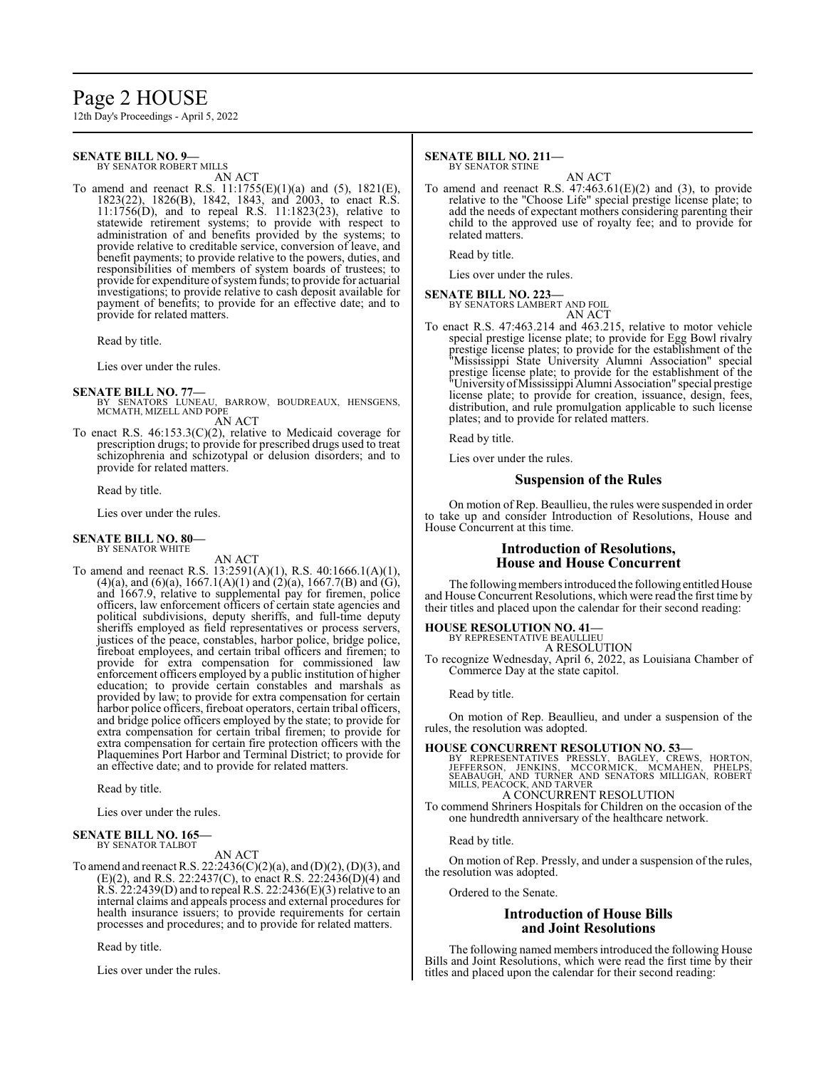**SENATE BILL NO. 9—**
BY SENATOR ROBERT MILLS

AN ACT

To amend and reenact R.S. 11:1755(E)(1)(a) and (5), 1821(E), 1823(22), 1826(B), 1842, 1843, and 2003, to enact R.S. 11:1756(D), and to repeal R.S. 11:1823(23), relative to statewide retirement systems; to provide with respect to administration of and benefits provided by the systems; to provide relative to creditable service, conversion of leave, and benefit payments; to provide relative to the powers, duties, and responsibilities of members of system boards of trustees; to provide for expenditure of system funds; to provide for actuarial investigations; to provide relative to cash deposit available for payment of benefits; to provide for an effective date; and to provide for related matters.

Read by title.

Lies over under the rules.

**SENATE BILL NO. 77—**
BY SENATORS LUNEAU, BARROW, BOUDREAUX, HENSGENS, MCMATH, MIZELL AND POPE

AN ACT

To enact R.S. 46:153.3(C)(2), relative to Medicaid coverage for prescription drugs; to provide for prescribed drugs used to treat schizophrenia and schizotypal or delusion disorders; and to provide for related matters.

Read by title.

Lies over under the rules.

**SENATE BILL NO. 80—**
BY SENATOR WHITE

AN ACT

To amend and reenact R.S. 13:2591(A)(1), R.S. 40:1666.1(A)(1), (4)(a), and (6)(a), 1667.1(A)(1) and (2)(a), 1667.7(B) and (G), and 1667.9, relative to supplemental pay for firemen, police officers, law enforcement officers of certain state agencies and political subdivisions, deputy sheriffs, and full-time deputy sheriffs employed as field representatives or process servers, justices of the peace, constables, harbor police, bridge police, fireboat employees, and certain tribal officers and firemen; to provide for extra compensation for commissioned law enforcement officers employed by a public institution of higher education; to provide certain constables and marshals as provided by law; to provide for extra compensation for certain harbor police officers, fireboat operators, certain tribal officers, and bridge police officers employed by the state; to provide for extra compensation for certain tribal firemen; to provide for extra compensation for certain fire protection officers with the Plaquemines Port Harbor and Terminal District; to provide for an effective date; and to provide for related matters.

Read by title.

Lies over under the rules.

**SENATE BILL NO. 165—**
BY SENATOR TALBOT

AN ACT

To amend and reenact R.S. 22:2436(C)(2)(a), and (D)(2), (D)(3), and (E)(2), and R.S. 22:2437(C), to enact R.S. 22:2436(D)(4) and R.S. 22:2439(D) and to repeal R.S. 22:2436(E)(3) relative to an internal claims and appeals process and external procedures for health insurance issuers; to provide requirements for certain processes and procedures; and to provide for related matters.

Read by title.

Lies over under the rules.

**SENATE BILL NO. 211—**
BY SENATOR STINE

AN ACT

To amend and reenact R.S. 47:463.61(E)(2) and (3), to provide relative to the "Choose Life" special prestige license plate; to add the needs of expectant mothers considering parenting their child to the approved use of royalty fee; and to provide for related matters.

Read by title.

Lies over under the rules.

**SENATE BILL NO. 223—**
BY SENATORS LAMBERT AND FOIL

AN ACT

To enact R.S. 47:463.214 and 463.215, relative to motor vehicle special prestige license plate; to provide for Egg Bowl rivalry prestige license plates; to provide for the establishment of the "Mississippi State University Alumni Association" special prestige license plate; to provide for the establishment of the "University of Mississippi Alumni Association" special prestige license plate; to provide for creation, issuance, design, fees, distribution, and rule promulgation applicable to such license plates; and to provide for related matters.

Read by title.

Lies over under the rules.

## Suspension of the Rules

On motion of Rep. Beaullieu, the rules were suspended in order to take up and consider Introduction of Resolutions, House and House Concurrent at this time.

## Introduction of Resolutions, House and House Concurrent

The following members introduced the following entitled House and House Concurrent Resolutions, which were read the first time by their titles and placed upon the calendar for their second reading:

**HOUSE RESOLUTION NO. 41—**
BY REPRESENTATIVE BEAULLIEU

A RESOLUTION

To recognize Wednesday, April 6, 2022, as Louisiana Chamber of Commerce Day at the state capitol.

Read by title.

On motion of Rep. Beaullieu, and under a suspension of the rules, the resolution was adopted.

**HOUSE CONCURRENT RESOLUTION NO. 53—**
BY REPRESENTATIVES PRESSLY, BAGLEY, CREWS, HORTON, JEFFERSON, JENKINS, MCCORMICK, MCMAHEN, PHELPS, SEABAUGH, AND TURNER AND SENATORS MILLIGAN, ROBERT MILLS, PEACOCK, AND TARVER

A CONCURRENT RESOLUTION

To commend Shriners Hospitals for Children on the occasion of the one hundredth anniversary of the healthcare network.

Read by title.

On motion of Rep. Pressly, and under a suspension of the rules, the resolution was adopted.

Ordered to the Senate.

## Introduction of House Bills and Joint Resolutions

The following named members introduced the following House Bills and Joint Resolutions, which were read the first time by their titles and placed upon the calendar for their second reading: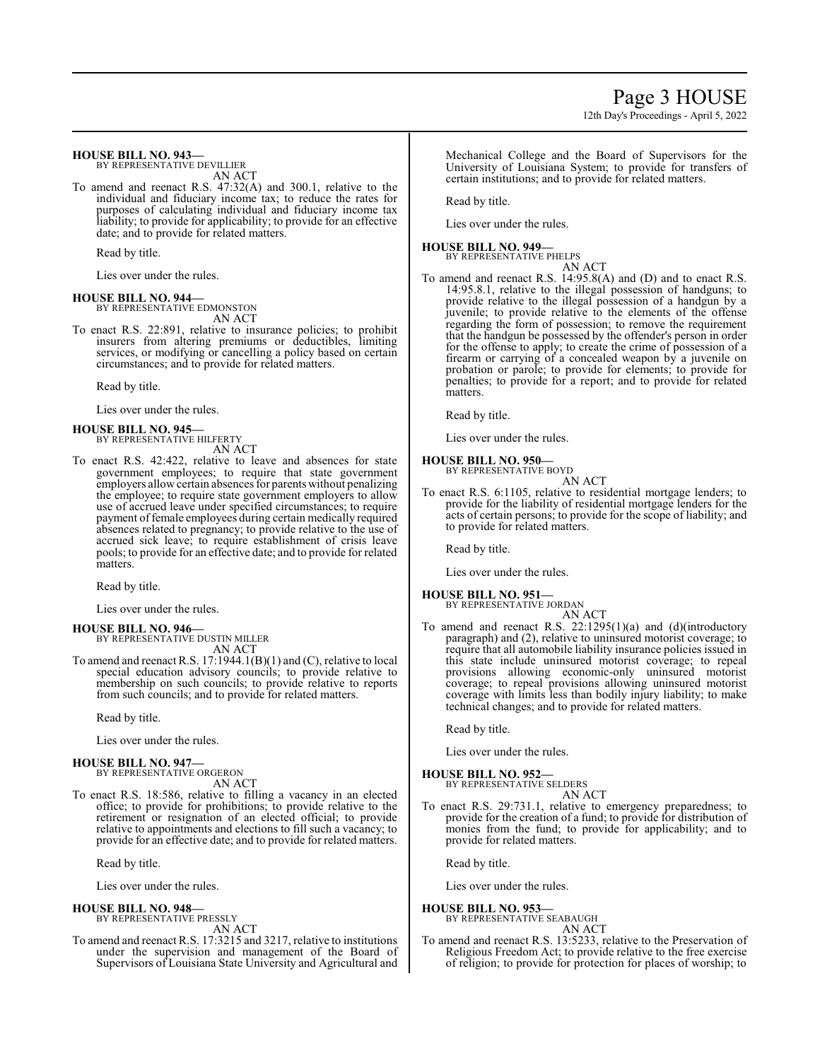**HOUSE BILL NO. 943—**
BY REPRESENTATIVE DEVILLIER
AN ACT

To amend and reenact R.S. 47:32(A) and 300.1, relative to the individual and fiduciary income tax; to reduce the rates for purposes of calculating individual and fiduciary income tax liability; to provide for applicability; to provide for an effective date; and to provide for related matters.

Read by title.

Lies over under the rules.

**HOUSE BILL NO. 944—**
BY REPRESENTATIVE EDMONSTON
AN ACT

To enact R.S. 22:891, relative to insurance policies; to prohibit insurers from altering premiums or deductibles, limiting services, or modifying or cancelling a policy based on certain circumstances; and to provide for related matters.

Read by title.

Lies over under the rules.

**HOUSE BILL NO. 945—**
BY REPRESENTATIVE HILFERTY
AN ACT

To enact R.S. 42:422, relative to leave and absences for state government employees; to require that state government employers allow certain absences for parents without penalizing the employee; to require state government employers to allow use of accrued leave under specified circumstances; to require payment of female employees during certain medically required absences related to pregnancy; to provide relative to the use of accrued sick leave; to require establishment of crisis leave pools; to provide for an effective date; and to provide for related matters.

Read by title.

Lies over under the rules.

**HOUSE BILL NO. 946—**
BY REPRESENTATIVE DUSTIN MILLER
AN ACT

To amend and reenact R.S. 17:1944.1(B)(1) and (C), relative to local special education advisory councils; to provide relative to membership on such councils; to provide relative to reports from such councils; and to provide for related matters.

Read by title.

Lies over under the rules.

**HOUSE BILL NO. 947—**
BY REPRESENTATIVE ORGERON
AN ACT

To enact R.S. 18:586, relative to filling a vacancy in an elected office; to provide for prohibitions; to provide relative to the retirement or resignation of an elected official; to provide relative to appointments and elections to fill such a vacancy; to provide for an effective date; and to provide for related matters.

Read by title.

Lies over under the rules.

**HOUSE BILL NO. 948—**
BY REPRESENTATIVE PRESSLY
AN ACT

To amend and reenact R.S. 17:3215 and 3217, relative to institutions under the supervision and management of the Board of Supervisors of Louisiana State University and Agricultural and Mechanical College and the Board of Supervisors for the University of Louisiana System; to provide for transfers of certain institutions; and to provide for related matters.

Read by title.

Lies over under the rules.

**HOUSE BILL NO. 949—**
BY REPRESENTATIVE PHELPS
AN ACT

To amend and reenact R.S. 14:95.8(A) and (D) and to enact R.S. 14:95.8.1, relative to the illegal possession of handguns; to provide relative to the illegal possession of a handgun by a juvenile; to provide relative to the elements of the offense regarding the form of possession; to remove the requirement that the handgun be possessed by the offender's person in order for the offense to apply; to create the crime of possession of a firearm or carrying of a concealed weapon by a juvenile on probation or parole; to provide for elements; to provide for penalties; to provide for a report; and to provide for related matters.

Read by title.

Lies over under the rules.

**HOUSE BILL NO. 950—**
BY REPRESENTATIVE BOYD
AN ACT

To enact R.S. 6:1105, relative to residential mortgage lenders; to provide for the liability of residential mortgage lenders for the acts of certain persons; to provide for the scope of liability; and to provide for related matters.

Read by title.

Lies over under the rules.

**HOUSE BILL NO. 951—**
BY REPRESENTATIVE JORDAN
AN ACT

To amend and reenact R.S. 22:1295(1)(a) and (d)(introductory paragraph) and (2), relative to uninsured motorist coverage; to require that all automobile liability insurance policies issued in this state include uninsured motorist coverage; to repeal provisions allowing economic-only uninsured motorist coverage; to repeal provisions allowing uninsured motorist coverage with limits less than bodily injury liability; to make technical changes; and to provide for related matters.

Read by title.

Lies over under the rules.

**HOUSE BILL NO. 952—**
BY REPRESENTATIVE SELDERS
AN ACT

To enact R.S. 29:731.1, relative to emergency preparedness; to provide for the creation of a fund; to provide for distribution of monies from the fund; to provide for applicability; and to provide for related matters.

Read by title.

Lies over under the rules.

**HOUSE BILL NO. 953—**
BY REPRESENTATIVE SEABAUGH
AN ACT

To amend and reenact R.S. 13:5233, relative to the Preservation of Religious Freedom Act; to provide relative to the free exercise of religion; to provide for protection for places of worship; to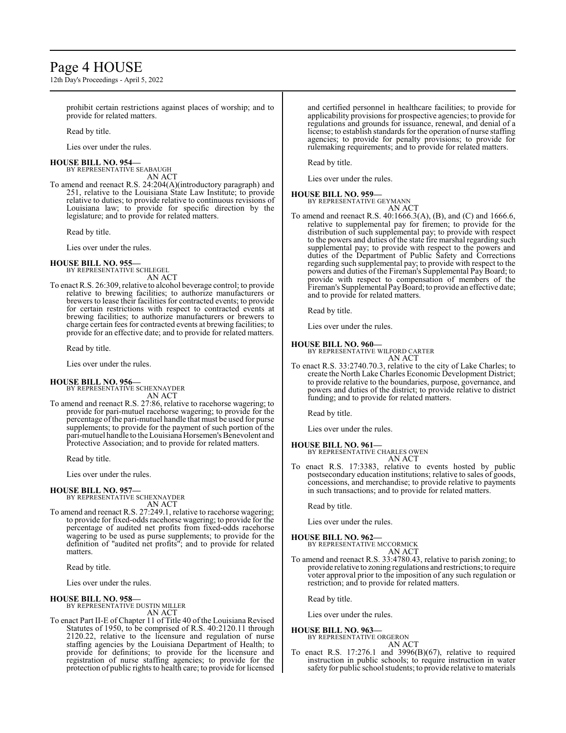prohibit certain restrictions against places of worship; and to provide for related matters.

Read by title.

Lies over under the rules.

**HOUSE BILL NO. 954—**
BY REPRESENTATIVE SEABAUGH
AN ACT

To amend and reenact R.S. 24:204(A)(introductory paragraph) and 251, relative to the Louisiana State Law Institute; to provide relative to duties; to provide relative to continuous revisions of Louisiana law; to provide for specific direction by the legislature; and to provide for related matters.

Read by title.

Lies over under the rules.

**HOUSE BILL NO. 955—**
BY REPRESENTATIVE SCHLEGEL
AN ACT

To enact R.S. 26:309, relative to alcohol beverage control; to provide relative to brewing facilities; to authorize manufacturers or brewers to lease their facilities for contracted events; to provide for certain restrictions with respect to contracted events at brewing facilities; to authorize manufacturers or brewers to charge certain fees for contracted events at brewing facilities; to provide for an effective date; and to provide for related matters.

Read by title.

Lies over under the rules.

**HOUSE BILL NO. 956—**
BY REPRESENTATIVE SCHEXNAYDER
AN ACT

To amend and reenact R.S. 27:86, relative to racehorse wagering; to provide for pari-mutuel racehorse wagering; to provide for the percentage of the pari-mutuel handle that must be used for purse supplements; to provide for the payment of such portion of the pari-mutuel handle to the Louisiana Horsemen's Benevolent and Protective Association; and to provide for related matters.

Read by title.

Lies over under the rules.

**HOUSE BILL NO. 957—**
BY REPRESENTATIVE SCHEXNAYDER
AN ACT

To amend and reenact R.S. 27:249.1, relative to racehorse wagering; to provide for fixed-odds racehorse wagering; to provide for the percentage of audited net profits from fixed-odds racehorse wagering to be used as purse supplements; to provide for the definition of "audited net profits"; and to provide for related matters.

Read by title.

Lies over under the rules.

**HOUSE BILL NO. 958—**
BY REPRESENTATIVE DUSTIN MILLER
AN ACT

To enact Part II-E of Chapter 11 of Title 40 of the Louisiana Revised Statutes of 1950, to be comprised of R.S. 40:2120.11 through 2120.22, relative to the licensure and regulation of nurse staffing agencies by the Louisiana Department of Health; to provide for definitions; to provide for the licensure and registration of nurse staffing agencies; to provide for the protection of public rights to health care; to provide for licensed and certified personnel in healthcare facilities; to provide for applicability provisions for prospective agencies; to provide for regulations and grounds for issuance, renewal, and denial of a license; to establish standards for the operation of nurse staffing agencies; to provide for penalty provisions; to provide for rulemaking requirements; and to provide for related matters.

Read by title.

Lies over under the rules.

**HOUSE BILL NO. 959—**
BY REPRESENTATIVE GEYMANN
AN ACT

To amend and reenact R.S. 40:1666.3(A), (B), and (C) and 1666.6, relative to supplemental pay for firemen; to provide for the distribution of such supplemental pay; to provide with respect to the powers and duties of the state fire marshal regarding such supplemental pay; to provide with respect to the powers and duties of the Department of Public Safety and Corrections regarding such supplemental pay; to provide with respect to the powers and duties of the Fireman's Supplemental Pay Board; to provide with respect to compensation of members of the Fireman's Supplemental Pay Board; to provide an effective date; and to provide for related matters.

Read by title.

Lies over under the rules.

**HOUSE BILL NO. 960—**
BY REPRESENTATIVE WILFORD CARTER
AN ACT

To enact R.S. 33:2740.70.3, relative to the city of Lake Charles; to create the North Lake Charles Economic Development District; to provide relative to the boundaries, purpose, governance, and powers and duties of the district; to provide relative to district funding; and to provide for related matters.

Read by title.

Lies over under the rules.

**HOUSE BILL NO. 961—**
BY REPRESENTATIVE CHARLES OWEN
AN ACT

To enact R.S. 17:3383, relative to events hosted by public postsecondary education institutions; relative to sales of goods, concessions, and merchandise; to provide relative to payments in such transactions; and to provide for related matters.

Read by title.

Lies over under the rules.

**HOUSE BILL NO. 962—**
BY REPRESENTATIVE MCCORMICK
AN ACT

To amend and reenact R.S. 33:4780.43, relative to parish zoning; to provide relative to zoning regulations and restrictions; to require voter approval prior to the imposition of any such regulation or restriction; and to provide for related matters.

Read by title.

Lies over under the rules.

**HOUSE BILL NO. 963—**
BY REPRESENTATIVE ORGERON
AN ACT

To enact R.S. 17:276.1 and 3996(B)(67), relative to required instruction in public schools; to require instruction in water safety for public school students; to provide relative to materials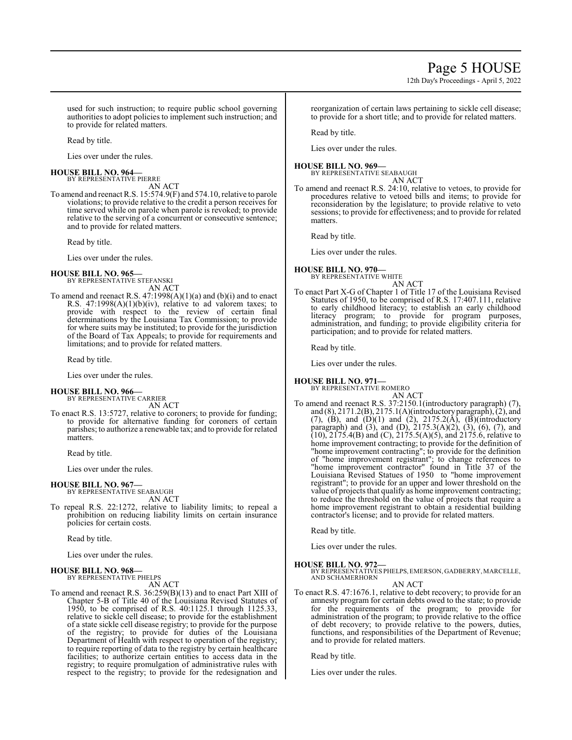used for such instruction; to require public school governing authorities to adopt policies to implement such instruction; and to provide for related matters.

Read by title.

Lies over under the rules.

**HOUSE BILL NO. 964—**
BY REPRESENTATIVE PIERRE
AN ACT

To amend and reenact R.S. 15:574.9(F) and 574.10, relative to parole violations; to provide relative to the credit a person receives for time served while on parole when parole is revoked; to provide relative to the serving of a concurrent or consecutive sentence; and to provide for related matters.

Read by title.

Lies over under the rules.

**HOUSE BILL NO. 965—**
BY REPRESENTATIVE STEFANSKI
AN ACT

To amend and reenact R.S. 47:1998(A)(1)(a) and (b)(i) and to enact R.S. 47:1998(A)(1)(b)(iv), relative to ad valorem taxes; to provide with respect to the review of certain final determinations by the Louisiana Tax Commission; to provide for where suits may be instituted; to provide for the jurisdiction of the Board of Tax Appeals; to provide for requirements and limitations; and to provide for related matters.

Read by title.

Lies over under the rules.

**HOUSE BILL NO. 966—**
BY REPRESENTATIVE CARRIER
AN ACT

To enact R.S. 13:5727, relative to coroners; to provide for funding; to provide for alternative funding for coroners of certain parishes; to authorize a renewable tax; and to provide for related matters.

Read by title.

Lies over under the rules.

**HOUSE BILL NO. 967—**
BY REPRESENTATIVE SEABAUGH
AN ACT

To repeal R.S. 22:1272, relative to liability limits; to repeal a prohibition on reducing liability limits on certain insurance policies for certain costs.

Read by title.

Lies over under the rules.

**HOUSE BILL NO. 968—**
BY REPRESENTATIVE PHELPS
AN ACT

To amend and reenact R.S. 36:259(B)(13) and to enact Part XIII of Chapter 5-B of Title 40 of the Louisiana Revised Statutes of 1950, to be comprised of R.S. 40:1125.1 through 1125.33, relative to sickle cell disease; to provide for the establishment of a state sickle cell disease registry; to provide for the purpose of the registry; to provide for duties of the Louisiana Department of Health with respect to operation of the registry; to require reporting of data to the registry by certain healthcare facilities; to authorize certain entities to access data in the registry; to require promulgation of administrative rules with respect to the registry; to provide for the redesignation and reorganization of certain laws pertaining to sickle cell disease; to provide for a short title; and to provide for related matters.

Read by title.

Lies over under the rules.

**HOUSE BILL NO. 969—**
BY REPRESENTATIVE SEABAUGH
AN ACT

To amend and reenact R.S. 24:10, relative to vetoes, to provide for procedures relative to vetoed bills and items; to provide for reconsideration by the legislature; to provide relative to veto sessions; to provide for effectiveness; and to provide for related matters.

Read by title.

Lies over under the rules.

**HOUSE BILL NO. 970—**
BY REPRESENTATIVE WHITE
AN ACT

To enact Part X-G of Chapter 1 of Title 17 of the Louisiana Revised Statutes of 1950, to be comprised of R.S. 17:407.111, relative to early childhood literacy; to establish an early childhood literacy program; to provide for program purposes, administration, and funding; to provide eligibility criteria for participation; and to provide for related matters.

Read by title.

Lies over under the rules.

**HOUSE BILL NO. 971—**
BY REPRESENTATIVE ROMERO
AN ACT

To amend and reenact R.S. 37:2150.1(introductory paragraph) (7), and (8), 2171.2(B), 2175.1(A)(introductory paragraph), (2), and (7), (B), and (D)(1) and (2), 2175.2(A), (B)(introductory paragraph) and (3), and (D), 2175.3(A)(2), (3), (6), (7), and (10), 2175.4(B) and (C), 2175.5(A)(5), and 2175.6, relative to home improvement contracting; to provide for the definition of "home improvement contracting"; to provide for the definition of "home improvement registrant"; to change references to "home improvement contractor" found in Title 37 of the Louisiana Revised Statues of 1950 to "home improvement registrant"; to provide for an upper and lower threshold on the value of projects that qualify as home improvement contracting; to reduce the threshold on the value of projects that require a home improvement registrant to obtain a residential building contractor's license; and to provide for related matters.

Read by title.

Lies over under the rules.

**HOUSE BILL NO. 972—**
BY REPRESENTATIVES PHELPS, EMERSON, GADBERRY, MARCELLE, AND SCHAMERHORN
AN ACT

To enact R.S. 47:1676.1, relative to debt recovery; to provide for an amnesty program for certain debts owed to the state; to provide for the requirements of the program; to provide for administration of the program; to provide relative to the office of debt recovery; to provide relative to the powers, duties, functions, and responsibilities of the Department of Revenue; and to provide for related matters.

Read by title.

Lies over under the rules.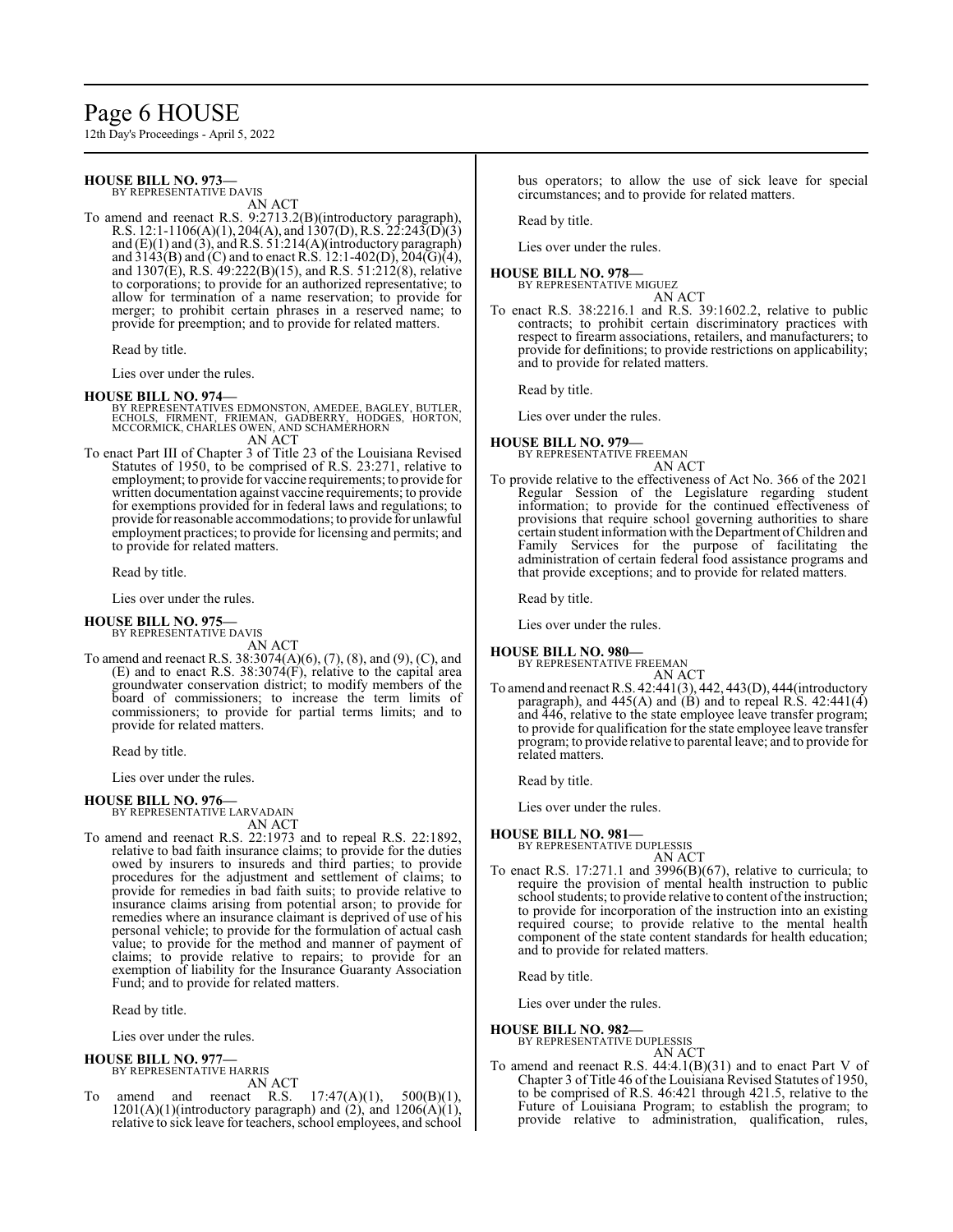**HOUSE BILL NO. 973—**
BY REPRESENTATIVE DAVIS
AN ACT

To amend and reenact R.S. 9:2713.2(B)(introductory paragraph), R.S. 12:1-1106(A)(1), 204(A), and 1307(D), R.S. 22:243(D)(3) and (E)(1) and (3), and R.S. 51:214(A)(introductory paragraph) and 3143(B) and (C) and to enact R.S. 12:1-402(D), 204(G)(4), and 1307(E), R.S. 49:222(B)(15), and R.S. 51:212(8), relative to corporations; to provide for an authorized representative; to allow for termination of a name reservation; to provide for merger; to prohibit certain phrases in a reserved name; to provide for preemption; and to provide for related matters.

Read by title.

Lies over under the rules.

**HOUSE BILL NO. 974—**
BY REPRESENTATIVES EDMONSTON, AMEDEE, BAGLEY, BUTLER, ECHOLS, FIRMENT, FRIEMAN, GADBERRY, HODGES, HORTON, MCCORMICK, CHARLES OWEN, AND SCHAMERHORN
AN ACT

To enact Part III of Chapter 3 of Title 23 of the Louisiana Revised Statutes of 1950, to be comprised of R.S. 23:271, relative to employment; to provide for vaccine requirements; to provide for written documentation against vaccine requirements; to provide for exemptions provided for in federal laws and regulations; to provide for reasonable accommodations; to provide for unlawful employment practices; to provide for licensing and permits; and to provide for related matters.

Read by title.

Lies over under the rules.

**HOUSE BILL NO. 975—**
BY REPRESENTATIVE DAVIS
AN ACT

To amend and reenact R.S. 38:3074(A)(6), (7), (8), and (9), (C), and (E) and to enact R.S. 38:3074(F), relative to the capital area groundwater conservation district; to modify members of the board of commissioners; to increase the term limits of commissioners; to provide for partial terms limits; and to provide for related matters.

Read by title.

Lies over under the rules.

**HOUSE BILL NO. 976—**
BY REPRESENTATIVE LARVADAIN
AN ACT

To amend and reenact R.S. 22:1973 and to repeal R.S. 22:1892, relative to bad faith insurance claims; to provide for the duties owed by insurers to insureds and third parties; to provide procedures for the adjustment and settlement of claims; to provide for remedies in bad faith suits; to provide relative to insurance claims arising from potential arson; to provide for remedies where an insurance claimant is deprived of use of his personal vehicle; to provide for the formulation of actual cash value; to provide for the method and manner of payment of claims; to provide relative to repairs; to provide for an exemption of liability for the Insurance Guaranty Association Fund; and to provide for related matters.

Read by title.

Lies over under the rules.

**HOUSE BILL NO. 977—**
BY REPRESENTATIVE HARRIS
AN ACT

To amend and reenact R.S. 17:47(A)(1), 500(B)(1), 1201(A)(1)(introductory paragraph) and (2), and 1206(A)(1), relative to sick leave for teachers, school employees, and school bus operators; to allow the use of sick leave for special circumstances; and to provide for related matters.

Read by title.

Lies over under the rules.

**HOUSE BILL NO. 978—**
BY REPRESENTATIVE MIGUEZ
AN ACT

To enact R.S. 38:2216.1 and R.S. 39:1602.2, relative to public contracts; to prohibit certain discriminatory practices with respect to firearm associations, retailers, and manufacturers; to provide for definitions; to provide restrictions on applicability; and to provide for related matters.

Read by title.

Lies over under the rules.

**HOUSE BILL NO. 979—**
BY REPRESENTATIVE FREEMAN
AN ACT

To provide relative to the effectiveness of Act No. 366 of the 2021 Regular Session of the Legislature regarding student information; to provide for the continued effectiveness of provisions that require school governing authorities to share certain student information with the Department of Children and Family Services for the purpose of facilitating the administration of certain federal food assistance programs and that provide exceptions; and to provide for related matters.

Read by title.

Lies over under the rules.

**HOUSE BILL NO. 980—**
BY REPRESENTATIVE FREEMAN
AN ACT

To amend and reenact R.S. 42:441(3), 442, 443(D), 444(introductory paragraph), and 445(A) and (B) and to repeal R.S. 42:441(4) and 446, relative to the state employee leave transfer program; to provide for qualification for the state employee leave transfer program; to provide relative to parental leave; and to provide for related matters.

Read by title.

Lies over under the rules.

**HOUSE BILL NO. 981—**
BY REPRESENTATIVE DUPLESSIS
AN ACT

To enact R.S. 17:271.1 and 3996(B)(67), relative to curricula; to require the provision of mental health instruction to public school students; to provide relative to content of the instruction; to provide for incorporation of the instruction into an existing required course; to provide relative to the mental health component of the state content standards for health education; and to provide for related matters.

Read by title.

Lies over under the rules.

**HOUSE BILL NO. 982—**
BY REPRESENTATIVE DUPLESSIS
AN ACT

To amend and reenact R.S. 44:4.1(B)(31) and to enact Part V of Chapter 3 of Title 46 of the Louisiana Revised Statutes of 1950, to be comprised of R.S. 46:421 through 421.5, relative to the Future of Louisiana Program; to establish the program; to provide relative to administration, qualification, rules,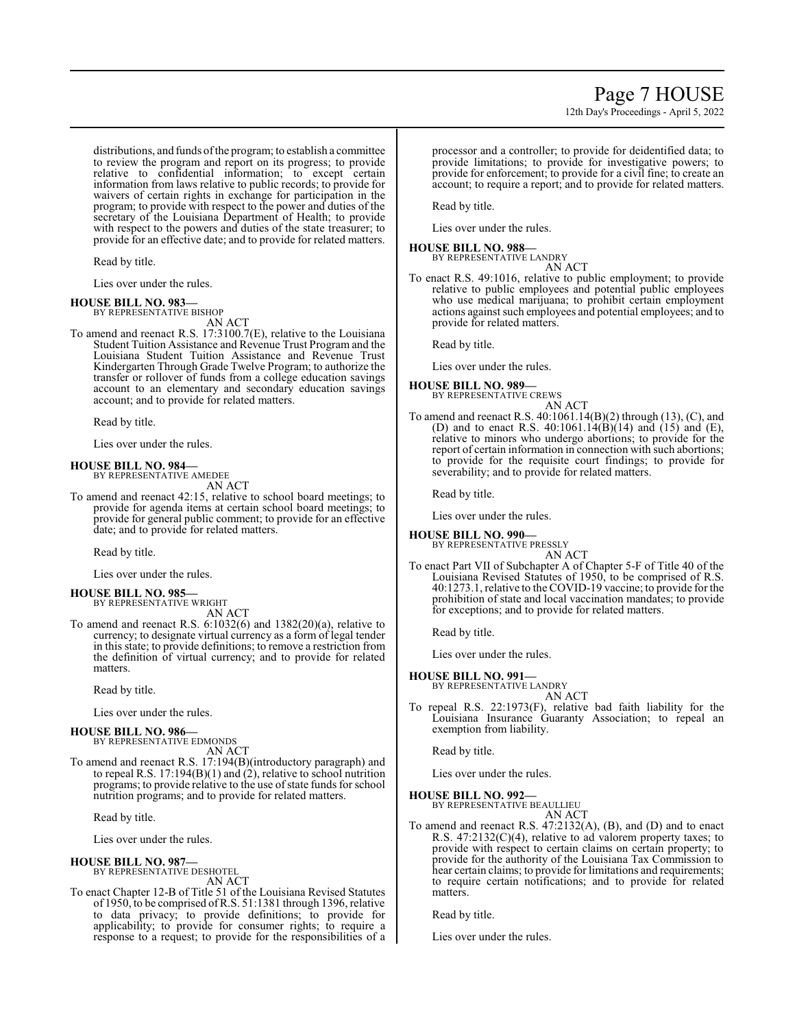distributions, and funds of the program; to establish a committee to review the program and report on its progress; to provide relative to confidential information; to except certain information from laws relative to public records; to provide for waivers of certain rights in exchange for participation in the program; to provide with respect to the power and duties of the secretary of the Louisiana Department of Health; to provide with respect to the powers and duties of the state treasurer; to provide for an effective date; and to provide for related matters.

Read by title.

Lies over under the rules.

**HOUSE BILL NO. 983—**
BY REPRESENTATIVE BISHOP
AN ACT

To amend and reenact R.S. 17:3100.7(E), relative to the Louisiana Student Tuition Assistance and Revenue Trust Program and the Louisiana Student Tuition Assistance and Revenue Trust Kindergarten Through Grade Twelve Program; to authorize the transfer or rollover of funds from a college education savings account to an elementary and secondary education savings account; and to provide for related matters.

Read by title.

Lies over under the rules.

**HOUSE BILL NO. 984—**
BY REPRESENTATIVE AMEDEE
AN ACT

To amend and reenact 42:15, relative to school board meetings; to provide for agenda items at certain school board meetings; to provide for general public comment; to provide for an effective date; and to provide for related matters.

Read by title.

Lies over under the rules.

**HOUSE BILL NO. 985—**
BY REPRESENTATIVE WRIGHT
AN ACT

To amend and reenact R.S. 6:1032(6) and 1382(20)(a), relative to currency; to designate virtual currency as a form of legal tender in this state; to provide definitions; to remove a restriction from the definition of virtual currency; and to provide for related matters.

Read by title.

Lies over under the rules.

**HOUSE BILL NO. 986—**
BY REPRESENTATIVE EDMONDS
AN ACT

To amend and reenact R.S. 17:194(B)(introductory paragraph) and to repeal R.S. 17:194(B)(1) and (2), relative to school nutrition programs; to provide relative to the use of state funds for school nutrition programs; and to provide for related matters.

Read by title.

Lies over under the rules.

**HOUSE BILL NO. 987—**
BY REPRESENTATIVE DESHOTEL
AN ACT

To enact Chapter 12-B of Title 51 of the Louisiana Revised Statutes of 1950, to be comprised of R.S. 51:1381 through 1396, relative to data privacy; to provide definitions; to provide for applicability; to provide for consumer rights; to require a response to a request; to provide for the responsibilities of a processor and a controller; to provide for deidentified data; to provide limitations; to provide for investigative powers; to provide for enforcement; to provide for a civil fine; to create an account; to require a report; and to provide for related matters.

Read by title.

Lies over under the rules.

**HOUSE BILL NO. 988—**
BY REPRESENTATIVE LANDRY
AN ACT

To enact R.S. 49:1016, relative to public employment; to provide relative to public employees and potential public employees who use medical marijuana; to prohibit certain employment actions against such employees and potential employees; and to provide for related matters.

Read by title.

Lies over under the rules.

**HOUSE BILL NO. 989—**
BY REPRESENTATIVE CREWS
AN ACT

To amend and reenact R.S. 40:1061.14(B)(2) through (13), (C), and (D) and to enact R.S. 40:1061.14(B)(14) and (15) and (E), relative to minors who undergo abortions; to provide for the report of certain information in connection with such abortions; to provide for the requisite court findings; to provide for severability; and to provide for related matters.

Read by title.

Lies over under the rules.

**HOUSE BILL NO. 990—**
BY REPRESENTATIVE PRESSLY
AN ACT

To enact Part VII of Subchapter A of Chapter 5-F of Title 40 of the Louisiana Revised Statutes of 1950, to be comprised of R.S. 40:1273.1, relative to the COVID-19 vaccine; to provide for the prohibition of state and local vaccination mandates; to provide for exceptions; and to provide for related matters.

Read by title.

Lies over under the rules.

**HOUSE BILL NO. 991—**
BY REPRESENTATIVE LANDRY
AN ACT

To repeal R.S. 22:1973(F), relative bad faith liability for the Louisiana Insurance Guaranty Association; to repeal an exemption from liability.

Read by title.

Lies over under the rules.

**HOUSE BILL NO. 992—**
BY REPRESENTATIVE BEAULLIEU
AN ACT

To amend and reenact R.S. 47:2132(A), (B), and (D) and to enact R.S. 47:2132(C)(4), relative to ad valorem property taxes; to provide with respect to certain claims on certain property; to provide for the authority of the Louisiana Tax Commission to hear certain claims; to provide for limitations and requirements; to require certain notifications; and to provide for related matters.

Read by title.

Lies over under the rules.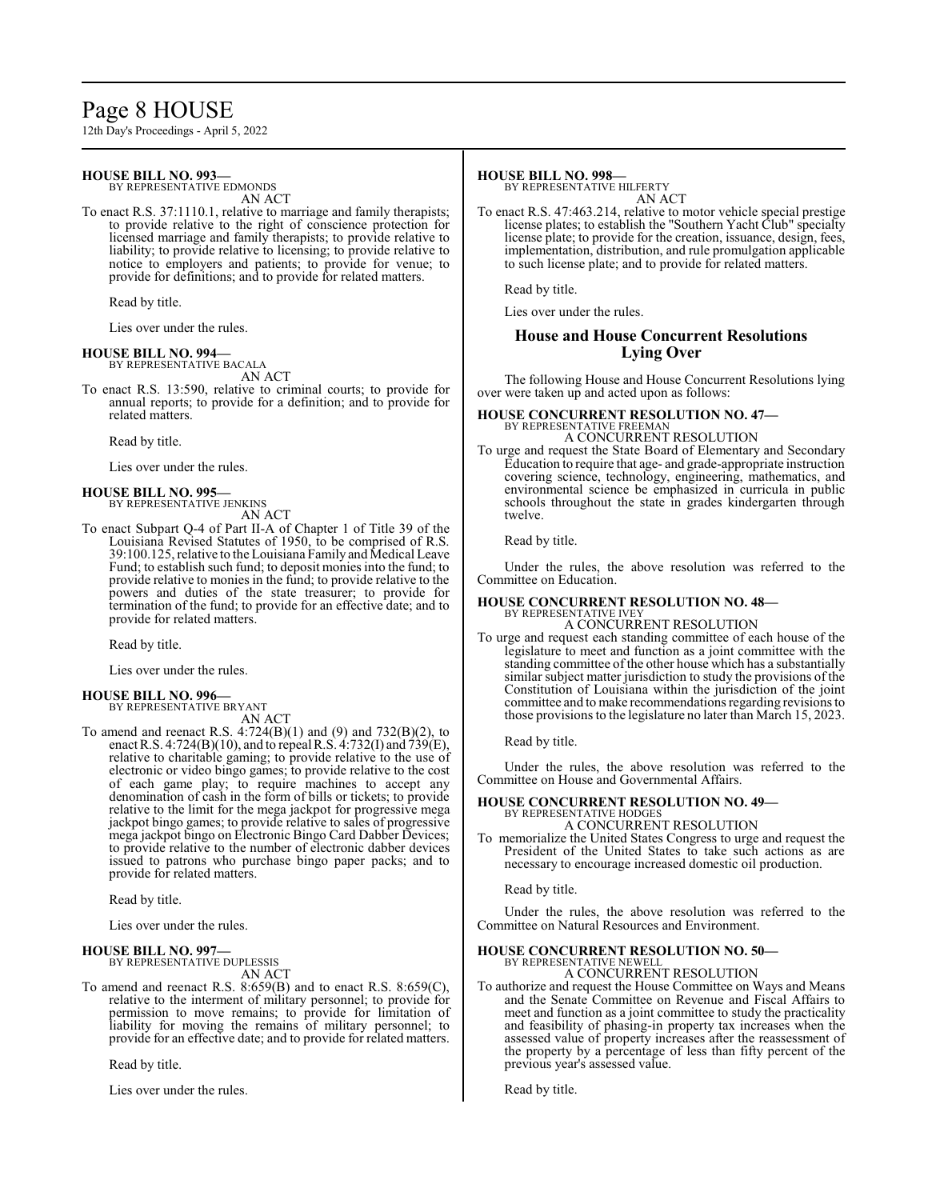**HOUSE BILL NO. 993—**
BY REPRESENTATIVE EDMONDS
AN ACT

To enact R.S. 37:1110.1, relative to marriage and family therapists; to provide relative to the right of conscience protection for licensed marriage and family therapists; to provide relative to liability; to provide relative to licensing; to provide relative to notice to employers and patients; to provide for venue; to provide for definitions; and to provide for related matters.

Read by title.

Lies over under the rules.

**HOUSE BILL NO. 994—**
BY REPRESENTATIVE BACALA
AN ACT

To enact R.S. 13:590, relative to criminal courts; to provide for annual reports; to provide for a definition; and to provide for related matters.

Read by title.

Lies over under the rules.

**HOUSE BILL NO. 995—**
BY REPRESENTATIVE JENKINS
AN ACT

To enact Subpart Q-4 of Part II-A of Chapter 1 of Title 39 of the Louisiana Revised Statutes of 1950, to be comprised of R.S. 39:100.125, relative to the Louisiana Family and Medical Leave Fund; to establish such fund; to deposit monies into the fund; to provide relative to monies in the fund; to provide relative to the powers and duties of the state treasurer; to provide for termination of the fund; to provide for an effective date; and to provide for related matters.

Read by title.

Lies over under the rules.

**HOUSE BILL NO. 996—**
BY REPRESENTATIVE BRYANT
AN ACT

To amend and reenact R.S. 4:724(B)(1) and (9) and 732(B)(2), to enact R.S. 4:724(B)(10), and to repeal R.S. 4:732(I) and 739(E), relative to charitable gaming; to provide relative to the use of electronic or video bingo games; to provide relative to the cost of each game play; to require machines to accept any denomination of cash in the form of bills or tickets; to provide relative to the limit for the mega jackpot for progressive mega jackpot bingo games; to provide relative to sales of progressive mega jackpot bingo on Electronic Bingo Card Dabber Devices; to provide relative to the number of electronic dabber devices issued to patrons who purchase bingo paper packs; and to provide for related matters.

Read by title.

Lies over under the rules.

**HOUSE BILL NO. 997—**
BY REPRESENTATIVE DUPLESSIS
AN ACT

To amend and reenact R.S. 8:659(B) and to enact R.S. 8:659(C), relative to the interment of military personnel; to provide for permission to move remains; to provide for limitation of liability for moving the remains of military personnel; to provide for an effective date; and to provide for related matters.

Read by title.

Lies over under the rules.

**HOUSE BILL NO. 998—**
BY REPRESENTATIVE HILFERTY
AN ACT

To enact R.S. 47:463.214, relative to motor vehicle special prestige license plates; to establish the "Southern Yacht Club" specialty license plate; to provide for the creation, issuance, design, fees, implementation, distribution, and rule promulgation applicable to such license plate; and to provide for related matters.

Read by title.

Lies over under the rules.

## House and House Concurrent Resolutions Lying Over

The following House and House Concurrent Resolutions lying over were taken up and acted upon as follows:

**HOUSE CONCURRENT RESOLUTION NO. 47—**
BY REPRESENTATIVE FREEMAN
A CONCURRENT RESOLUTION

To urge and request the State Board of Elementary and Secondary Education to require that age- and grade-appropriate instruction covering science, technology, engineering, mathematics, and environmental science be emphasized in curricula in public schools throughout the state in grades kindergarten through twelve.

Read by title.

Under the rules, the above resolution was referred to the Committee on Education.

**HOUSE CONCURRENT RESOLUTION NO. 48—**
BY REPRESENTATIVE IVEY
A CONCURRENT RESOLUTION

To urge and request each standing committee of each house of the legislature to meet and function as a joint committee with the standing committee of the other house which has a substantially similar subject matter jurisdiction to study the provisions of the Constitution of Louisiana within the jurisdiction of the joint committee and to make recommendations regarding revisions to those provisions to the legislature no later than March 15, 2023.

Read by title.

Under the rules, the above resolution was referred to the Committee on House and Governmental Affairs.

**HOUSE CONCURRENT RESOLUTION NO. 49—**
BY REPRESENTATIVE HODGES
A CONCURRENT RESOLUTION

To memorialize the United States Congress to urge and request the President of the United States to take such actions as are necessary to encourage increased domestic oil production.

Read by title.

Under the rules, the above resolution was referred to the Committee on Natural Resources and Environment.

**HOUSE CONCURRENT RESOLUTION NO. 50—**
BY REPRESENTATIVE NEWELL
A CONCURRENT RESOLUTION

To authorize and request the House Committee on Ways and Means and the Senate Committee on Revenue and Fiscal Affairs to meet and function as a joint committee to study the practicality and feasibility of phasing-in property tax increases when the assessed value of property increases after the reassessment of the property by a percentage of less than fifty percent of the previous year's assessed value.

Read by title.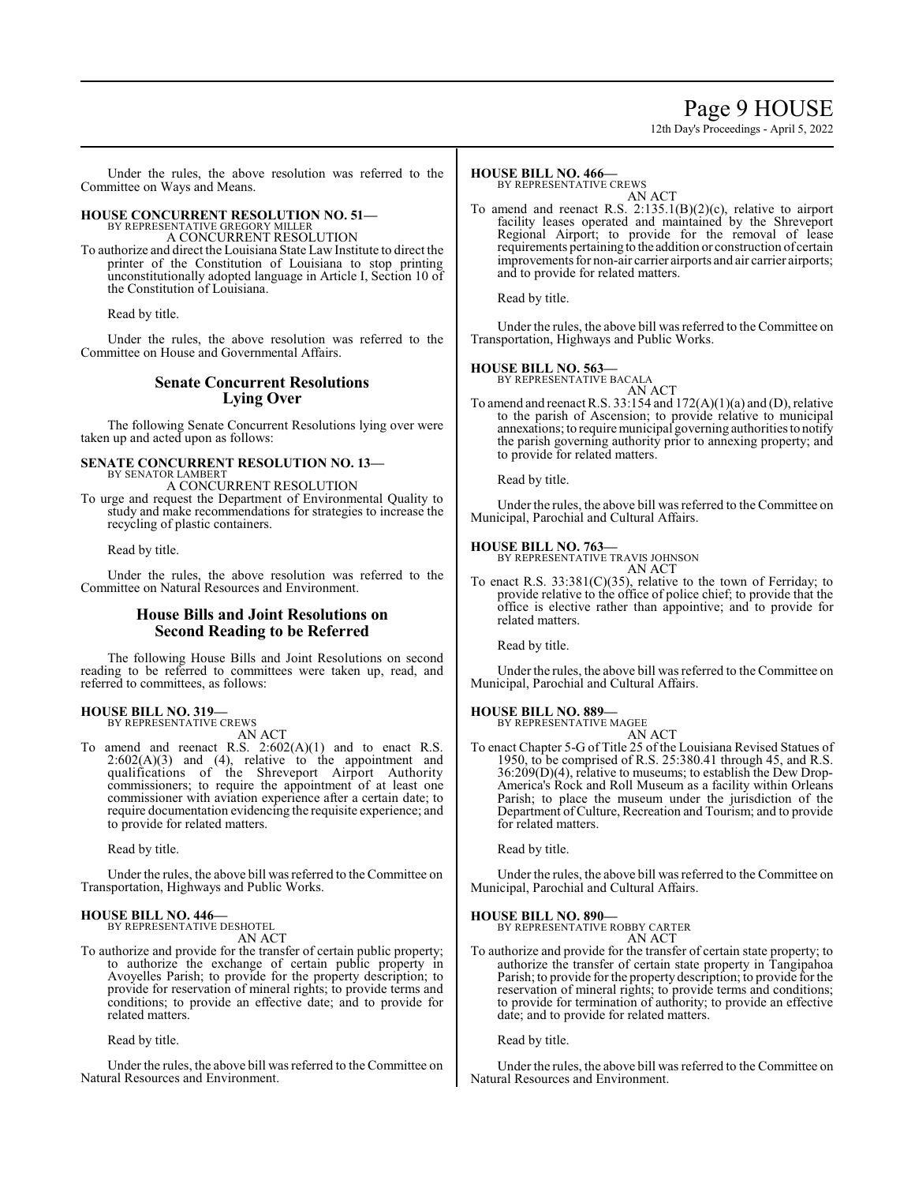Under the rules, the above resolution was referred to the Committee on Ways and Means.

**HOUSE CONCURRENT RESOLUTION NO. 51—**
BY REPRESENTATIVE GREGORY MILLER
A CONCURRENT RESOLUTION

To authorize and direct the Louisiana State Law Institute to direct the printer of the Constitution of Louisiana to stop printing unconstitutionally adopted language in Article I, Section 10 of the Constitution of Louisiana.

Read by title.

Under the rules, the above resolution was referred to the Committee on House and Governmental Affairs.

## Senate Concurrent Resolutions Lying Over

The following Senate Concurrent Resolutions lying over were taken up and acted upon as follows:

**SENATE CONCURRENT RESOLUTION NO. 13—**
BY SENATOR LAMBERT
A CONCURRENT RESOLUTION

To urge and request the Department of Environmental Quality to study and make recommendations for strategies to increase the recycling of plastic containers.

Read by title.

Under the rules, the above resolution was referred to the Committee on Natural Resources and Environment.

## House Bills and Joint Resolutions on Second Reading to be Referred

The following House Bills and Joint Resolutions on second reading to be referred to committees were taken up, read, and referred to committees, as follows:

**HOUSE BILL NO. 319—**
BY REPRESENTATIVE CREWS
AN ACT

To amend and reenact R.S. 2:602(A)(1) and to enact R.S. 2:602(A)(3) and (4), relative to the appointment and qualifications of the Shreveport Airport Authority commissioners; to require the appointment of at least one commissioner with aviation experience after a certain date; to require documentation evidencing the requisite experience; and to provide for related matters.

Read by title.

Under the rules, the above bill was referred to the Committee on Transportation, Highways and Public Works.

**HOUSE BILL NO. 446—**
BY REPRESENTATIVE DESHOTEL
AN ACT

To authorize and provide for the transfer of certain public property; to authorize the exchange of certain public property in Avoyelles Parish; to provide for the property description; to provide for reservation of mineral rights; to provide terms and conditions; to provide an effective date; and to provide for related matters.

Read by title.

Under the rules, the above bill was referred to the Committee on Natural Resources and Environment.

**HOUSE BILL NO. 466—**
BY REPRESENTATIVE CREWS
AN ACT

To amend and reenact R.S. 2:135.1(B)(2)(c), relative to airport facility leases operated and maintained by the Shreveport Regional Airport; to provide for the removal of lease requirements pertaining to the addition or construction of certain improvements for non-air carrier airports and air carrier airports; and to provide for related matters.

Read by title.

Under the rules, the above bill was referred to the Committee on Transportation, Highways and Public Works.

**HOUSE BILL NO. 563—**
BY REPRESENTATIVE BACALA
AN ACT

To amend and reenact R.S. 33:154 and 172(A)(1)(a) and (D), relative to the parish of Ascension; to provide relative to municipal annexations; to require municipal governing authorities to notify the parish governing authority prior to annexing property; and to provide for related matters.

Read by title.

Under the rules, the above bill was referred to the Committee on Municipal, Parochial and Cultural Affairs.

**HOUSE BILL NO. 763—**
BY REPRESENTATIVE TRAVIS JOHNSON
AN ACT

To enact R.S. 33:381(C)(35), relative to the town of Ferriday; to provide relative to the office of police chief; to provide that the office is elective rather than appointive; and to provide for related matters.

Read by title.

Under the rules, the above bill was referred to the Committee on Municipal, Parochial and Cultural Affairs.

**HOUSE BILL NO. 889—**
BY REPRESENTATIVE MAGEE
AN ACT

To enact Chapter 5-G of Title 25 of the Louisiana Revised Statues of 1950, to be comprised of R.S. 25:380.41 through 45, and R.S. 36:209(D)(4), relative to museums; to establish the Dew Drop-America's Rock and Roll Museum as a facility within Orleans Parish; to place the museum under the jurisdiction of the Department of Culture, Recreation and Tourism; and to provide for related matters.

Read by title.

Under the rules, the above bill was referred to the Committee on Municipal, Parochial and Cultural Affairs.

**HOUSE BILL NO. 890—**
BY REPRESENTATIVE ROBBY CARTER
AN ACT

To authorize and provide for the transfer of certain state property; to authorize the transfer of certain state property in Tangipahoa Parish; to provide for the property description; to provide for the reservation of mineral rights; to provide terms and conditions; to provide for termination of authority; to provide an effective date; and to provide for related matters.

Read by title.

Under the rules, the above bill was referred to the Committee on Natural Resources and Environment.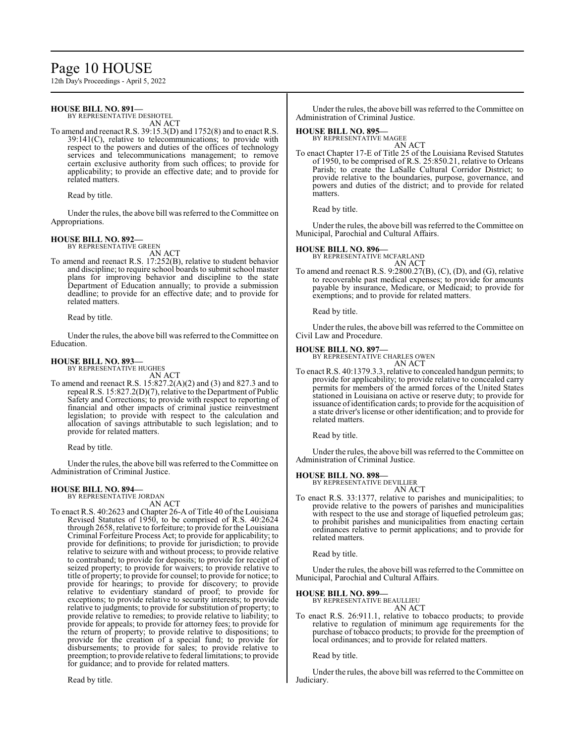**HOUSE BILL NO. 891—**
BY REPRESENTATIVE DESHOTEL
AN ACT

To amend and reenact R.S. 39:15.3(D) and 1752(8) and to enact R.S. 39:141(C), relative to telecommunications; to provide with respect to the powers and duties of the offices of technology services and telecommunications management; to remove certain exclusive authority from such offices; to provide for applicability; to provide an effective date; and to provide for related matters.

Read by title.

Under the rules, the above bill was referred to the Committee on Appropriations.

**HOUSE BILL NO. 892—**
BY REPRESENTATIVE GREEN
AN ACT

To amend and reenact R.S. 17:252(B), relative to student behavior and discipline; to require school boards to submit school master plans for improving behavior and discipline to the state Department of Education annually; to provide a submission deadline; to provide for an effective date; and to provide for related matters.

Read by title.

Under the rules, the above bill was referred to the Committee on Education.

**HOUSE BILL NO. 893—**
BY REPRESENTATIVE HUGHES
AN ACT

To amend and reenact R.S. 15:827.2(A)(2) and (3) and 827.3 and to repeal R.S. 15:827.2(D)(7), relative to the Department of Public Safety and Corrections; to provide with respect to reporting of financial and other impacts of criminal justice reinvestment legislation; to provide with respect to the calculation and allocation of savings attributable to such legislation; and to provide for related matters.

Read by title.

Under the rules, the above bill was referred to the Committee on Administration of Criminal Justice.

**HOUSE BILL NO. 894—**
BY REPRESENTATIVE JORDAN
AN ACT

To enact R.S. 40:2623 and Chapter 26-A of Title 40 of the Louisiana Revised Statutes of 1950, to be comprised of R.S. 40:2624 through 2658, relative to forfeiture; to provide for the Louisiana Criminal Forfeiture Process Act; to provide for applicability; to provide for definitions; to provide for jurisdiction; to provide relative to seizure with and without process; to provide relative to contraband; to provide for deposits; to provide for receipt of seized property; to provide for waivers; to provide relative to title of property; to provide for counsel; to provide for notice; to provide for hearings; to provide for discovery; to provide relative to evidentiary standard of proof; to provide for exceptions; to provide relative to security interests; to provide relative to judgments; to provide for substitution of property; to provide relative to remedies; to provide relative to liability; to provide for appeals; to provide for attorney fees; to provide for the return of property; to provide relative to dispositions; to provide for the creation of a special fund; to provide for disbursements; to provide for sales; to provide relative to preemption; to provide relative to federal limitations; to provide for guidance; and to provide for related matters.

Read by title.

Under the rules, the above bill was referred to the Committee on Administration of Criminal Justice.

**HOUSE BILL NO. 895—**
BY REPRESENTATIVE MAGEE
AN ACT

To enact Chapter 17-E of Title 25 of the Louisiana Revised Statutes of 1950, to be comprised of R.S. 25:850.21, relative to Orleans Parish; to create the LaSalle Cultural Corridor District; to provide relative to the boundaries, purpose, governance, and powers and duties of the district; and to provide for related matters.

Read by title.

Under the rules, the above bill was referred to the Committee on Municipal, Parochial and Cultural Affairs.

**HOUSE BILL NO. 896—**
BY REPRESENTATIVE MCFARLAND
AN ACT

To amend and reenact R.S. 9:2800.27(B), (C), (D), and (G), relative to recoverable past medical expenses; to provide for amounts payable by insurance, Medicare, or Medicaid; to provide for exemptions; and to provide for related matters.

Read by title.

Under the rules, the above bill was referred to the Committee on Civil Law and Procedure.

**HOUSE BILL NO. 897—**
BY REPRESENTATIVE CHARLES OWEN
AN ACT

To enact R.S. 40:1379.3.3, relative to concealed handgun permits; to provide for applicability; to provide relative to concealed carry permits for members of the armed forces of the United States stationed in Louisiana on active or reserve duty; to provide for issuance of identification cards; to provide for the acquisition of a state driver's license or other identification; and to provide for related matters.

Read by title.

Under the rules, the above bill was referred to the Committee on Administration of Criminal Justice.

**HOUSE BILL NO. 898—**
BY REPRESENTATIVE DEVILLIER
AN ACT

To enact R.S. 33:1377, relative to parishes and municipalities; to provide relative to the powers of parishes and municipalities with respect to the use and storage of liquefied petroleum gas; to prohibit parishes and municipalities from enacting certain ordinances relative to permit applications; and to provide for related matters.

Read by title.

Under the rules, the above bill was referred to the Committee on Municipal, Parochial and Cultural Affairs.

**HOUSE BILL NO. 899—**
BY REPRESENTATIVE BEAULLIEU
AN ACT

To enact R.S. 26:911.1, relative to tobacco products; to provide relative to regulation of minimum age requirements for the purchase of tobacco products; to provide for the preemption of local ordinances; and to provide for related matters.

Read by title.

Under the rules, the above bill was referred to the Committee on Judiciary.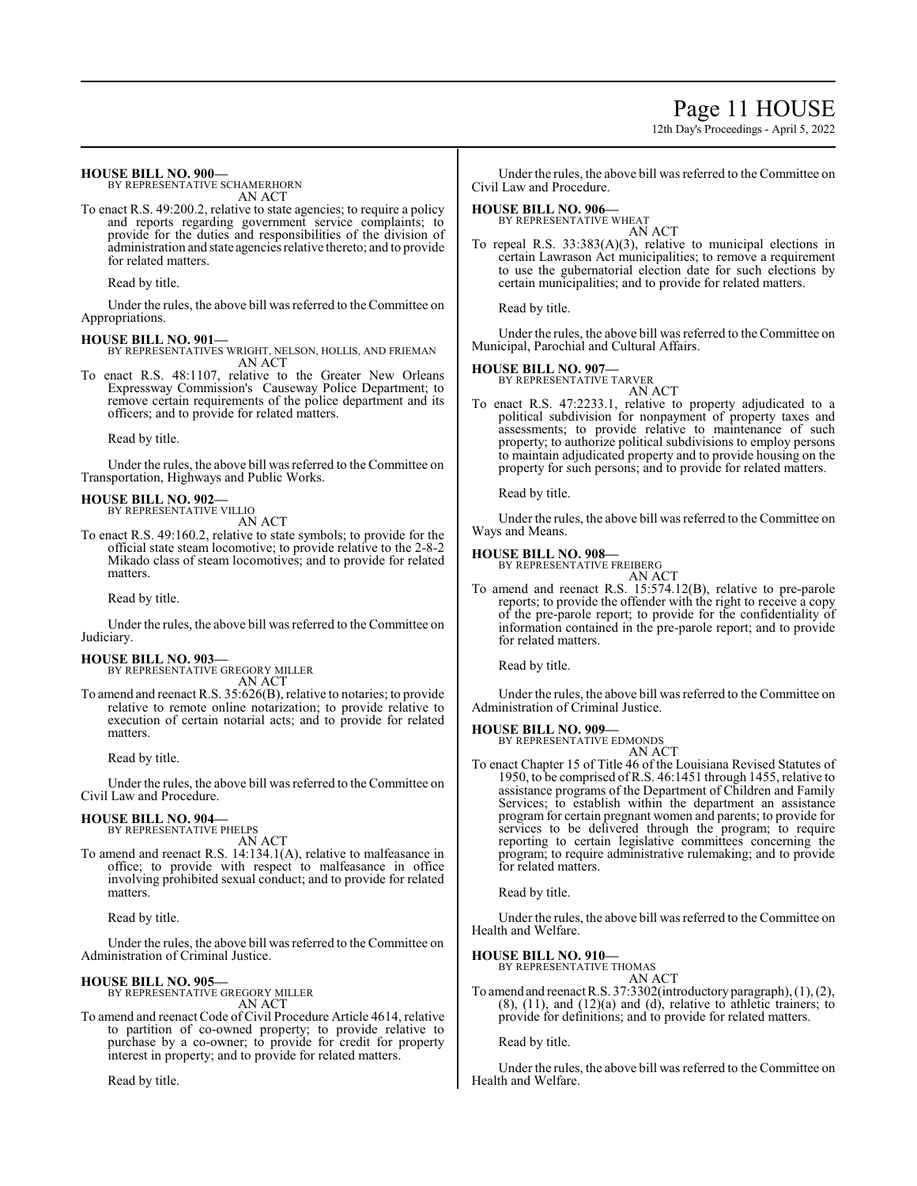**HOUSE BILL NO. 900—**
BY REPRESENTATIVE SCHAMERHORN
AN ACT

To enact R.S. 49:200.2, relative to state agencies; to require a policy and reports regarding government service complaints; to provide for the duties and responsibilities of the division of administration and state agencies relative thereto; and to provide for related matters.

Read by title.

Under the rules, the above bill was referred to the Committee on Appropriations.

**HOUSE BILL NO. 901—**
BY REPRESENTATIVES WRIGHT, NELSON, HOLLIS, AND FRIEMAN
AN ACT

To enact R.S. 48:1107, relative to the Greater New Orleans Expressway Commission's Causeway Police Department; to remove certain requirements of the police department and its officers; and to provide for related matters.

Read by title.

Under the rules, the above bill was referred to the Committee on Transportation, Highways and Public Works.

**HOUSE BILL NO. 902—**
BY REPRESENTATIVE VILLIO
AN ACT

To enact R.S. 49:160.2, relative to state symbols; to provide for the official state steam locomotive; to provide relative to the 2-8-2 Mikado class of steam locomotives; and to provide for related matters.

Read by title.

Under the rules, the above bill was referred to the Committee on Judiciary.

**HOUSE BILL NO. 903—**
BY REPRESENTATIVE GREGORY MILLER
AN ACT

To amend and reenact R.S. 35:626(B), relative to notaries; to provide relative to remote online notarization; to provide relative to execution of certain notarial acts; and to provide for related matters.

Read by title.

Under the rules, the above bill was referred to the Committee on Civil Law and Procedure.

**HOUSE BILL NO. 904—**
BY REPRESENTATIVE PHELPS
AN ACT

To amend and reenact R.S. 14:134.1(A), relative to malfeasance in office; to provide with respect to malfeasance in office involving prohibited sexual conduct; and to provide for related matters.

Read by title.

Under the rules, the above bill was referred to the Committee on Administration of Criminal Justice.

**HOUSE BILL NO. 905—**
BY REPRESENTATIVE GREGORY MILLER
AN ACT

To amend and reenact Code of Civil Procedure Article 4614, relative to partition of co-owned property; to provide relative to purchase by a co-owner; to provide for credit for property interest in property; and to provide for related matters.

Read by title.

Under the rules, the above bill was referred to the Committee on Civil Law and Procedure.

**HOUSE BILL NO. 906—**
BY REPRESENTATIVE WHEAT
AN ACT

To repeal R.S. 33:383(A)(3), relative to municipal elections in certain Lawrason Act municipalities; to remove a requirement to use the gubernatorial election date for such elections by certain municipalities; and to provide for related matters.

Read by title.

Under the rules, the above bill was referred to the Committee on Municipal, Parochial and Cultural Affairs.

**HOUSE BILL NO. 907—**
BY REPRESENTATIVE TARVER
AN ACT

To enact R.S. 47:2233.1, relative to property adjudicated to a political subdivision for nonpayment of property taxes and assessments; to provide relative to maintenance of such property; to authorize political subdivisions to employ persons to maintain adjudicated property and to provide housing on the property for such persons; and to provide for related matters.

Read by title.

Under the rules, the above bill was referred to the Committee on Ways and Means.

**HOUSE BILL NO. 908—**
BY REPRESENTATIVE FREIBERG
AN ACT

To amend and reenact R.S. 15:574.12(B), relative to pre-parole reports; to provide the offender with the right to receive a copy of the pre-parole report; to provide for the confidentiality of information contained in the pre-parole report; and to provide for related matters.

Read by title.

Under the rules, the above bill was referred to the Committee on Administration of Criminal Justice.

**HOUSE BILL NO. 909—**
BY REPRESENTATIVE EDMONDS
AN ACT

To enact Chapter 15 of Title 46 of the Louisiana Revised Statutes of 1950, to be comprised of R.S. 46:1451 through 1455, relative to assistance programs of the Department of Children and Family Services; to establish within the department an assistance program for certain pregnant women and parents; to provide for services to be delivered through the program; to require reporting to certain legislative committees concerning the program; to require administrative rulemaking; and to provide for related matters.

Read by title.

Under the rules, the above bill was referred to the Committee on Health and Welfare.

**HOUSE BILL NO. 910—**
BY REPRESENTATIVE THOMAS
AN ACT

To amend and reenact R.S. 37:3302(introductory paragraph), (1), (2), (8), (11), and (12)(a) and (d), relative to athletic trainers; to provide for definitions; and to provide for related matters.

Read by title.

Under the rules, the above bill was referred to the Committee on Health and Welfare.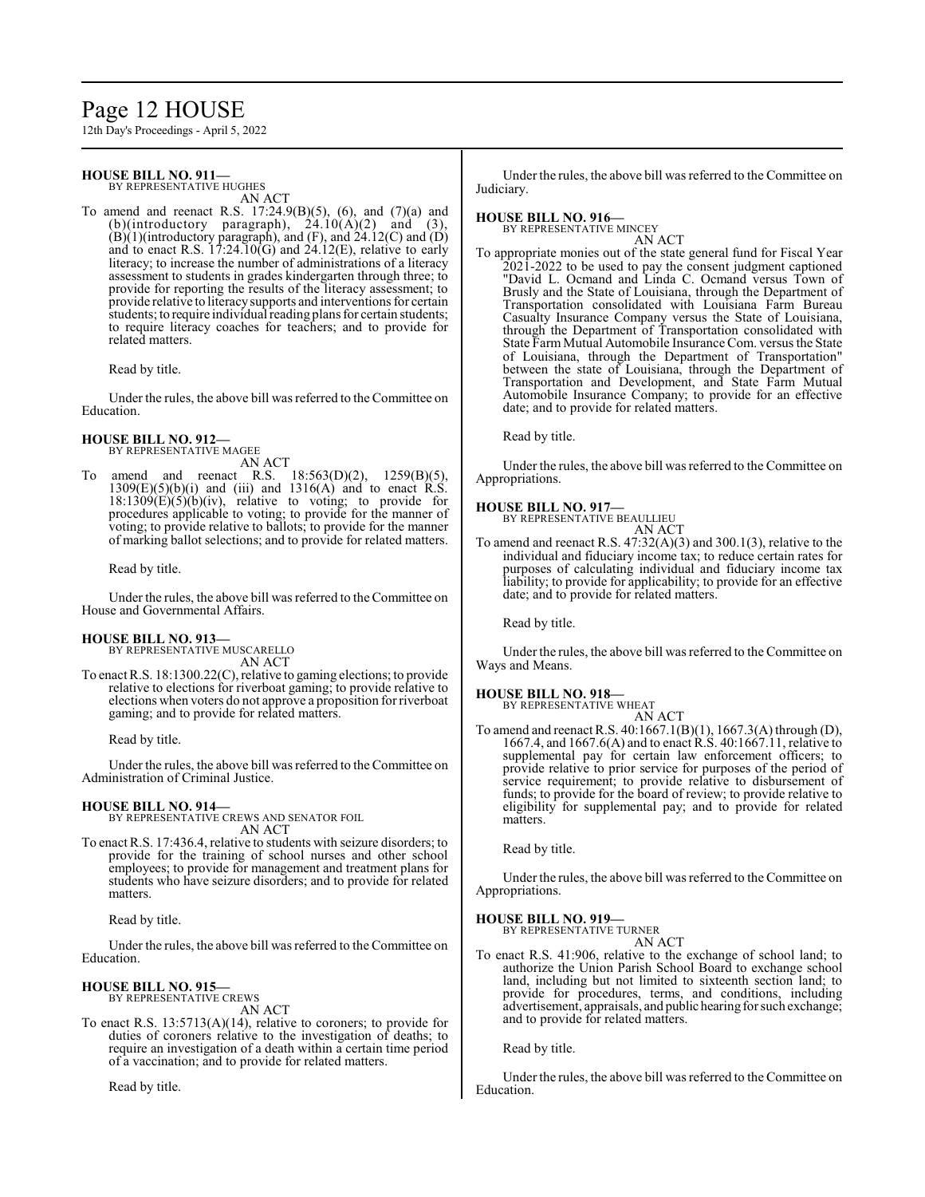**HOUSE BILL NO. 911—**
BY REPRESENTATIVE HUGHES
AN ACT

To amend and reenact R.S. 17:24.9(B)(5), (6), and (7)(a) and (b)(introductory paragraph), 24.10(A)(2) and (3), (B)(1)(introductory paragraph), and (F), and 24.12(C) and (D) and to enact R.S. 17:24.10(G) and 24.12(E), relative to early literacy; to increase the number of administrations of a literacy assessment to students in grades kindergarten through three; to provide for reporting the results of the literacy assessment; to provide relative to literacy supports and interventions for certain students; to require individual reading plans for certain students; to require literacy coaches for teachers; and to provide for related matters.

Read by title.

Under the rules, the above bill was referred to the Committee on Education.

**HOUSE BILL NO. 912—**
BY REPRESENTATIVE MAGEE
AN ACT

To amend and reenact R.S. 18:563(D)(2), 1259(B)(5), 1309(E)(5)(b)(i) and (iii) and 1316(A) and to enact R.S. 18:1309(E)(5)(b)(iv), relative to voting; to provide for procedures applicable to voting; to provide for the manner of voting; to provide relative to ballots; to provide for the manner of marking ballot selections; and to provide for related matters.

Read by title.

Under the rules, the above bill was referred to the Committee on House and Governmental Affairs.

**HOUSE BILL NO. 913—**
BY REPRESENTATIVE MUSCARELLO
AN ACT

To enact R.S. 18:1300.22(C), relative to gaming elections; to provide relative to elections for riverboat gaming; to provide relative to elections when voters do not approve a proposition for riverboat gaming; and to provide for related matters.

Read by title.

Under the rules, the above bill was referred to the Committee on Administration of Criminal Justice.

**HOUSE BILL NO. 914—**
BY REPRESENTATIVE CREWS AND SENATOR FOIL
AN ACT

To enact R.S. 17:436.4, relative to students with seizure disorders; to provide for the training of school nurses and other school employees; to provide for management and treatment plans for students who have seizure disorders; and to provide for related matters.

Read by title.

Under the rules, the above bill was referred to the Committee on Education.

**HOUSE BILL NO. 915—**
BY REPRESENTATIVE CREWS
AN ACT

To enact R.S. 13:5713(A)(14), relative to coroners; to provide for duties of coroners relative to the investigation of deaths; to require an investigation of a death within a certain time period of a vaccination; and to provide for related matters.

Read by title.

Under the rules, the above bill was referred to the Committee on Judiciary.

**HOUSE BILL NO. 916—**
BY REPRESENTATIVE MINCEY
AN ACT

To appropriate monies out of the state general fund for Fiscal Year 2021-2022 to be used to pay the consent judgment captioned "David L. Ocmand and Linda C. Ocmand versus Town of Brusly and the State of Louisiana, through the Department of Transportation consolidated with Louisiana Farm Bureau Casualty Insurance Company versus the State of Louisiana, through the Department of Transportation consolidated with State Farm Mutual Automobile Insurance Com. versus the State of Louisiana, through the Department of Transportation" between the state of Louisiana, through the Department of Transportation and Development, and State Farm Mutual Automobile Insurance Company; to provide for an effective date; and to provide for related matters.

Read by title.

Under the rules, the above bill was referred to the Committee on Appropriations.

**HOUSE BILL NO. 917—**
BY REPRESENTATIVE BEAULLIEU
AN ACT

To amend and reenact R.S. 47:32(A)(3) and 300.1(3), relative to the individual and fiduciary income tax; to reduce certain rates for purposes of calculating individual and fiduciary income tax liability; to provide for applicability; to provide for an effective date; and to provide for related matters.

Read by title.

Under the rules, the above bill was referred to the Committee on Ways and Means.

**HOUSE BILL NO. 918—**
BY REPRESENTATIVE WHEAT
AN ACT

To amend and reenact R.S. 40:1667.1(B)(1), 1667.3(A) through (D), 1667.4, and 1667.6(A) and to enact R.S. 40:1667.11, relative to supplemental pay for certain law enforcement officers; to provide relative to prior service for purposes of the period of service requirement; to provide relative to disbursement of funds; to provide for the board of review; to provide relative to eligibility for supplemental pay; and to provide for related matters.

Read by title.

Under the rules, the above bill was referred to the Committee on Appropriations.

**HOUSE BILL NO. 919—**
BY REPRESENTATIVE TURNER
AN ACT

To enact R.S. 41:906, relative to the exchange of school land; to authorize the Union Parish School Board to exchange school land, including but not limited to sixteenth section land; to provide for procedures, terms, and conditions, including advertisement, appraisals, and public hearing for such exchange; and to provide for related matters.

Read by title.

Under the rules, the above bill was referred to the Committee on Education.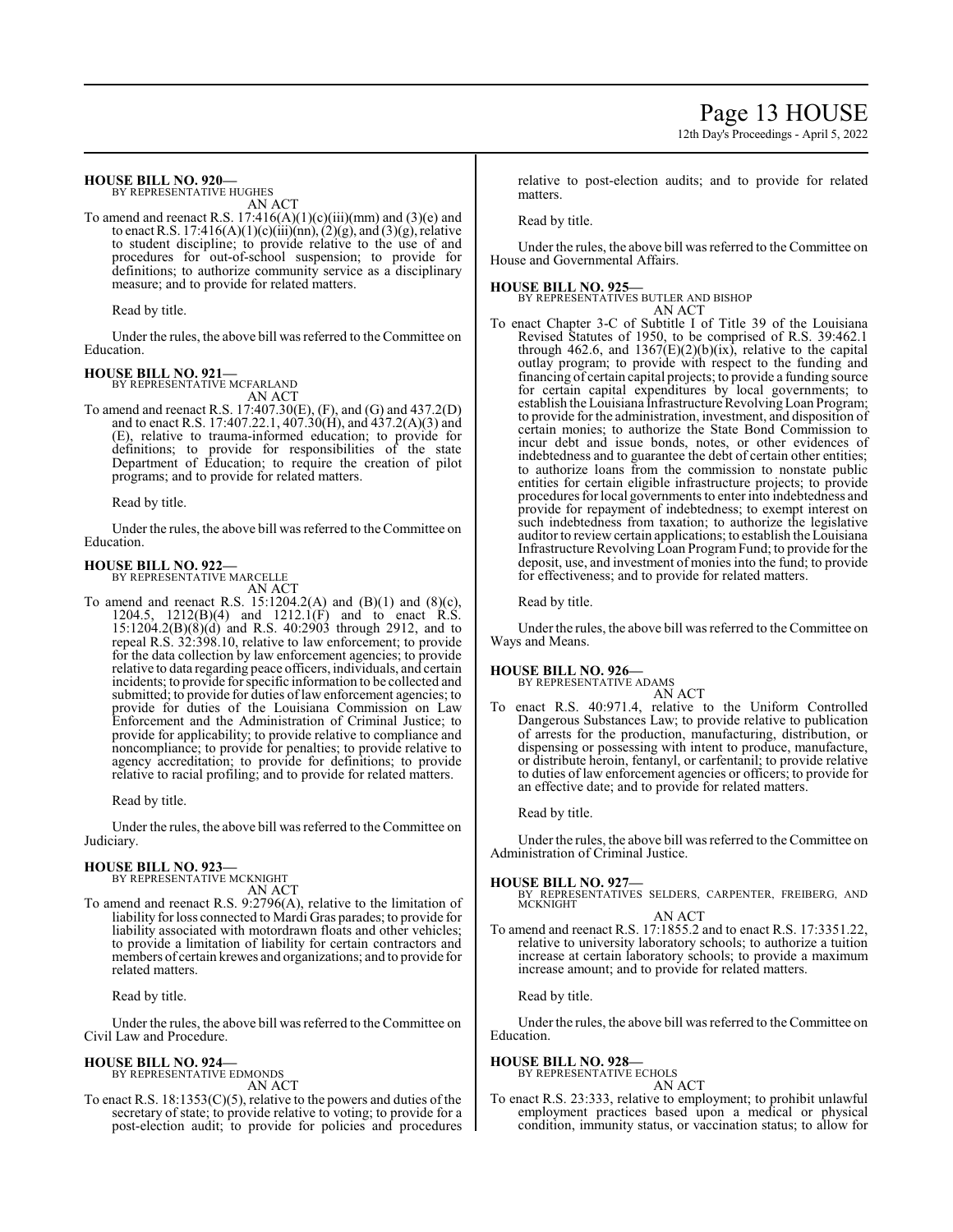**HOUSE BILL NO. 920—**
BY REPRESENTATIVE HUGHES

AN ACT

To amend and reenact R.S. 17:416(A)(1)(c)(iii)(mm) and (3)(e) and to enact R.S. 17:416(A)(1)(c)(iii)(nn), (2)(g), and (3)(g), relative to student discipline; to provide relative to the use of and procedures for out-of-school suspension; to provide for definitions; to authorize community service as a disciplinary measure; and to provide for related matters.

Read by title.

Under the rules, the above bill was referred to the Committee on Education.

**HOUSE BILL NO. 921—**
BY REPRESENTATIVE MCFARLAND

AN ACT

To amend and reenact R.S. 17:407.30(E), (F), and (G) and 437.2(D) and to enact R.S. 17:407.22.1, 407.30(H), and 437.2(A)(3) and (E), relative to trauma-informed education; to provide for definitions; to provide for responsibilities of the state Department of Education; to require the creation of pilot programs; and to provide for related matters.

Read by title.

Under the rules, the above bill was referred to the Committee on Education.

**HOUSE BILL NO. 922—**
BY REPRESENTATIVE MARCELLE

AN ACT

To amend and reenact R.S. 15:1204.2(A) and (B)(1) and (8)(c), 1204.5, 1212(B)(4) and 1212.1(F) and to enact R.S. 15:1204.2(B)(8)(d) and R.S. 40:2903 through 2912, and to repeal R.S. 32:398.10, relative to law enforcement; to provide for the data collection by law enforcement agencies; to provide relative to data regarding peace officers, individuals, and certain incidents; to provide for specific information to be collected and submitted; to provide for duties of law enforcement agencies; to provide for duties of the Louisiana Commission on Law Enforcement and the Administration of Criminal Justice; to provide for applicability; to provide relative to compliance and noncompliance; to provide for penalties; to provide relative to agency accreditation; to provide for definitions; to provide relative to racial profiling; and to provide for related matters.

Read by title.

Under the rules, the above bill was referred to the Committee on Judiciary.

**HOUSE BILL NO. 923—**
BY REPRESENTATIVE MCKNIGHT

AN ACT

To amend and reenact R.S. 9:2796(A), relative to the limitation of liability for loss connected to Mardi Gras parades; to provide for liability associated with motordrawn floats and other vehicles; to provide a limitation of liability for certain contractors and members of certain krewes and organizations; and to provide for related matters.

Read by title.

Under the rules, the above bill was referred to the Committee on Civil Law and Procedure.

**HOUSE BILL NO. 924—**
BY REPRESENTATIVE EDMONDS

AN ACT

To enact R.S. 18:1353(C)(5), relative to the powers and duties of the secretary of state; to provide relative to voting; to provide for a post-election audit; to provide for policies and procedures relative to post-election audits; and to provide for related matters.

Read by title.

Under the rules, the above bill was referred to the Committee on House and Governmental Affairs.

**HOUSE BILL NO. 925—**
BY REPRESENTATIVES BUTLER AND BISHOP

AN ACT

To enact Chapter 3-C of Subtitle I of Title 39 of the Louisiana Revised Statutes of 1950, to be comprised of R.S. 39:462.1 through 462.6, and 1367(E)(2)(b)(ix), relative to the capital outlay program; to provide with respect to the funding and financing of certain capital projects; to provide a funding source for certain capital expenditures by local governments; to establish the Louisiana Infrastructure Revolving Loan Program; to provide for the administration, investment, and disposition of certain monies; to authorize the State Bond Commission to incur debt and issue bonds, notes, or other evidences of indebtedness and to guarantee the debt of certain other entities; to authorize loans from the commission to nonstate public entities for certain eligible infrastructure projects; to provide procedures for local governments to enter into indebtedness and provide for repayment of indebtedness; to exempt interest on such indebtedness from taxation; to authorize the legislative auditor to review certain applications; to establish the Louisiana Infrastructure Revolving Loan Program Fund; to provide for the deposit, use, and investment of monies into the fund; to provide for effectiveness; and to provide for related matters.

Read by title.

Under the rules, the above bill was referred to the Committee on Ways and Means.

**HOUSE BILL NO. 926—**
BY REPRESENTATIVE ADAMS

AN ACT

To enact R.S. 40:971.4, relative to the Uniform Controlled Dangerous Substances Law; to provide relative to publication of arrests for the production, manufacturing, distribution, or dispensing or possessing with intent to produce, manufacture, or distribute heroin, fentanyl, or carfentanil; to provide relative to duties of law enforcement agencies or officers; to provide for an effective date; and to provide for related matters.

Read by title.

Under the rules, the above bill was referred to the Committee on Administration of Criminal Justice.

**HOUSE BILL NO. 927—**
BY REPRESENTATIVES SELDERS, CARPENTER, FREIBERG, AND MCKNIGHT

AN ACT

To amend and reenact R.S. 17:1855.2 and to enact R.S. 17:3351.22, relative to university laboratory schools; to authorize a tuition increase at certain laboratory schools; to provide a maximum increase amount; and to provide for related matters.

Read by title.

Under the rules, the above bill was referred to the Committee on Education.

**HOUSE BILL NO. 928—**
BY REPRESENTATIVE ECHOLS

AN ACT

To enact R.S. 23:333, relative to employment; to prohibit unlawful employment practices based upon a medical or physical condition, immunity status, or vaccination status; to allow for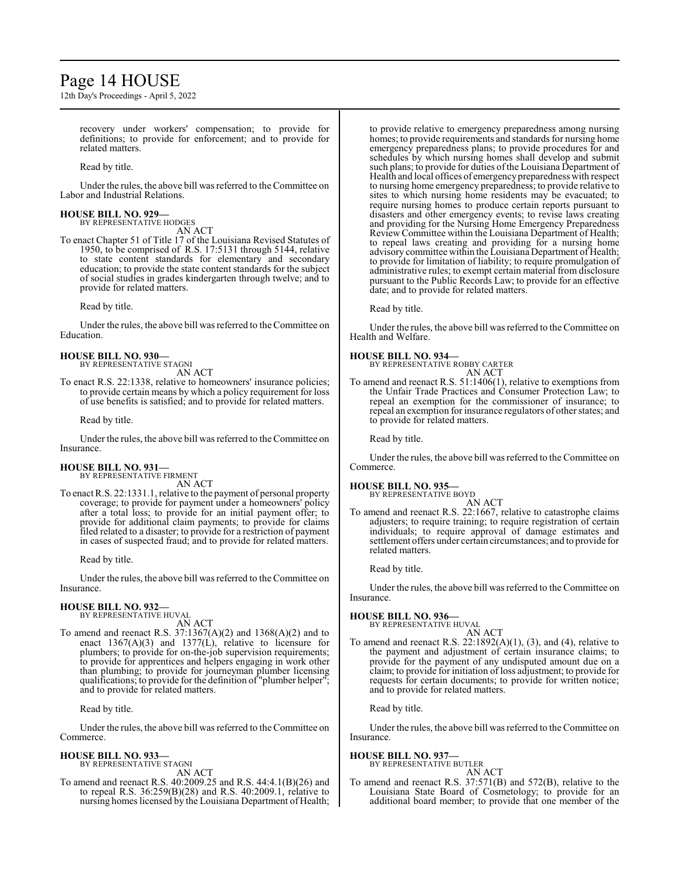recovery under workers' compensation; to provide for definitions; to provide for enforcement; and to provide for related matters.

Read by title.

Under the rules, the above bill was referred to the Committee on Labor and Industrial Relations.

**HOUSE BILL NO. 929—**
BY REPRESENTATIVE HODGES
AN ACT

To enact Chapter 51 of Title 17 of the Louisiana Revised Statutes of 1950, to be comprised of R.S. 17:5131 through 5144, relative to state content standards for elementary and secondary education; to provide the state content standards for the subject of social studies in grades kindergarten through twelve; and to provide for related matters.

Read by title.

Under the rules, the above bill was referred to the Committee on Education.

**HOUSE BILL NO. 930—**
BY REPRESENTATIVE STAGNI
AN ACT

To enact R.S. 22:1338, relative to homeowners' insurance policies; to provide certain means by which a policy requirement for loss of use benefits is satisfied; and to provide for related matters.

Read by title.

Under the rules, the above bill was referred to the Committee on Insurance.

**HOUSE BILL NO. 931—**
BY REPRESENTATIVE FIRMENT
AN ACT

To enact R.S. 22:1331.1, relative to the payment of personal property coverage; to provide for payment under a homeowners' policy after a total loss; to provide for an initial payment offer; to provide for additional claim payments; to provide for claims filed related to a disaster; to provide for a restriction of payment in cases of suspected fraud; and to provide for related matters.

Read by title.

Under the rules, the above bill was referred to the Committee on Insurance.

**HOUSE BILL NO. 932—**
BY REPRESENTATIVE HUVAL
AN ACT

To amend and reenact R.S. 37:1367(A)(2) and 1368(A)(2) and to enact 1367(A)(3) and 1377(L), relative to licensure for plumbers; to provide for on-the-job supervision requirements; to provide for apprentices and helpers engaging in work other than plumbing; to provide for journeyman plumber licensing qualifications; to provide for the definition of "plumber helper"; and to provide for related matters.

Read by title.

Under the rules, the above bill was referred to the Committee on Commerce.

**HOUSE BILL NO. 933—**
BY REPRESENTATIVE STAGNI
AN ACT

To amend and reenact R.S. 40:2009.25 and R.S. 44:4.1(B)(26) and to repeal R.S. 36:259(B)(28) and R.S. 40:2009.1, relative to nursing homes licensed by the Louisiana Department of Health; to provide relative to emergency preparedness among nursing homes; to provide requirements and standards for nursing home emergency preparedness plans; to provide procedures for and schedules by which nursing homes shall develop and submit such plans; to provide for duties of the Louisiana Department of Health and local offices of emergency preparedness with respect to nursing home emergency preparedness; to provide relative to sites to which nursing home residents may be evacuated; to require nursing homes to produce certain reports pursuant to disasters and other emergency events; to revise laws creating and providing for the Nursing Home Emergency Preparedness Review Committee within the Louisiana Department of Health; to repeal laws creating and providing for a nursing home advisory committee within the Louisiana Department of Health; to provide for limitation of liability; to require promulgation of administrative rules; to exempt certain material from disclosure pursuant to the Public Records Law; to provide for an effective date; and to provide for related matters.

Read by title.

Under the rules, the above bill was referred to the Committee on Health and Welfare.

**HOUSE BILL NO. 934—**
BY REPRESENTATIVE ROBBY CARTER
AN ACT

To amend and reenact R.S. 51:1406(1), relative to exemptions from the Unfair Trade Practices and Consumer Protection Law; to repeal an exemption for the commissioner of insurance; to repeal an exemption for insurance regulators of other states; and to provide for related matters.

Read by title.

Under the rules, the above bill was referred to the Committee on Commerce.

**HOUSE BILL NO. 935—**
BY REPRESENTATIVE BOYD
AN ACT

To amend and reenact R.S. 22:1667, relative to catastrophe claims adjusters; to require training; to require registration of certain individuals; to require approval of damage estimates and settlement offers under certain circumstances; and to provide for related matters.

Read by title.

Under the rules, the above bill was referred to the Committee on Insurance.

**HOUSE BILL NO. 936—**
BY REPRESENTATIVE HUVAL
AN ACT

To amend and reenact R.S. 22:1892(A)(1), (3), and (4), relative to the payment and adjustment of certain insurance claims; to provide for the payment of any undisputed amount due on a claim; to provide for initiation of loss adjustment; to provide for requests for certain documents; to provide for written notice; and to provide for related matters.

Read by title.

Under the rules, the above bill was referred to the Committee on Insurance.

**HOUSE BILL NO. 937—**
BY REPRESENTATIVE BUTLER
AN ACT

To amend and reenact R.S. 37:571(B) and 572(B), relative to the Louisiana State Board of Cosmetology; to provide for an additional board member; to provide that one member of the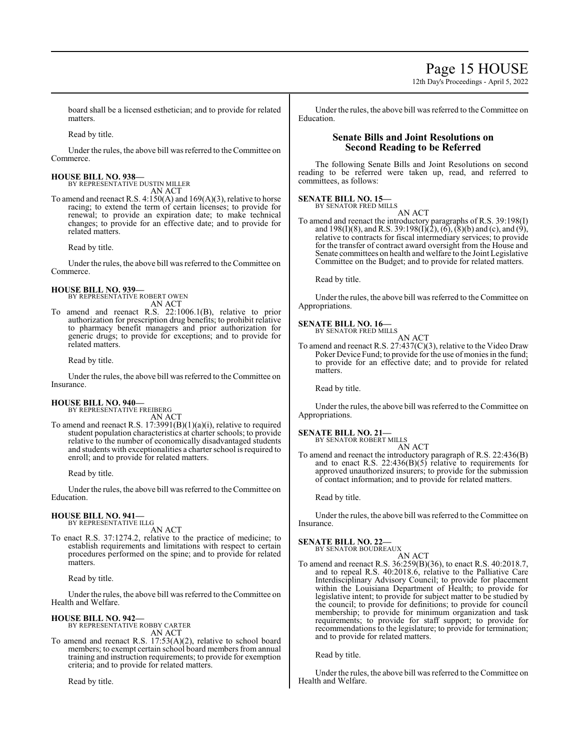board shall be a licensed esthetician; and to provide for related matters.

Read by title.

Under the rules, the above bill was referred to the Committee on Commerce.

**HOUSE BILL NO. 938—**
BY REPRESENTATIVE DUSTIN MILLER
AN ACT

To amend and reenact R.S. 4:150(A) and 169(A)(3), relative to horse racing; to extend the term of certain licenses; to provide for renewal; to provide an expiration date; to make technical changes; to provide for an effective date; and to provide for related matters.

Read by title.

Under the rules, the above bill was referred to the Committee on Commerce.

**HOUSE BILL NO. 939—**
BY REPRESENTATIVE ROBERT OWEN
AN ACT

To amend and reenact R.S. 22:1006.1(B), relative to prior authorization for prescription drug benefits; to prohibit relative to pharmacy benefit managers and prior authorization for generic drugs; to provide for exceptions; and to provide for related matters.

Read by title.

Under the rules, the above bill was referred to the Committee on Insurance.

**HOUSE BILL NO. 940—**
BY REPRESENTATIVE FREIBERG
AN ACT

To amend and reenact R.S. 17:3991(B)(1)(a)(i), relative to required student population characteristics at charter schools; to provide relative to the number of economically disadvantaged students and students with exceptionalities a charter school is required to enroll; and to provide for related matters.

Read by title.

Under the rules, the above bill was referred to the Committee on Education.

**HOUSE BILL NO. 941—**
BY REPRESENTATIVE ILLG
AN ACT

To enact R.S. 37:1274.2, relative to the practice of medicine; to establish requirements and limitations with respect to certain procedures performed on the spine; and to provide for related matters.

Read by title.

Under the rules, the above bill was referred to the Committee on Health and Welfare.

**HOUSE BILL NO. 942—**
BY REPRESENTATIVE ROBBY CARTER
AN ACT

To amend and reenact R.S. 17:53(A)(2), relative to school board members; to exempt certain school board members from annual training and instruction requirements; to provide for exemption criteria; and to provide for related matters.

Read by title.

Under the rules, the above bill was referred to the Committee on Education.

## Senate Bills and Joint Resolutions on Second Reading to be Referred

The following Senate Bills and Joint Resolutions on second reading to be referred were taken up, read, and referred to committees, as follows:

**SENATE BILL NO. 15—**
BY SENATOR FRED MILLS
AN ACT

To amend and reenact the introductory paragraphs of R.S. 39:198(I) and 198(I)(8), and R.S. 39:198(I)(2), (6), (8)(b) and (c), and (9), relative to contracts for fiscal intermediary services; to provide for the transfer of contract award oversight from the House and Senate committees on health and welfare to the Joint Legislative Committee on the Budget; and to provide for related matters.

Read by title.

Under the rules, the above bill was referred to the Committee on Appropriations.

**SENATE BILL NO. 16—**
BY SENATOR FRED MILLS
AN ACT

To amend and reenact R.S. 27:437(C)(3), relative to the Video Draw Poker Device Fund; to provide for the use of monies in the fund; to provide for an effective date; and to provide for related matters.

Read by title.

Under the rules, the above bill was referred to the Committee on Appropriations.

**SENATE BILL NO. 21—**
BY SENATOR ROBERT MILLS
AN ACT

To amend and reenact the introductory paragraph of R.S. 22:436(B) and to enact R.S. 22:436(B)(5) relative to requirements for approved unauthorized insurers; to provide for the submission of contact information; and to provide for related matters.

Read by title.

Under the rules, the above bill was referred to the Committee on Insurance.

**SENATE BILL NO. 22—**
BY SENATOR BOUDREAUX
AN ACT

To amend and reenact R.S. 36:259(B)(36), to enact R.S. 40:2018.7, and to repeal R.S. 40:2018.6, relative to the Palliative Care Interdisciplinary Advisory Council; to provide for placement within the Louisiana Department of Health; to provide for legislative intent; to provide for subject matter to be studied by the council; to provide for definitions; to provide for council membership; to provide for minimum organization and task requirements; to provide for staff support; to provide for recommendations to the legislature; to provide for termination; and to provide for related matters.

Read by title.

Under the rules, the above bill was referred to the Committee on Health and Welfare.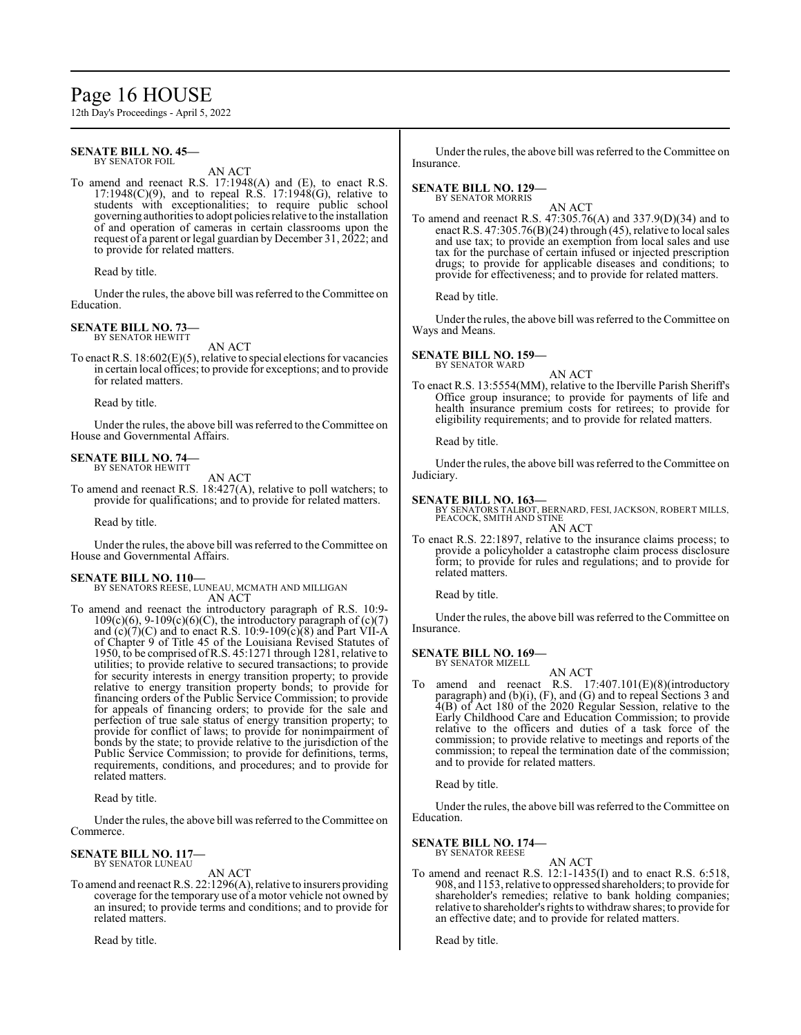**SENATE BILL NO. 45—**
BY SENATOR FOIL

AN ACT

To amend and reenact R.S. 17:1948(A) and (E), to enact R.S. 17:1948(C)(9), and to repeal R.S. 17:1948(G), relative to students with exceptionalities; to require public school governing authorities to adopt policies relative to the installation of and operation of cameras in certain classrooms upon the request of a parent or legal guardian by December 31, 2022; and to provide for related matters.

Read by title.

Under the rules, the above bill was referred to the Committee on Education.

**SENATE BILL NO. 73—**
BY SENATOR HEWITT

AN ACT

To enact R.S. 18:602(E)(5), relative to special elections for vacancies in certain local offices; to provide for exceptions; and to provide for related matters.

Read by title.

Under the rules, the above bill was referred to the Committee on House and Governmental Affairs.

**SENATE BILL NO. 74—**
BY SENATOR HEWITT

AN ACT

To amend and reenact R.S. 18:427(A), relative to poll watchers; to provide for qualifications; and to provide for related matters.

Read by title.

Under the rules, the above bill was referred to the Committee on House and Governmental Affairs.

**SENATE BILL NO. 110—**
BY SENATORS REESE, LUNEAU, MCMATH AND MILLIGAN

AN ACT

To amend and reenact the introductory paragraph of R.S. 10:9-109(c)(6), 9-109(c)(6)(C), the introductory paragraph of (c)(7) and (c)(7)(C) and to enact R.S. 10:9-109(c)(8) and Part VII-A of Chapter 9 of Title 45 of the Louisiana Revised Statutes of 1950, to be comprised of R.S. 45:1271 through 1281, relative to utilities; to provide relative to secured transactions; to provide for security interests in energy transition property; to provide relative to energy transition property bonds; to provide for financing orders of the Public Service Commission; to provide for appeals of financing orders; to provide for the sale and perfection of true sale status of energy transition property; to provide for conflict of laws; to provide for nonimpairment of bonds by the state; to provide relative to the jurisdiction of the Public Service Commission; to provide for definitions, terms, requirements, conditions, and procedures; and to provide for related matters.

Read by title.

Under the rules, the above bill was referred to the Committee on Commerce.

**SENATE BILL NO. 117—**
BY SENATOR LUNEAU

AN ACT

To amend and reenact R.S. 22:1296(A), relative to insurers providing coverage for the temporary use of a motor vehicle not owned by an insured; to provide terms and conditions; and to provide for related matters.

Read by title.

Under the rules, the above bill was referred to the Committee on Insurance.

**SENATE BILL NO. 129—**
BY SENATOR MORRIS

AN ACT

To amend and reenact R.S. 47:305.76(A) and 337.9(D)(34) and to enact R.S. 47:305.76(B)(24) through (45), relative to local sales and use tax; to provide an exemption from local sales and use tax for the purchase of certain infused or injected prescription drugs; to provide for applicable diseases and conditions; to provide for effectiveness; and to provide for related matters.

Read by title.

Under the rules, the above bill was referred to the Committee on Ways and Means.

**SENATE BILL NO. 159—**
BY SENATOR WARD

AN ACT

To enact R.S. 13:5554(MM), relative to the Iberville Parish Sheriff's Office group insurance; to provide for payments of life and health insurance premium costs for retirees; to provide for eligibility requirements; and to provide for related matters.

Read by title.

Under the rules, the above bill was referred to the Committee on Judiciary.

**SENATE BILL NO. 163—**
BY SENATORS TALBOT, BERNARD, FESI, JACKSON, ROBERT MILLS, PEACOCK, SMITH AND STINE

AN ACT

To enact R.S. 22:1897, relative to the insurance claims process; to provide a policyholder a catastrophe claim process disclosure form; to provide for rules and regulations; and to provide for related matters.

Read by title.

Under the rules, the above bill was referred to the Committee on Insurance.

**SENATE BILL NO. 169—**
BY SENATOR MIZELL

AN ACT

To amend and reenact R.S. 17:407.101(E)(8)(introductory paragraph) and (b)(i), (F), and (G) and to repeal Sections 3 and 4(B) of Act 180 of the 2020 Regular Session, relative to the Early Childhood Care and Education Commission; to provide relative to the officers and duties of a task force of the commission; to provide relative to meetings and reports of the commission; to repeal the termination date of the commission; and to provide for related matters.

Read by title.

Under the rules, the above bill was referred to the Committee on Education.

**SENATE BILL NO. 174—**
BY SENATOR REESE

AN ACT

To amend and reenact R.S. 12:1-1435(I) and to enact R.S. 6:518, 908, and 1153, relative to oppressed shareholders; to provide for shareholder's remedies; relative to bank holding companies; relative to shareholder's rights to withdraw shares; to provide for an effective date; and to provide for related matters.

Read by title.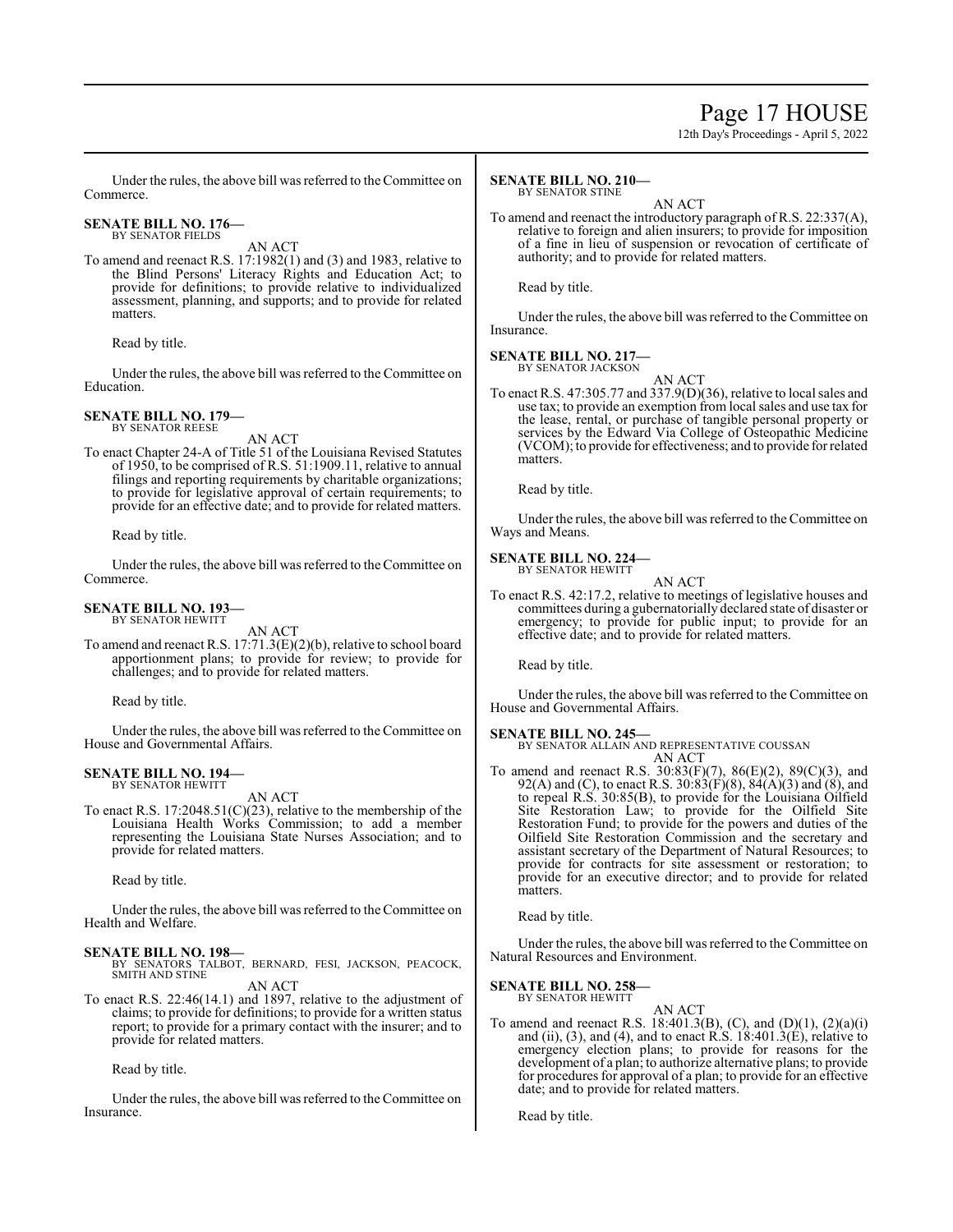Under the rules, the above bill was referred to the Committee on Commerce.

**SENATE BILL NO. 176—**
BY SENATOR FIELDS

AN ACT

To amend and reenact R.S. 17:1982(1) and (3) and 1983, relative to the Blind Persons' Literacy Rights and Education Act; to provide for definitions; to provide relative to individualized assessment, planning, and supports; and to provide for related matters.

Read by title.

Under the rules, the above bill was referred to the Committee on Education.

**SENATE BILL NO. 179—**
BY SENATOR REESE

AN ACT

To enact Chapter 24-A of Title 51 of the Louisiana Revised Statutes of 1950, to be comprised of R.S. 51:1909.11, relative to annual filings and reporting requirements by charitable organizations; to provide for legislative approval of certain requirements; to provide for an effective date; and to provide for related matters.

Read by title.

Under the rules, the above bill was referred to the Committee on Commerce.

**SENATE BILL NO. 193—**
BY SENATOR HEWITT

AN ACT

To amend and reenact R.S. 17:71.3(E)(2)(b), relative to school board apportionment plans; to provide for review; to provide for challenges; and to provide for related matters.

Read by title.

Under the rules, the above bill was referred to the Committee on House and Governmental Affairs.

**SENATE BILL NO. 194—**
BY SENATOR HEWITT

AN ACT

To enact R.S. 17:2048.51(C)(23), relative to the membership of the Louisiana Health Works Commission; to add a member representing the Louisiana State Nurses Association; and to provide for related matters.

Read by title.

Under the rules, the above bill was referred to the Committee on Health and Welfare.

**SENATE BILL NO. 198—**
BY SENATORS TALBOT, BERNARD, FESI, JACKSON, PEACOCK, SMITH AND STINE

AN ACT

To enact R.S. 22:46(14.1) and 1897, relative to the adjustment of claims; to provide for definitions; to provide for a written status report; to provide for a primary contact with the insurer; and to provide for related matters.

Read by title.

Under the rules, the above bill was referred to the Committee on Insurance.

**SENATE BILL NO. 210—**
BY SENATOR STINE

AN ACT

To amend and reenact the introductory paragraph of R.S. 22:337(A), relative to foreign and alien insurers; to provide for imposition of a fine in lieu of suspension or revocation of certificate of authority; and to provide for related matters.

Read by title.

Under the rules, the above bill was referred to the Committee on Insurance.

**SENATE BILL NO. 217—**
BY SENATOR JACKSON

AN ACT

To enact R.S. 47:305.77 and 337.9(D)(36), relative to local sales and use tax; to provide an exemption from local sales and use tax for the lease, rental, or purchase of tangible personal property or services by the Edward Via College of Osteopathic Medicine (VCOM); to provide for effectiveness; and to provide for related matters.

Read by title.

Under the rules, the above bill was referred to the Committee on Ways and Means.

**SENATE BILL NO. 224—**
BY SENATOR HEWITT

AN ACT

To enact R.S. 42:17.2, relative to meetings of legislative houses and committees during a gubernatorially declared state of disaster or emergency; to provide for public input; to provide for an effective date; and to provide for related matters.

Read by title.

Under the rules, the above bill was referred to the Committee on House and Governmental Affairs.

**SENATE BILL NO. 245—**
BY SENATOR ALLAIN AND REPRESENTATIVE COUSSAN

AN ACT

To amend and reenact R.S. 30:83(F)(7), 86(E)(2), 89(C)(3), and 92(A) and (C), to enact R.S. 30:83(F)(8), 84(A)(3) and (8), and to repeal R.S. 30:85(B), to provide for the Louisiana Oilfield Site Restoration Law; to provide for the Oilfield Site Restoration Fund; to provide for the powers and duties of the Oilfield Site Restoration Commission and the secretary and assistant secretary of the Department of Natural Resources; to provide for contracts for site assessment or restoration; to provide for an executive director; and to provide for related matters.

Read by title.

Under the rules, the above bill was referred to the Committee on Natural Resources and Environment.

**SENATE BILL NO. 258—**
BY SENATOR HEWITT

AN ACT

To amend and reenact R.S. 18:401.3(B), (C), and (D)(1), (2)(a)(i) and (ii), (3), and (4), and to enact R.S. 18:401.3(E), relative to emergency election plans; to provide for reasons for the development of a plan; to authorize alternative plans; to provide for procedures for approval of a plan; to provide for an effective date; and to provide for related matters.

Read by title.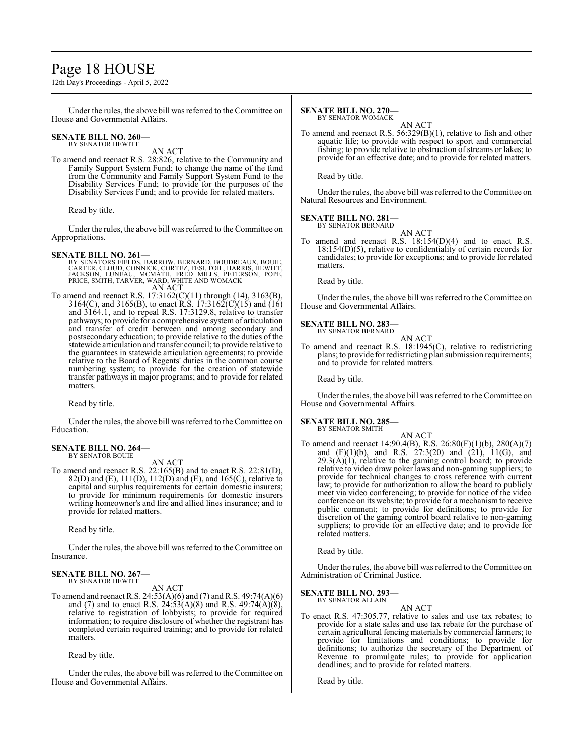Under the rules, the above bill was referred to the Committee on House and Governmental Affairs.

**SENATE BILL NO. 260—**
BY SENATOR HEWITT

AN ACT

To amend and reenact R.S. 28:826, relative to the Community and Family Support System Fund; to change the name of the fund from the Community and Family Support System Fund to the Disability Services Fund; to provide for the purposes of the Disability Services Fund; and to provide for related matters.

Read by title.

Under the rules, the above bill was referred to the Committee on Appropriations.

**SENATE BILL NO. 261—**
BY SENATORS FIELDS, BARROW, BERNARD, BOUDREAUX, BOUIE, CARTER, CLOUD, CONNICK, CORTEZ, FESI, FOIL, HARRIS, HEWITT, JACKSON, LUNEAU, MCMATH, FRED MILLS, PETERSON, POPE, PRICE, SMITH, TARVER, WARD, WHITE AND WOMACK

AN ACT

To amend and reenact R.S. 17:3162(C)(11) through (14), 3163(B), 3164(C), and 3165(B), to enact R.S. 17:3162(C)(15) and (16) and 3164.1, and to repeal R.S. 17:3129.8, relative to transfer pathways; to provide for a comprehensive system of articulation and transfer of credit between and among secondary and postsecondary education; to provide relative to the duties of the statewide articulation and transfer council; to provide relative to the guarantees in statewide articulation agreements; to provide relative to the Board of Regents' duties in the common course numbering system; to provide for the creation of statewide transfer pathways in major programs; and to provide for related matters.

Read by title.

Under the rules, the above bill was referred to the Committee on Education.

**SENATE BILL NO. 264—**
BY SENATOR BOUIE

AN ACT

To amend and reenact R.S. 22:165(B) and to enact R.S. 22:81(D), 82(D) and (E), 111(D), 112(D) and (E), and 165(C), relative to capital and surplus requirements for certain domestic insurers; to provide for minimum requirements for domestic insurers writing homeowner's and fire and allied lines insurance; and to provide for related matters.

Read by title.

Under the rules, the above bill was referred to the Committee on Insurance.

**SENATE BILL NO. 267—**
BY SENATOR HEWITT

AN ACT

To amend and reenact R.S. 24:53(A)(6) and (7) and R.S. 49:74(A)(6) and (7) and to enact R.S. 24:53(A)(8) and R.S. 49:74(A)(8), relative to registration of lobbyists; to provide for required information; to require disclosure of whether the registrant has completed certain required training; and to provide for related matters.

Read by title.

Under the rules, the above bill was referred to the Committee on House and Governmental Affairs.

**SENATE BILL NO. 270—**
BY SENATOR WOMACK

AN ACT

To amend and reenact R.S. 56:329(B)(1), relative to fish and other aquatic life; to provide with respect to sport and commercial fishing; to provide relative to obstruction of streams or lakes; to provide for an effective date; and to provide for related matters.

Read by title.

Under the rules, the above bill was referred to the Committee on Natural Resources and Environment.

**SENATE BILL NO. 281—**
BY SENATOR BERNARD

AN ACT

To amend and reenact R.S. 18:154(D)(4) and to enact R.S. 18:154(D)(5), relative to confidentiality of certain records for candidates; to provide for exceptions; and to provide for related matters.

Read by title.

Under the rules, the above bill was referred to the Committee on House and Governmental Affairs.

**SENATE BILL NO. 283—**
BY SENATOR BERNARD

AN ACT

To amend and reenact R.S. 18:1945(C), relative to redistricting plans; to provide for redistricting plan submission requirements; and to provide for related matters.

Read by title.

Under the rules, the above bill was referred to the Committee on House and Governmental Affairs.

**SENATE BILL NO. 285—**
BY SENATOR SMITH

AN ACT

To amend and reenact 14:90.4(B), R.S. 26:80(F)(1)(b), 280(A)(7) and (F)(1)(b), and R.S. 27:3(20) and (21), 11(G), and 29.3(A)(1), relative to the gaming control board; to provide relative to video draw poker laws and non-gaming suppliers; to provide for technical changes to cross reference with current law; to provide for authorization to allow the board to publicly meet via video conferencing; to provide for notice of the video conference on its website; to provide for a mechanism to receive public comment; to provide for definitions; to provide for discretion of the gaming control board relative to non-gaming suppliers; to provide for an effective date; and to provide for related matters.

Read by title.

Under the rules, the above bill was referred to the Committee on Administration of Criminal Justice.

**SENATE BILL NO. 293—**
BY SENATOR ALLAIN

AN ACT

To enact R.S. 47:305.77, relative to sales and use tax rebates; to provide for a state sales and use tax rebate for the purchase of certain agricultural fencing materials by commercial farmers; to provide for limitations and conditions; to provide for definitions; to authorize the secretary of the Department of Revenue to promulgate rules; to provide for application deadlines; and to provide for related matters.

Read by title.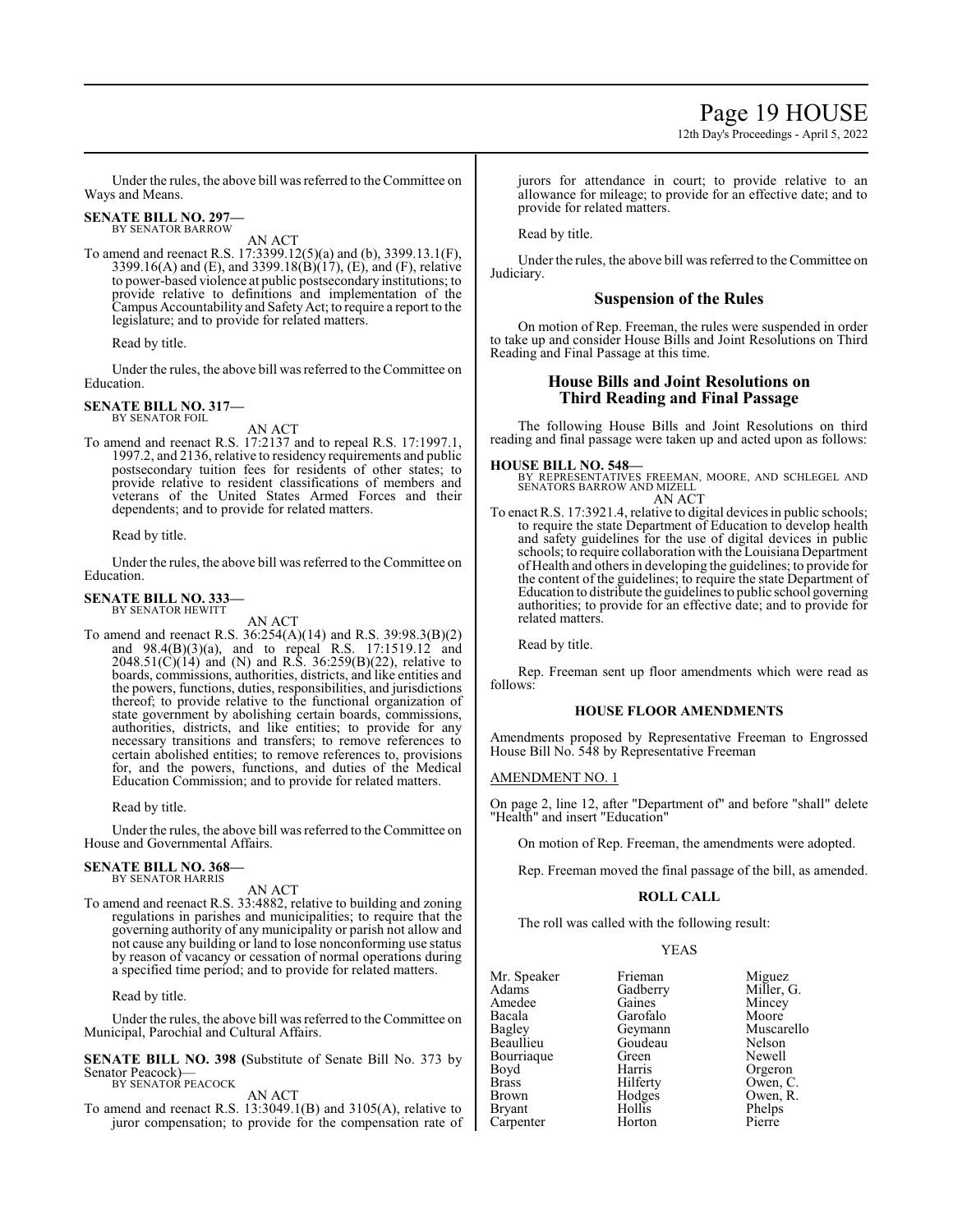Under the rules, the above bill was referred to the Committee on Ways and Means.

**SENATE BILL NO. 297—**
BY SENATOR BARROW

AN ACT

To amend and reenact R.S. 17:3399.12(5)(a) and (b), 3399.13.1(F), 3399.16(A) and (E), and 3399.18(B)(17), (E), and (F), relative to power-based violence at public postsecondary institutions; to provide relative to definitions and implementation of the Campus Accountability and Safety Act; to require a report to the legislature; and to provide for related matters.

Read by title.

Under the rules, the above bill was referred to the Committee on Education.

**SENATE BILL NO. 317—**
BY SENATOR FOIL

AN ACT

To amend and reenact R.S. 17:2137 and to repeal R.S. 17:1997.1, 1997.2, and 2136, relative to residency requirements and public postsecondary tuition fees for residents of other states; to provide relative to resident classifications of members and veterans of the United States Armed Forces and their dependents; and to provide for related matters.

Read by title.

Under the rules, the above bill was referred to the Committee on Education.

**SENATE BILL NO. 333—**
BY SENATOR HEWITT

AN ACT

To amend and reenact R.S. 36:254(A)(14) and R.S. 39:98.3(B)(2) and 98.4(B)(3)(a), and to repeal R.S. 17:1519.12 and 2048.51(C)(14) and (N) and R.S. 36:259(B)(22), relative to boards, commissions, authorities, districts, and like entities and the powers, functions, duties, responsibilities, and jurisdictions thereof; to provide relative to the functional organization of state government by abolishing certain boards, commissions, authorities, districts, and like entities; to provide for any necessary transitions and transfers; to remove references to certain abolished entities; to remove references to, provisions for, and the powers, functions, and duties of the Medical Education Commission; and to provide for related matters.

Read by title.

Under the rules, the above bill was referred to the Committee on House and Governmental Affairs.

**SENATE BILL NO. 368—**
BY SENATOR HARRIS

AN ACT

To amend and reenact R.S. 33:4882, relative to building and zoning regulations in parishes and municipalities; to require that the governing authority of any municipality or parish not allow and not cause any building or land to lose nonconforming use status by reason of vacancy or cessation of normal operations during a specified time period; and to provide for related matters.

Read by title.

Under the rules, the above bill was referred to the Committee on Municipal, Parochial and Cultural Affairs.

**SENATE BILL NO. 398 (**Substitute of Senate Bill No. 373 by Senator Peacock)—
BY SENATOR PEACOCK

AN ACT

To amend and reenact R.S. 13:3049.1(B) and 3105(A), relative to juror compensation; to provide for the compensation rate of jurors for attendance in court; to provide relative to an allowance for mileage; to provide for an effective date; and to provide for related matters.

Read by title.

Under the rules, the above bill was referred to the Committee on Judiciary.

## Suspension of the Rules

On motion of Rep. Freeman, the rules were suspended in order to take up and consider House Bills and Joint Resolutions on Third Reading and Final Passage at this time.

## House Bills and Joint Resolutions on Third Reading and Final Passage

The following House Bills and Joint Resolutions on third reading and final passage were taken up and acted upon as follows:

**HOUSE BILL NO. 548—**
BY REPRESENTATIVES FREEMAN, MOORE, AND SCHLEGEL AND SENATORS BARROW AND MIZELL

AN ACT

To enact R.S. 17:3921.4, relative to digital devices in public schools; to require the state Department of Education to develop health and safety guidelines for the use of digital devices in public schools; to require collaboration with the Louisiana Department of Health and others in developing the guidelines; to provide for the content of the guidelines; to require the state Department of Education to distribute the guidelines to public school governing authorities; to provide for an effective date; and to provide for related matters.

Read by title.

Rep. Freeman sent up floor amendments which were read as follows:

### HOUSE FLOOR AMENDMENTS

Amendments proposed by Representative Freeman to Engrossed House Bill No. 548 by Representative Freeman

AMENDMENT NO. 1

On page 2, line 12, after "Department of" and before "shall" delete "Health" and insert "Education"

On motion of Rep. Freeman, the amendments were adopted.

Rep. Freeman moved the final passage of the bill, as amended.

### ROLL CALL

The roll was called with the following result:

YEAS

| | | |
|---|---|---|
| Mr. Speaker | Frieman | Miguez |
| Adams | Gadberry | Miller, G. |
| Amedee | Gaines | Mincey |
| Bacala | Garofalo | Moore |
| Bagley | Geymann | Muscarello |
| Beaullieu | Goudeau | Nelson |
| Bourriaque | Green | Newell |
| Boyd | Harris | Orgeron |
| Brass | Hilferty | Owen, C. |
| Brown | Hodges | Owen, R. |
| Bryant | Hollis | Phelps |
| Carpenter | Horton | Pierre |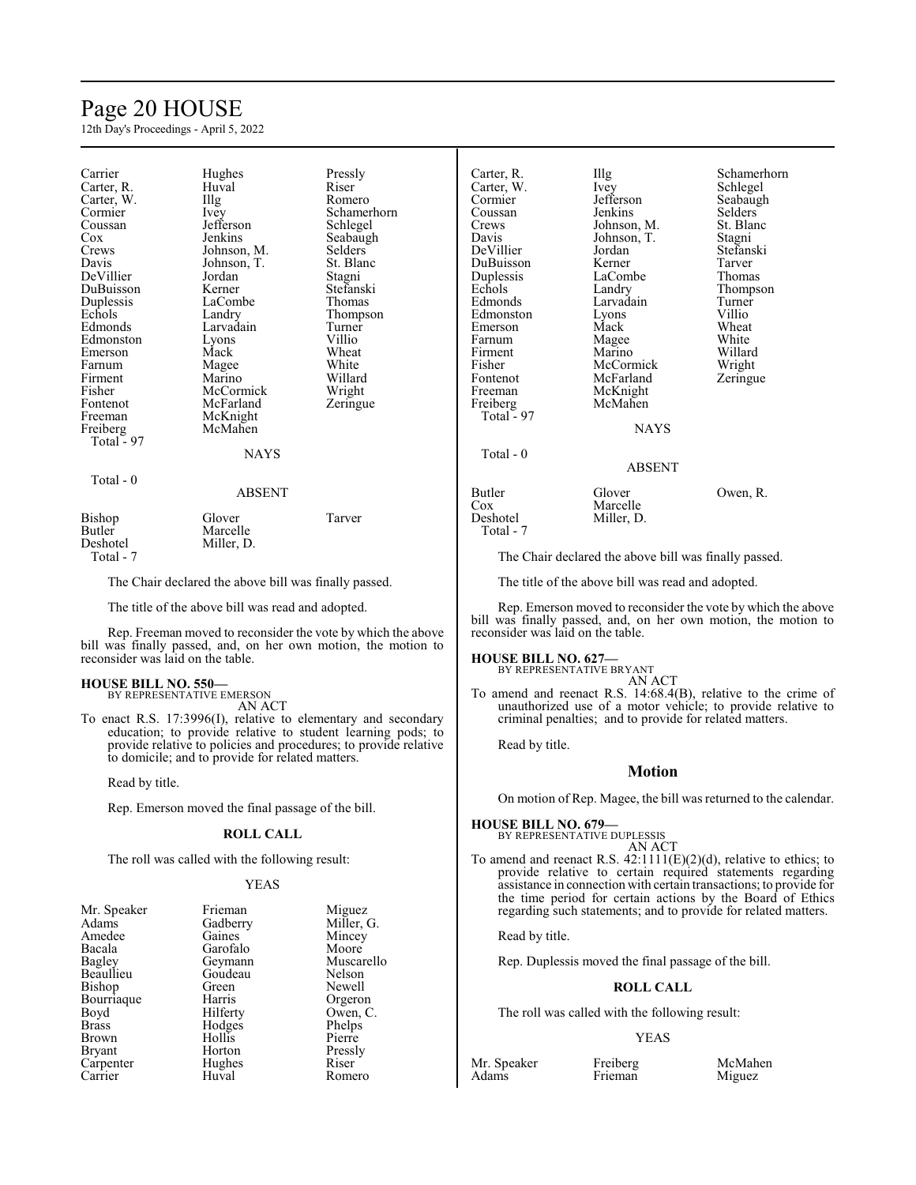| | | |
|---|---|---|
| Carrier | Hughes | Pressly |
| Carter, R. | Huval | Riser |
| Carter, W. | Illg | Romero |
| Cormier | Ivey | Schamerhorn |
| Coussan | Jefferson | Schlegel |
| Cox | Jenkins | Seabaugh |
| Crews | Johnson, M. | Selders |
| Davis | Johnson, T. | St. Blanc |
| DeVillier | Jordan | Stagni |
| DuBuisson | Kerner | Stefanski |
| Duplessis | LaCombe | Thomas |
| Echols | Landry | Thompson |
| Edmonds | Larvadain | Turner |
| Edmonston | Lyons | Villio |
| Emerson | Mack | Wheat |
| Farnum | Magee | White |
| Firment | Marino | Willard |
| Fisher | McCormick | Wright |
| Fontenot | McFarland | Zeringue |
| Freeman | McKnight | |
| Freiberg | McMahen | |
| Total - 97 | | |

NAYS

Total - 0

ABSENT

| | | |
|---|---|---|
| Bishop | Glover | Tarver |
| Butler | Marcelle | |
| Deshotel | Miller, D. | |
| Total - 7 | | |

The Chair declared the above bill was finally passed.

The title of the above bill was read and adopted.

Rep. Freeman moved to reconsider the vote by which the above bill was finally passed, and, on her own motion, the motion to reconsider was laid on the table.

**HOUSE BILL NO. 550—**
BY REPRESENTATIVE EMERSON
AN ACT

To enact R.S. 17:3996(I), relative to elementary and secondary education; to provide relative to student learning pods; to provide relative to policies and procedures; to provide relative to domicile; and to provide for related matters.

Read by title.

Rep. Emerson moved the final passage of the bill.

**ROLL CALL**

The roll was called with the following result:

YEAS

| | | |
|---|---|---|
| Mr. Speaker | Frieman | Miguez |
| Adams | Gadberry | Miller, G. |
| Amedee | Gaines | Mincey |
| Bacala | Garofalo | Moore |
| Bagley | Geymann | Muscarello |
| Beaullieu | Goudeau | Nelson |
| Bishop | Green | Newell |
| Bourriaque | Harris | Orgeron |
| Boyd | Hilferty | Owen, C. |
| Brass | Hodges | Phelps |
| Brown | Hollis | Pierre |
| Bryant | Horton | Pressly |
| Carpenter | Hughes | Riser |
| Carrier | Huval | Romero |
| Carter, R. | Illg | Schamerhorn |
| Carter, W. | Ivey | Schlegel |
| Cormier | Jefferson | Seabaugh |
| Coussan | Jenkins | Selders |
| Crews | Johnson, M. | St. Blanc |
| Davis | Johnson, T. | Stagni |
| DeVillier | Jordan | Stefanski |
| DuBuisson | Kerner | Tarver |
| Duplessis | LaCombe | Thomas |
| Echols | Landry | Thompson |
| Edmonds | Larvadain | Turner |
| Edmonston | Lyons | Villio |
| Emerson | Mack | Wheat |
| Farnum | Magee | White |
| Firment | Marino | Willard |
| Fisher | McCormick | Wright |
| Fontenot | McFarland | Zeringue |
| Freeman | McKnight | |
| Freiberg | McMahen | |
| Total - 97 | | |

NAYS

Total - 0

ABSENT

| | | |
|---|---|---|
| Butler | Glover | Owen, R. |
| Cox | Marcelle | |
| Deshotel | Miller, D. | |
| Total - 7 | | |

The Chair declared the above bill was finally passed.

The title of the above bill was read and adopted.

Rep. Emerson moved to reconsider the vote by which the above bill was finally passed, and, on her own motion, the motion to reconsider was laid on the table.

**HOUSE BILL NO. 627—**
BY REPRESENTATIVE BRYANT
AN ACT

To amend and reenact R.S. 14:68.4(B), relative to the crime of unauthorized use of a motor vehicle; to provide relative to criminal penalties; and to provide for related matters.

Read by title.

## Motion

On motion of Rep. Magee, the bill was returned to the calendar.

**HOUSE BILL NO. 679—**
BY REPRESENTATIVE DUPLESSIS
AN ACT

To amend and reenact R.S. 42:1111(E)(2)(d), relative to ethics; to provide relative to certain required statements regarding assistance in connection with certain transactions; to provide for the time period for certain actions by the Board of Ethics regarding such statements; and to provide for related matters.

Read by title.

Rep. Duplessis moved the final passage of the bill.

**ROLL CALL**

The roll was called with the following result:

YEAS

| | | |
|---|---|---|
| Mr. Speaker | Freiberg | McMahen |
| Adams | Frieman | Miguez |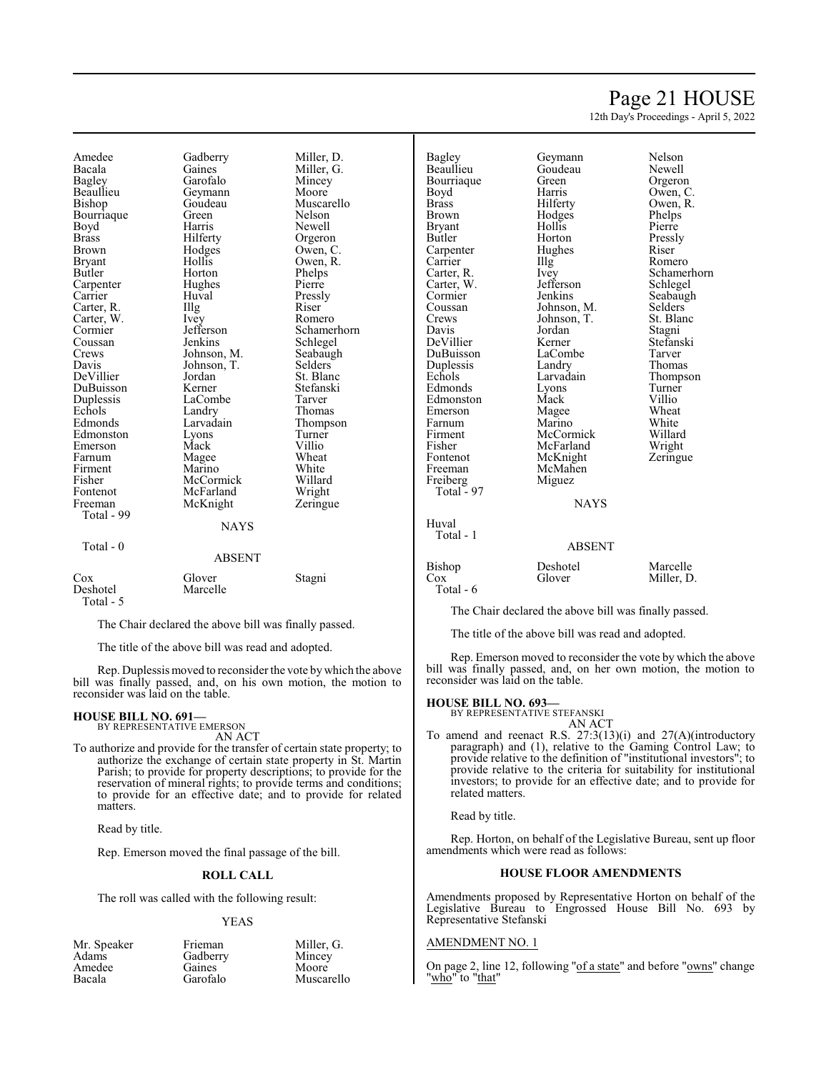| | | |
|---|---|---|
| Amedee | Gadberry | Miller, D. |
| Bacala | Gaines | Miller, G. |
| Bagley | Garofalo | Mincey |
| Beaullieu | Geymann | Moore |
| Bishop | Goudeau | Muscarello |
| Bourriaque | Green | Nelson |
| Boyd | Harris | Newell |
| Brass | Hilferty | Orgeron |
| Brown | Hodges | Owen, C. |
| Bryant | Hollis | Owen, R. |
| Butler | Horton | Phelps |
| Carpenter | Hughes | Pierre |
| Carrier | Huval | Pressly |
| Carter, R. | Illg | Riser |
| Carter, W. | Ivey | Romero |
| Cormier | Jefferson | Schamerhorn |
| Coussan | Jenkins | Schlegel |
| Crews | Johnson, M. | Seabaugh |
| Davis | Johnson, T. | Selders |
| DeVillier | Jordan | St. Blanc |
| DuBuisson | Kerner | Stefanski |
| Duplessis | LaCombe | Tarver |
| Echols | Landry | Thomas |
| Edmonds | Larvadain | Thompson |
| Edmonston | Lyons | Turner |
| Emerson | Mack | Villio |
| Farnum | Magee | Wheat |
| Firment | Marino | White |
| Fisher | McCormick | Willard |
| Fontenot | McFarland | Wright |
| Freeman | McKnight | Zeringue |

Total - 99

NAYS

Total - 0

ABSENT

| | | |
|---|---|---|
| Cox | Glover | Stagni |
| Deshotel | Marcelle | |

Total - 5

The Chair declared the above bill was finally passed.

The title of the above bill was read and adopted.

Rep. Duplessis moved to reconsider the vote by which the above bill was finally passed, and, on his own motion, the motion to reconsider was laid on the table.

**HOUSE BILL NO. 691—**
BY REPRESENTATIVE EMERSON
AN ACT

To authorize and provide for the transfer of certain state property; to authorize the exchange of certain state property in St. Martin Parish; to provide for property descriptions; to provide for the reservation of mineral rights; to provide terms and conditions; to provide for an effective date; and to provide for related matters.

Read by title.

Rep. Emerson moved the final passage of the bill.

**ROLL CALL**

The roll was called with the following result:

YEAS

| | | |
|---|---|---|
| Mr. Speaker | Frieman | Miller, G. |
| Adams | Gadberry | Mincey |
| Amedee | Gaines | Moore |
| Bacala | Garofalo | Muscarello |
| Bagley | Geymann | Nelson |
| Beaullieu | Goudeau | Newell |
| Bourriaque | Green | Orgeron |
| Boyd | Harris | Owen, C. |
| Brass | Hilferty | Owen, R. |
| Brown | Hodges | Phelps |
| Bryant | Hollis | Pierre |
| Butler | Horton | Pressly |
| Carpenter | Hughes | Riser |
| Carrier | Illg | Romero |
| Carter, R. | Ivey | Schamerhorn |
| Carter, W. | Jefferson | Schlegel |
| Cormier | Jenkins | Seabaugh |
| Coussan | Johnson, M. | Selders |
| Crews | Johnson, T. | St. Blanc |
| Davis | Jordan | Stagni |
| DeVillier | Kerner | Stefanski |
| DuBuisson | LaCombe | Tarver |
| Duplessis | Landry | Thomas |
| Echols | Larvadain | Thompson |
| Edmonds | Lyons | Turner |
| Edmonston | Mack | Villio |
| Emerson | Magee | Wheat |
| Farnum | Marino | White |
| Firment | McCormick | Willard |
| Fisher | McFarland | Wright |
| Fontenot | McKnight | Zeringue |
| Freeman | McMahen | |
| Freiberg | Miguez | |

Total - 97

NAYS

Huval

Total - 1

ABSENT

| | | |
|---|---|---|
| Bishop | Deshotel | Marcelle |
| Cox | Glover | Miller, D. |

Total - 6

The Chair declared the above bill was finally passed.

The title of the above bill was read and adopted.

Rep. Emerson moved to reconsider the vote by which the above bill was finally passed, and, on her own motion, the motion to reconsider was laid on the table.

**HOUSE BILL NO. 693—**
BY REPRESENTATIVE STEFANSKI
AN ACT

To amend and reenact R.S. 27:3(13)(i) and 27(A)(introductory paragraph) and (1), relative to the Gaming Control Law; to provide relative to the definition of "institutional investors"; to provide relative to the criteria for suitability for institutional investors; to provide for an effective date; and to provide for related matters.

Read by title.

Rep. Horton, on behalf of the Legislative Bureau, sent up floor amendments which were read as follows:

**HOUSE FLOOR AMENDMENTS**

Amendments proposed by Representative Horton on behalf of the Legislative Bureau to Engrossed House Bill No. 693 by Representative Stefanski

AMENDMENT NO. 1

On page 2, line 12, following "of a state" and before "owns" change "who" to "that"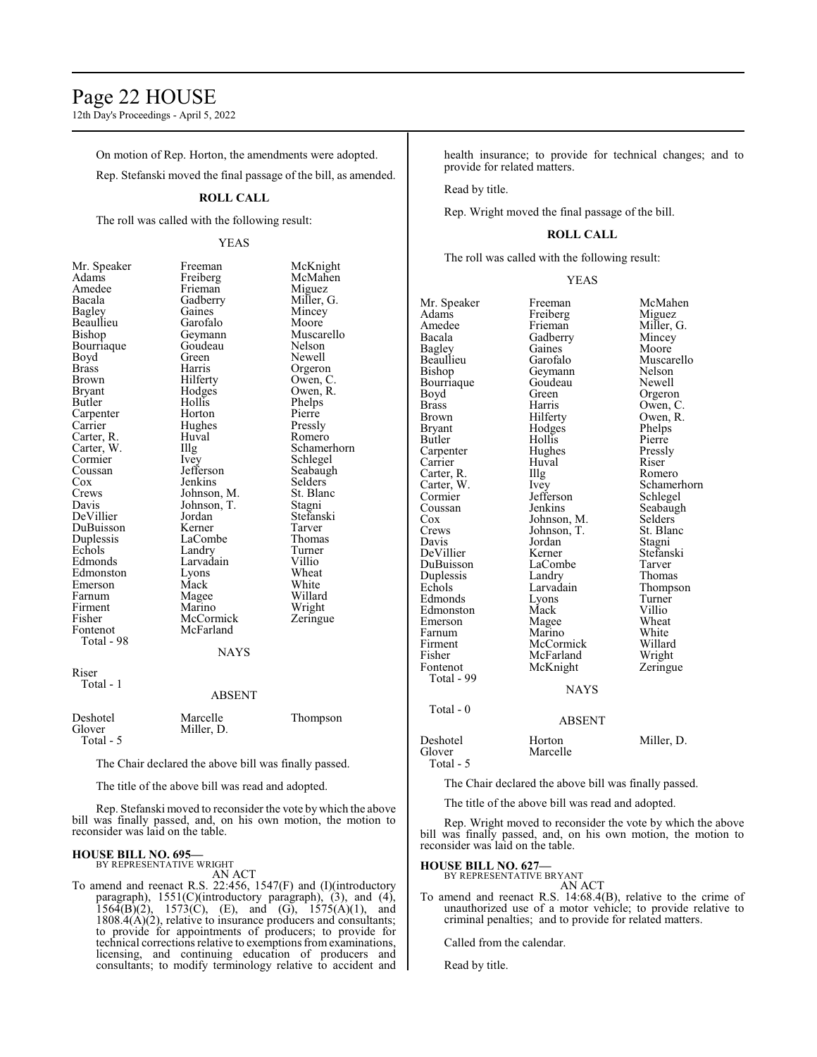On motion of Rep. Horton, the amendments were adopted.

Rep. Stefanski moved the final passage of the bill, as amended.

**ROLL CALL**

The roll was called with the following result:

YEAS

| | | |
|---|---|---|
| Mr. Speaker | Freeman | McKnight |
| Adams | Freiberg | McMahen |
| Amedee | Frieman | Miguez |
| Bacala | Gadberry | Miller, G. |
| Bagley | Gaines | Mincey |
| Beaullieu | Garofalo | Moore |
| Bishop | Geymann | Muscarello |
| Bourriaque | Goudeau | Nelson |
| Boyd | Green | Newell |
| Brass | Harris | Orgeron |
| Brown | Hilferty | Owen, C. |
| Bryant | Hodges | Owen, R. |
| Butler | Hollis | Phelps |
| Carpenter | Horton | Pierre |
| Carrier | Hughes | Pressly |
| Carter, R. | Huval | Romero |
| Carter, W. | Illg | Schamerhorn |
| Cormier | Ivey | Schlegel |
| Coussan | Jefferson | Seabaugh |
| Cox | Jenkins | Selders |
| Crews | Johnson, M. | St. Blanc |
| Davis | Johnson, T. | Stagni |
| DeVillier | Jordan | Stefanski |
| DuBuisson | Kerner | Tarver |
| Duplessis | LaCombe | Thomas |
| Echols | Landry | Turner |
| Edmonds | Larvadain | Villio |
| Edmonston | Lyons | Wheat |
| Emerson | Mack | White |
| Farnum | Magee | Willard |
| Firment | Marino | Wright |
| Fisher | McCormick | Zeringue |
| Fontenot | McFarland | |

Total - 98

NAYS

Riser

Total - 1

ABSENT

| | | |
|---|---|---|
| Deshotel | Marcelle | Thompson |
| Glover | Miller, D. | |

Total - 5

The Chair declared the above bill was finally passed.

The title of the above bill was read and adopted.

Rep. Stefanski moved to reconsider the vote by which the above bill was finally passed, and, on his own motion, the motion to reconsider was laid on the table.

**HOUSE BILL NO. 695—**
BY REPRESENTATIVE WRIGHT
AN ACT

To amend and reenact R.S. 22:456, 1547(F) and (I)(introductory paragraph), 1551(C)(introductory paragraph), (3), and (4), 1564(B)(2), 1573(C), (E), and (G), 1575(A)(1), and 1808.4(A)(2), relative to insurance producers and consultants; to provide for appointments of producers; to provide for technical corrections relative to exemptions from examinations, licensing, and continuing education of producers and consultants; to modify terminology relative to accident and health insurance; to provide for technical changes; and to provide for related matters.

Read by title.

Rep. Wright moved the final passage of the bill.

**ROLL CALL**

The roll was called with the following result:

YEAS

| | | |
|---|---|---|
| Mr. Speaker | Freeman | McMahen |
| Adams | Freiberg | Miguez |
| Amedee | Frieman | Miller, G. |
| Bacala | Gadberry | Mincey |
| Bagley | Gaines | Moore |
| Beaullieu | Garofalo | Muscarello |
| Bishop | Geymann | Nelson |
| Bourriaque | Goudeau | Newell |
| Boyd | Green | Orgeron |
| Brass | Harris | Owen, C. |
| Brown | Hilferty | Owen, R. |
| Bryant | Hodges | Phelps |
| Butler | Hollis | Pierre |
| Carpenter | Hughes | Pressly |
| Carrier | Huval | Riser |
| Carter, R. | Illg | Romero |
| Carter, W. | Ivey | Schamerhorn |
| Cormier | Jefferson | Schlegel |
| Coussan | Jenkins | Seabaugh |
| Cox | Johnson, M. | Selders |
| Crews | Johnson, T. | St. Blanc |
| Davis | Jordan | Stagni |
| DeVillier | Kerner | Stefanski |
| DuBuisson | LaCombe | Tarver |
| Duplessis | Landry | Thomas |
| Echols | Larvadain | Thompson |
| Edmonds | Lyons | Turner |
| Edmonston | Mack | Villio |
| Emerson | Magee | Wheat |
| Farnum | Marino | White |
| Firment | McCormick | Willard |
| Fisher | McFarland | Wright |
| Fontenot | McKnight | Zeringue |

Total - 99

NAYS

Total - 0

ABSENT

| | | |
|---|---|---|
| Deshotel | Horton | Miller, D. |
| Glover | Marcelle | |

Total - 5

The Chair declared the above bill was finally passed.

The title of the above bill was read and adopted.

Rep. Wright moved to reconsider the vote by which the above bill was finally passed, and, on his own motion, the motion to reconsider was laid on the table.

**HOUSE BILL NO. 627—**
BY REPRESENTATIVE BRYANT
AN ACT

To amend and reenact R.S. 14:68.4(B), relative to the crime of unauthorized use of a motor vehicle; to provide relative to criminal penalties; and to provide for related matters.

Called from the calendar.

Read by title.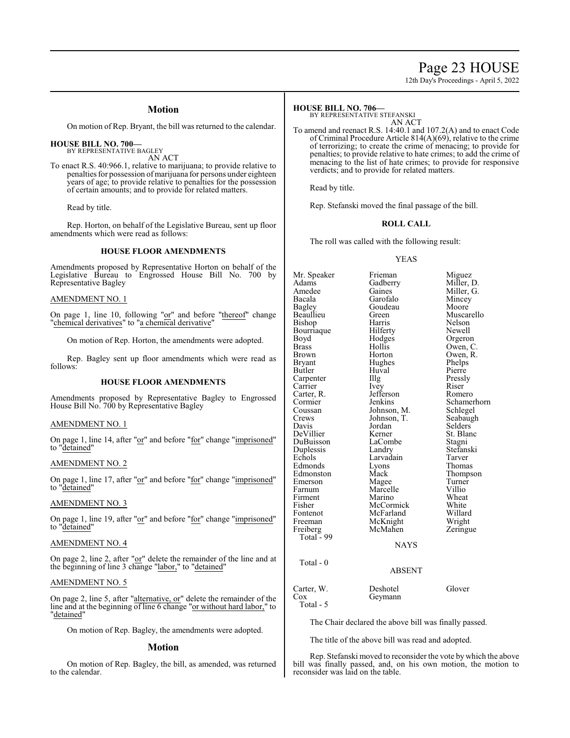## Motion

On motion of Rep. Bryant, the bill was returned to the calendar.

**HOUSE BILL NO. 700—**
BY REPRESENTATIVE BAGLEY
AN ACT

To enact R.S. 40:966.1, relative to marijuana; to provide relative to penalties for possession of marijuana for persons under eighteen years of age; to provide relative to penalties for the possession of certain amounts; and to provide for related matters.

Read by title.

Rep. Horton, on behalf of the Legislative Bureau, sent up floor amendments which were read as follows:

### HOUSE FLOOR AMENDMENTS

Amendments proposed by Representative Horton on behalf of the Legislative Bureau to Engrossed House Bill No. 700 by Representative Bagley

AMENDMENT NO. 1

On page 1, line 10, following "or" and before "thereof" change "chemical derivatives" to "a chemical derivative"

On motion of Rep. Horton, the amendments were adopted.

Rep. Bagley sent up floor amendments which were read as follows:

### HOUSE FLOOR AMENDMENTS

Amendments proposed by Representative Bagley to Engrossed House Bill No. 700 by Representative Bagley

AMENDMENT NO. 1

On page 1, line 14, after "or" and before "for" change "imprisoned" to "detained"

AMENDMENT NO. 2

On page 1, line 17, after "or" and before "for" change "imprisoned" to "detained"

AMENDMENT NO. 3

On page 1, line 19, after "or" and before "for" change "imprisoned" to "detained"

AMENDMENT NO. 4

On page 2, line 2, after "or" delete the remainder of the line and at the beginning of line 3 change "labor," to "detained"

AMENDMENT NO. 5

On page 2, line 5, after "alternative, or" delete the remainder of the line and at the beginning of line 6 change "or without hard labor," to "detained"

On motion of Rep. Bagley, the amendments were adopted.

## Motion

On motion of Rep. Bagley, the bill, as amended, was returned to the calendar.

**HOUSE BILL NO. 706—**
BY REPRESENTATIVE STEFANSKI
AN ACT

To amend and reenact R.S. 14:40.1 and 107.2(A) and to enact Code of Criminal Procedure Article 814(A)(69), relative to the crime of terrorizing; to create the crime of menacing; to provide for penalties; to provide relative to hate crimes; to add the crime of menacing to the list of hate crimes; to provide for responsive verdicts; and to provide for related matters.

Read by title.

Rep. Stefanski moved the final passage of the bill.

### ROLL CALL

The roll was called with the following result:

YEAS

| | | |
|---|---|---|
| Mr. Speaker | Frieman | Miguez |
| Adams | Gadberry | Miller, D. |
| Amedee | Gaines | Miller, G. |
| Bacala | Garofalo | Mincey |
| Bagley | Goudeau | Moore |
| Beaullieu | Green | Muscarello |
| Bishop | Harris | Nelson |
| Bourriaque | Hilferty | Newell |
| Boyd | Hodges | Orgeron |
| Brass | Hollis | Owen, C. |
| Brown | Horton | Owen, R. |
| Bryant | Hughes | Phelps |
| Butler | Huval | Pierre |
| Carpenter | Illg | Pressly |
| Carrier | Ivey | Riser |
| Carter, R. | Jefferson | Romero |
| Cormier | Jenkins | Schamerhorn |
| Coussan | Johnson, M. | Schlegel |
| Crews | Johnson, T. | Seabaugh |
| Davis | Jordan | Selders |
| DeVillier | Kerner | St. Blanc |
| DuBuisson | LaCombe | Stagni |
| Duplessis | Landry | Stefanski |
| Echols | Larvadain | Tarver |
| Edmonds | Lyons | Thomas |
| Edmonston | Mack | Thompson |
| Emerson | Magee | Turner |
| Farnum | Marcelle | Villio |
| Firment | Marino | Wheat |
| Fisher | McCormick | White |
| Fontenot | McFarland | Willard |
| Freeman | McKnight | Wright |
| Freiberg | McMahen | Zeringue |

Total - 99

NAYS

Total - 0

ABSENT

| | | |
|---|---|---|
| Carter, W. | Deshotel | Glover |
| Cox | Geymann | |

Total - 5

The Chair declared the above bill was finally passed.

The title of the above bill was read and adopted.

Rep. Stefanski moved to reconsider the vote by which the above bill was finally passed, and, on his own motion, the motion to reconsider was laid on the table.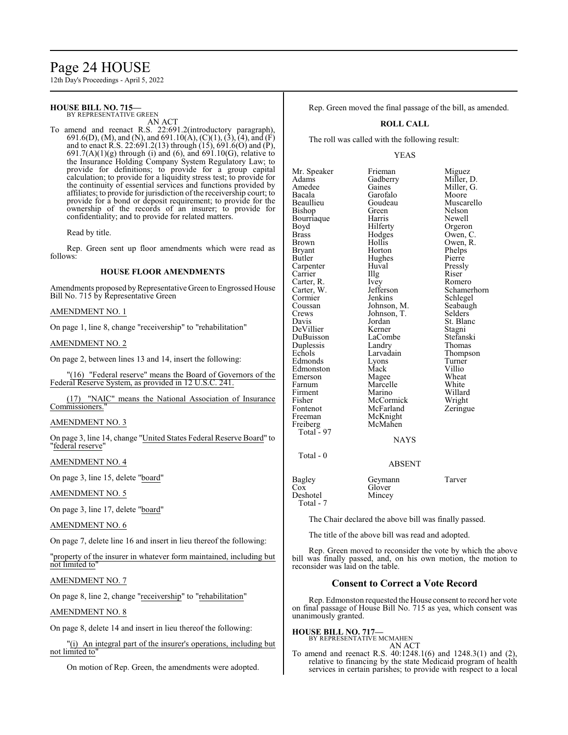**HOUSE BILL NO. 715—**
BY REPRESENTATIVE GREEN
AN ACT

To amend and reenact R.S. 22:691.2(introductory paragraph), 691.6(D), (M), and (N), and 691.10(A), (C)(1), (3), (4), and (F) and to enact R.S. 22:691.2(13) through (15), 691.6(O) and (P), 691.7(A)(1)(g) through (i) and (6), and 691.10(G), relative to the Insurance Holding Company System Regulatory Law; to provide for definitions; to provide for a group capital calculation; to provide for a liquidity stress test; to provide for the continuity of essential services and functions provided by affiliates; to provide for jurisdiction of the receivership court; to provide for a bond or deposit requirement; to provide for the ownership of the records of an insurer; to provide for confidentiality; and to provide for related matters.

Read by title.

Rep. Green sent up floor amendments which were read as follows:

### HOUSE FLOOR AMENDMENTS

Amendments proposed by Representative Green to Engrossed House Bill No. 715 by Representative Green

AMENDMENT NO. 1

On page 1, line 8, change "receivership" to "rehabilitation"

AMENDMENT NO. 2

On page 2, between lines 13 and 14, insert the following:

"(16) "Federal reserve" means the Board of Governors of the Federal Reserve System, as provided in 12 U.S.C. 241.

(17) "NAIC" means the National Association of Insurance Commissioners."

AMENDMENT NO. 3

On page 3, line 14, change "United States Federal Reserve Board" to "federal reserve"

AMENDMENT NO. 4

On page 3, line 15, delete "board"

AMENDMENT NO. 5

On page 3, line 17, delete "board"

AMENDMENT NO. 6

On page 7, delete line 16 and insert in lieu thereof the following:

"property of the insurer in whatever form maintained, including but not limited to"

AMENDMENT NO. 7

On page 8, line 2, change "receivership" to "rehabilitation"

AMENDMENT NO. 8

On page 8, delete 14 and insert in lieu thereof the following:

"(i) An integral part of the insurer's operations, including but not limited to"

On motion of Rep. Green, the amendments were adopted.

Rep. Green moved the final passage of the bill, as amended.

### ROLL CALL

The roll was called with the following result:

YEAS

| | | |
|---|---|---|
| Mr. Speaker | Frieman | Miguez |
| Adams | Gadberry | Miller, D. |
| Amedee | Gaines | Miller, G. |
| Bacala | Garofalo | Moore |
| Beaullieu | Goudeau | Muscarello |
| Bishop | Green | Nelson |
| Bourriaque | Harris | Newell |
| Boyd | Hilferty | Orgeron |
| Brass | Hodges | Owen, C. |
| Brown | Hollis | Owen, R. |
| Bryant | Horton | Phelps |
| Butler | Hughes | Pierre |
| Carpenter | Huval | Pressly |
| Carrier | Illg | Riser |
| Carter, R. | Ivey | Romero |
| Carter, W. | Jefferson | Schamerhorn |
| Cormier | Jenkins | Schlegel |
| Coussan | Johnson, M. | Seabaugh |
| Crews | Johnson, T. | Selders |
| Davis | Jordan | St. Blanc |
| DeVillier | Kerner | Stagni |
| DuBuisson | LaCombe | Stefanski |
| Duplessis | Landry | Thomas |
| Echols | Larvadain | Thompson |
| Edmonds | Lyons | Turner |
| Edmonston | Mack | Villio |
| Emerson | Magee | Wheat |
| Farnum | Marcelle | White |
| Firment | Marino | Willard |
| Fisher | McCormick | Wright |
| Fontenot | McFarland | Zeringue |
| Freeman | McKnight | |
| Freiberg | McMahen | |
| Total - 97 | | |

NAYS

Total - 0

ABSENT

| | | |
|---|---|---|
| Bagley | Geymann | Tarver |
| Cox | Glover | |
| Deshotel | Mincey | |
| Total - 7 | | |

The Chair declared the above bill was finally passed.

The title of the above bill was read and adopted.

Rep. Green moved to reconsider the vote by which the above bill was finally passed, and, on his own motion, the motion to reconsider was laid on the table.

## Consent to Correct a Vote Record

Rep. Edmonston requested the House consent to record her vote on final passage of House Bill No. 715 as yea, which consent was unanimously granted.

**HOUSE BILL NO. 717—**
BY REPRESENTATIVE MCMAHEN
AN ACT

To amend and reenact R.S. 40:1248.1(6) and 1248.3(1) and (2), relative to financing by the state Medicaid program of health services in certain parishes; to provide with respect to a local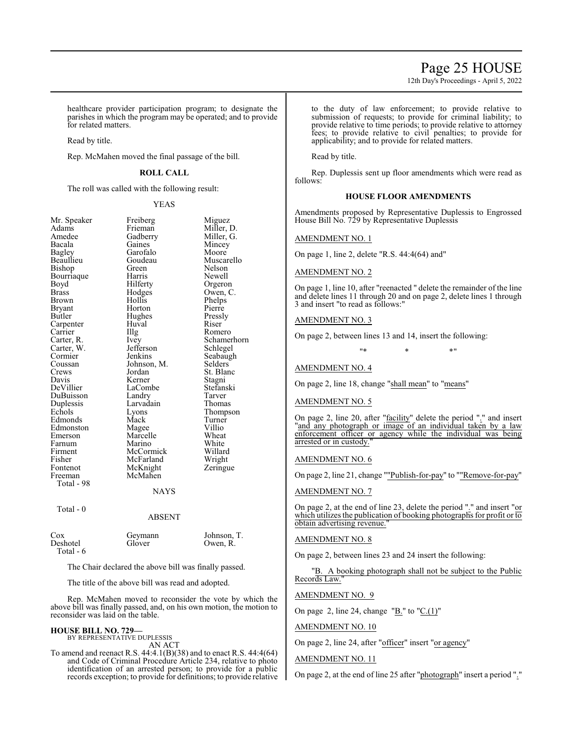healthcare provider participation program; to designate the parishes in which the program may be operated; and to provide for related matters.

Read by title.

Rep. McMahen moved the final passage of the bill.

**ROLL CALL**

The roll was called with the following result:

YEAS

| | | |
|---|---|---|
| Mr. Speaker | Freiberg | Miguez |
| Adams | Frieman | Miller, D. |
| Amedee | Gadberry | Miller, G. |
| Bacala | Gaines | Mincey |
| Bagley | Garofalo | Moore |
| Beaullieu | Goudeau | Muscarello |
| Bishop | Green | Nelson |
| Bourriaque | Harris | Newell |
| Boyd | Hilferty | Orgeron |
| Brass | Hodges | Owen, C. |
| Brown | Hollis | Phelps |
| Bryant | Horton | Pierre |
| Butler | Hughes | Pressly |
| Carpenter | Huval | Riser |
| Carrier | Illg | Romero |
| Carter, R. | Ivey | Schamerhorn |
| Carter, W. | Jefferson | Schlegel |
| Cormier | Jenkins | Seabaugh |
| Coussan | Johnson, M. | Selders |
| Crews | Jordan | St. Blanc |
| Davis | Kerner | Stagni |
| DeVillier | LaCombe | Stefanski |
| DuBuisson | Landry | Tarver |
| Duplessis | Larvadain | Thomas |
| Echols | Lyons | Thompson |
| Edmonds | Mack | Turner |
| Edmonston | Magee | Villio |
| Emerson | Marcelle | Wheat |
| Farnum | Marino | White |
| Firment | McCormick | Willard |
| Fisher | McFarland | Wright |
| Fontenot | McKnight | Zeringue |
| Freeman | McMahen | |

Total - 98

NAYS

Total - 0

ABSENT

| | | |
|---|---|---|
| Cox | Geymann | Johnson, T. |
| Deshotel | Glover | Owen, R. |

Total - 6

The Chair declared the above bill was finally passed.

The title of the above bill was read and adopted.

Rep. McMahen moved to reconsider the vote by which the above bill was finally passed, and, on his own motion, the motion to reconsider was laid on the table.

**HOUSE BILL NO. 729—**
BY REPRESENTATIVE DUPLESSIS

AN ACT

To amend and reenact R.S. 44:4.1(B)(38) and to enact R.S. 44:4(64) and Code of Criminal Procedure Article 234, relative to photo identification of an arrested person; to provide for a public records exception; to provide for definitions; to provide relative to the duty of law enforcement; to provide relative to submission of requests; to provide for criminal liability; to provide relative to time periods; to provide relative to attorney fees; to provide relative to civil penalties; to provide for applicability; and to provide for related matters.

Read by title.

Rep. Duplessis sent up floor amendments which were read as follows:

**HOUSE FLOOR AMENDMENTS**

Amendments proposed by Representative Duplessis to Engrossed House Bill No. 729 by Representative Duplessis

AMENDMENT NO. 1

On page 1, line 2, delete "R.S. 44:4(64) and"

AMENDMENT NO. 2

On page 1, line 10, after "reenacted " delete the remainder of the line and delete lines 11 through 20 and on page 2, delete lines 1 through 3 and insert "to read as follows:"

AMENDMENT NO. 3

On page 2, between lines 13 and 14, insert the following:

"* * *"

AMENDMENT NO. 4

On page 2, line 18, change "shall mean" to "means"

AMENDMENT NO. 5

On page 2, line 20, after "facility" delete the period "." and insert "and any photograph or image of an individual taken by a law enforcement officer or agency while the individual was being arrested or in custody."

AMENDMENT NO. 6

On page 2, line 21, change ""Publish-for-pay" to ""Remove-for-pay"

AMENDMENT NO. 7

On page 2, at the end of line 23, delete the period "." and insert "or which utilizes the publication of booking photographs for profit or to obtain advertising revenue."

AMENDMENT NO. 8

On page 2, between lines 23 and 24 insert the following:

"B. A booking photograph shall not be subject to the Public Records Law."

AMENDMENT NO. 9

On page 2, line 24, change "B." to "C.(1)"

AMENDMENT NO. 10

On page 2, line 24, after "officer" insert "or agency"

AMENDMENT NO. 11

On page 2, at the end of line 25 after "photograph" insert a period "."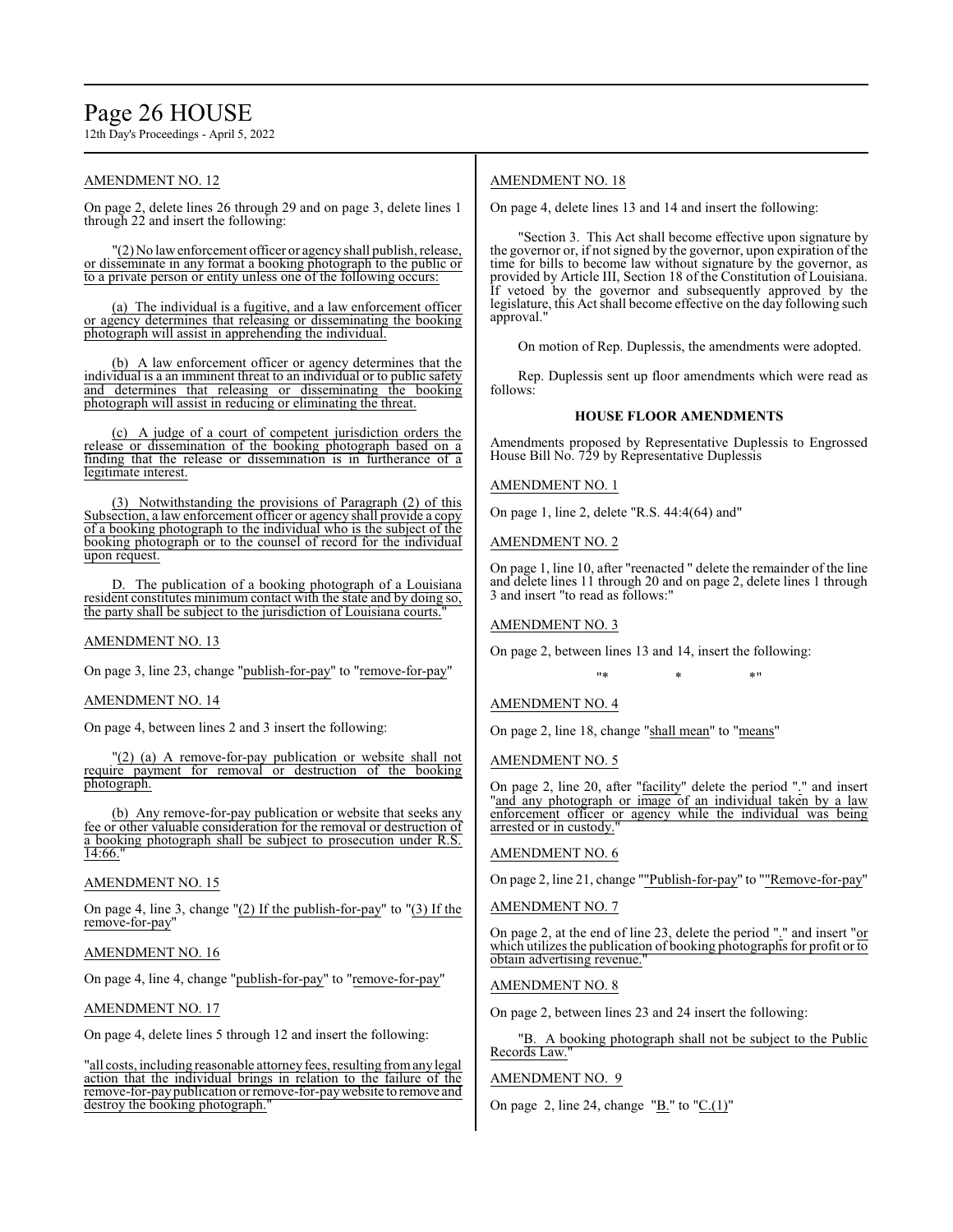AMENDMENT NO. 12

On page 2, delete lines 26 through 29 and on page 3, delete lines 1 through 22 and insert the following:

"(2) No law enforcement officer or agency shall publish, release, or disseminate in any format a booking photograph to the public or to a private person or entity unless one of the following occurs:

(a) The individual is a fugitive, and a law enforcement officer or agency determines that releasing or disseminating the booking photograph will assist in apprehending the individual.

(b) A law enforcement officer or agency determines that the individual is a an imminent threat to an individual or to public safety and determines that releasing or disseminating the booking photograph will assist in reducing or eliminating the threat.

(c) A judge of a court of competent jurisdiction orders the release or dissemination of the booking photograph based on a finding that the release or dissemination is in furtherance of a legitimate interest.

(3) Notwithstanding the provisions of Paragraph (2) of this Subsection, a law enforcement officer or agency shall provide a copy of a booking photograph to the individual who is the subject of the booking photograph or to the counsel of record for the individual upon request.

D. The publication of a booking photograph of a Louisiana resident constitutes minimum contact with the state and by doing so, the party shall be subject to the jurisdiction of Louisiana courts."

AMENDMENT NO. 13

On page 3, line 23, change "publish-for-pay" to "remove-for-pay"

AMENDMENT NO. 14

On page 4, between lines 2 and 3 insert the following:

"(2) (a) A remove-for-pay publication or website shall not require payment for removal or destruction of the booking photograph.

(b) Any remove-for-pay publication or website that seeks any fee or other valuable consideration for the removal or destruction of a booking photograph shall be subject to prosecution under R.S. 14:66."

AMENDMENT NO. 15

On page 4, line 3, change "(2) If the publish-for-pay" to "(3) If the remove-for-pay"

AMENDMENT NO. 16

On page 4, line 4, change "publish-for-pay" to "remove-for-pay"

AMENDMENT NO. 17

On page 4, delete lines 5 through 12 and insert the following:

"all costs, including reasonable attorney fees, resulting from any legal action that the individual brings in relation to the failure of the remove-for-pay publication or remove-for-pay website to remove and destroy the booking photograph."

AMENDMENT NO. 18

On page 4, delete lines 13 and 14 and insert the following:

"Section 3. This Act shall become effective upon signature by the governor or, if not signed by the governor, upon expiration of the time for bills to become law without signature by the governor, as provided by Article III, Section 18 of the Constitution of Louisiana. If vetoed by the governor and subsequently approved by the legislature, this Act shall become effective on the day following such approval."

On motion of Rep. Duplessis, the amendments were adopted.

Rep. Duplessis sent up floor amendments which were read as follows:

**HOUSE FLOOR AMENDMENTS**

Amendments proposed by Representative Duplessis to Engrossed House Bill No. 729 by Representative Duplessis

AMENDMENT NO. 1

On page 1, line 2, delete "R.S. 44:4(64) and"

AMENDMENT NO. 2

On page 1, line 10, after "reenacted " delete the remainder of the line and delete lines 11 through 20 and on page 2, delete lines 1 through 3 and insert "to read as follows:"

AMENDMENT NO. 3

On page 2, between lines 13 and 14, insert the following:

"* * *"

AMENDMENT NO. 4

On page 2, line 18, change "shall mean" to "means"

AMENDMENT NO. 5

On page 2, line 20, after "facility" delete the period "." and insert "and any photograph or image of an individual taken by a law enforcement officer or agency while the individual was being arrested or in custody."

AMENDMENT NO. 6

On page 2, line 21, change ""Publish-for-pay" to ""Remove-for-pay"

AMENDMENT NO. 7

On page 2, at the end of line 23, delete the period "." and insert "or which utilizes the publication of booking photographs for profit or to obtain advertising revenue."

AMENDMENT NO. 8

On page 2, between lines 23 and 24 insert the following:

"B. A booking photograph shall not be subject to the Public Records Law."

AMENDMENT NO. 9

On page 2, line 24, change "B." to "C.(1)"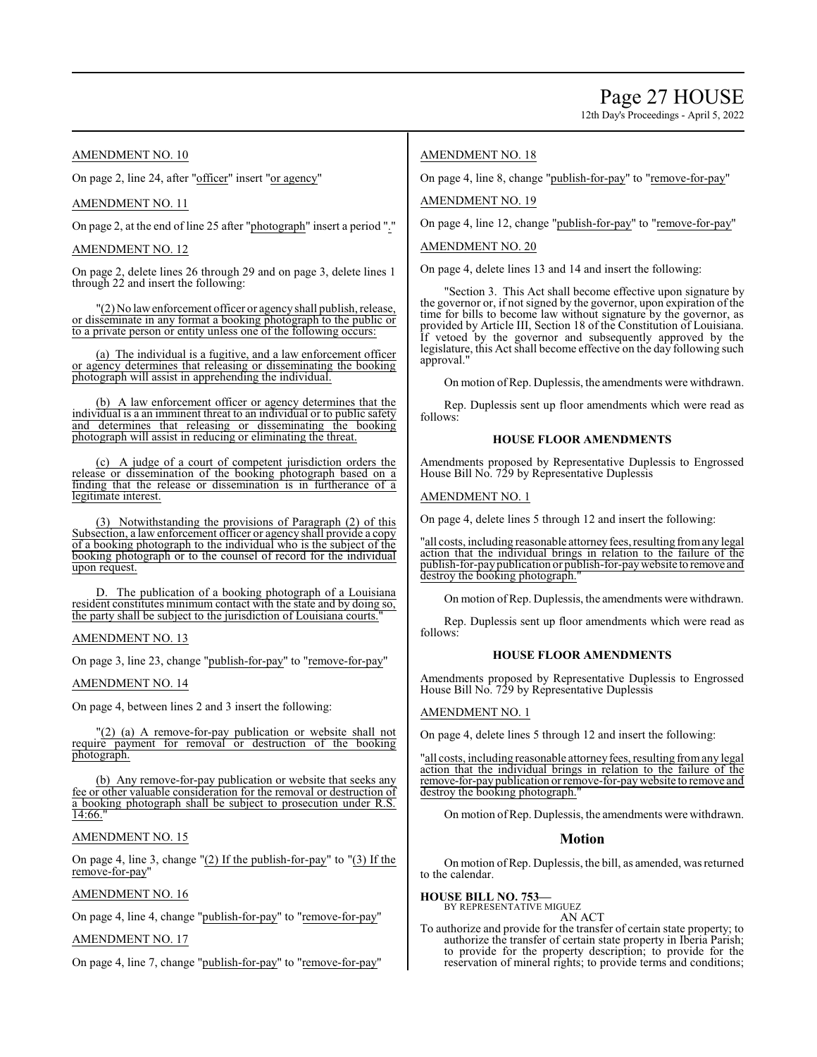AMENDMENT NO. 10

On page 2, line 24, after "officer" insert "or agency"

AMENDMENT NO. 11

On page 2, at the end of line 25 after "photograph" insert a period "."

AMENDMENT NO. 12

On page 2, delete lines 26 through 29 and on page 3, delete lines 1 through 22 and insert the following:

"(2) No law enforcement officer or agency shall publish, release, or disseminate in any format a booking photograph to the public or to a private person or entity unless one of the following occurs:

(a) The individual is a fugitive, and a law enforcement officer or agency determines that releasing or disseminating the booking photograph will assist in apprehending the individual.

(b) A law enforcement officer or agency determines that the individual is a an imminent threat to an individual or to public safety and determines that releasing or disseminating the booking photograph will assist in reducing or eliminating the threat.

(c) A judge of a court of competent jurisdiction orders the release or dissemination of the booking photograph based on a finding that the release or dissemination is in furtherance of a legitimate interest.

(3) Notwithstanding the provisions of Paragraph (2) of this Subsection, a law enforcement officer or agency shall provide a copy of a booking photograph to the individual who is the subject of the booking photograph or to the counsel of record for the individual upon request.

D. The publication of a booking photograph of a Louisiana resident constitutes minimum contact with the state and by doing so, the party shall be subject to the jurisdiction of Louisiana courts."

AMENDMENT NO. 13

On page 3, line 23, change "publish-for-pay" to "remove-for-pay"

AMENDMENT NO. 14

On page 4, between lines 2 and 3 insert the following:

"(2) (a) A remove-for-pay publication or website shall not require payment for removal or destruction of the booking photograph.

(b) Any remove-for-pay publication or website that seeks any fee or other valuable consideration for the removal or destruction of a booking photograph shall be subject to prosecution under R.S. 14:66."

AMENDMENT NO. 15

On page 4, line 3, change "(2) If the publish-for-pay" to "(3) If the remove-for-pay"

AMENDMENT NO. 16

On page 4, line 4, change "publish-for-pay" to "remove-for-pay"

AMENDMENT NO. 17

On page 4, line 7, change "publish-for-pay" to "remove-for-pay"

AMENDMENT NO. 18

On page 4, line 8, change "publish-for-pay" to "remove-for-pay"

AMENDMENT NO. 19

On page 4, line 12, change "publish-for-pay" to "remove-for-pay"

AMENDMENT NO. 20

On page 4, delete lines 13 and 14 and insert the following:

"Section 3. This Act shall become effective upon signature by the governor or, if not signed by the governor, upon expiration of the time for bills to become law without signature by the governor, as provided by Article III, Section 18 of the Constitution of Louisiana. If vetoed by the governor and subsequently approved by the legislature, this Act shall become effective on the day following such approval."

On motion of Rep. Duplessis, the amendments were withdrawn.

Rep. Duplessis sent up floor amendments which were read as follows:

### HOUSE FLOOR AMENDMENTS

Amendments proposed by Representative Duplessis to Engrossed House Bill No. 729 by Representative Duplessis

AMENDMENT NO. 1

On page 4, delete lines 5 through 12 and insert the following:

"all costs, including reasonable attorney fees, resulting from any legal action that the individual brings in relation to the failure of the publish-for-pay publication or publish-for-pay website to remove and destroy the booking photograph."

On motion of Rep. Duplessis, the amendments were withdrawn.

Rep. Duplessis sent up floor amendments which were read as follows:

### HOUSE FLOOR AMENDMENTS

Amendments proposed by Representative Duplessis to Engrossed House Bill No. 729 by Representative Duplessis

AMENDMENT NO. 1

On page 4, delete lines 5 through 12 and insert the following:

"all costs, including reasonable attorney fees, resulting from any legal action that the individual brings in relation to the failure of the remove-for-pay publication or remove-for-pay website to remove and destroy the booking photograph."

On motion of Rep. Duplessis, the amendments were withdrawn.

## Motion

On motion of Rep. Duplessis, the bill, as amended, was returned to the calendar.

**HOUSE BILL NO. 753—**
BY REPRESENTATIVE MIGUEZ
AN ACT

To authorize and provide for the transfer of certain state property; to authorize the transfer of certain state property in Iberia Parish; to provide for the property description; to provide for the reservation of mineral rights; to provide terms and conditions;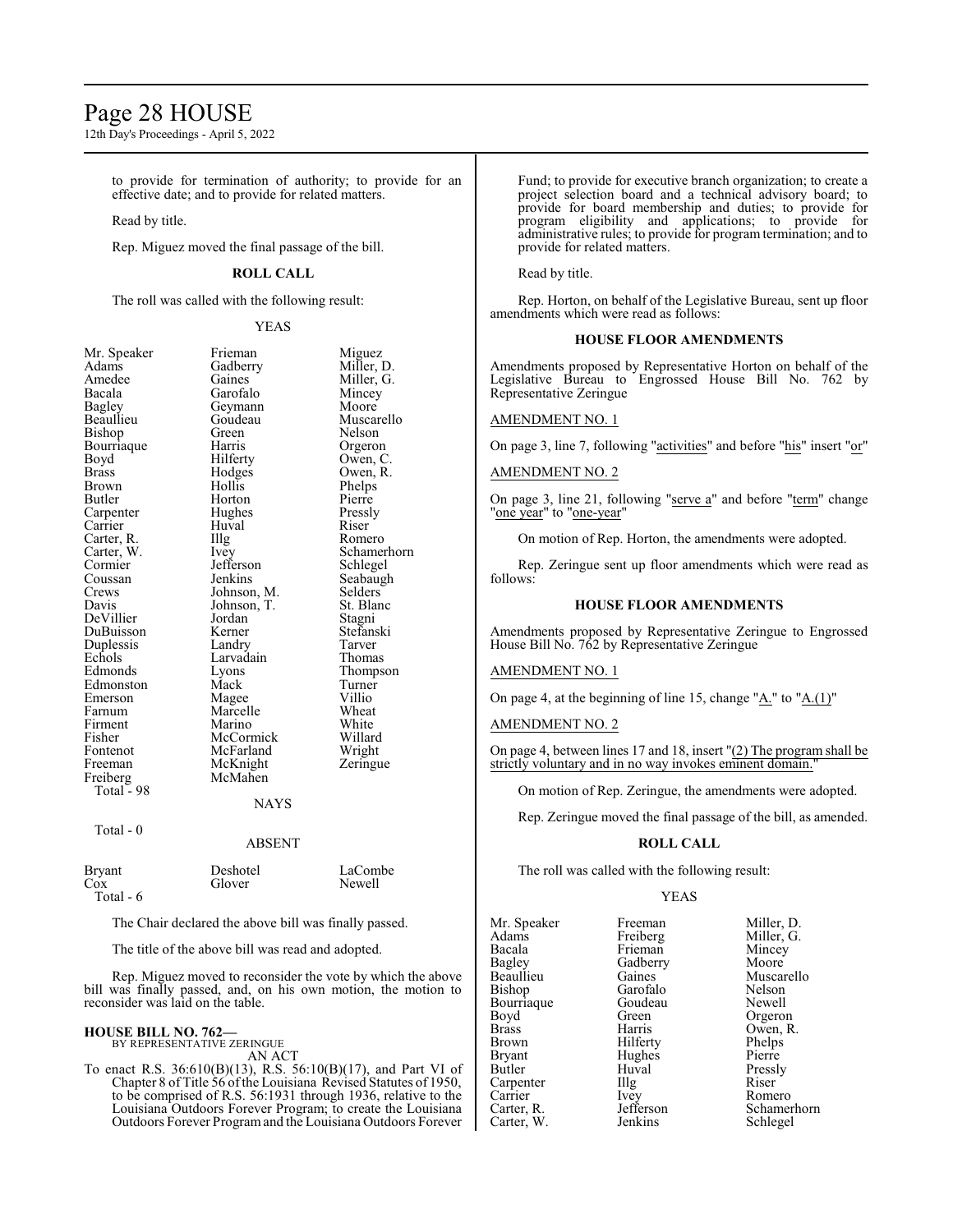to provide for termination of authority; to provide for an effective date; and to provide for related matters.

Read by title.

Rep. Miguez moved the final passage of the bill.

**ROLL CALL**

The roll was called with the following result:

YEAS

| | | |
|---|---|---|
| Mr. Speaker | Frieman | Miguez |
| Adams | Gadberry | Miller, D. |
| Amedee | Gaines | Miller, G. |
| Bacala | Garofalo | Mincey |
| Bagley | Geymann | Moore |
| Beaullieu | Goudeau | Muscarello |
| Bishop | Green | Nelson |
| Bourriaque | Harris | Orgeron |
| Boyd | Hilferty | Owen, C. |
| Brass | Hodges | Owen, R. |
| Brown | Hollis | Phelps |
| Butler | Horton | Pierre |
| Carpenter | Hughes | Pressly |
| Carrier | Huval | Riser |
| Carter, R. | Illg | Romero |
| Carter, W. | Ivey | Schamerhorn |
| Cormier | Jefferson | Schlegel |
| Coussan | Jenkins | Seabaugh |
| Crews | Johnson, M. | Selders |
| Davis | Johnson, T. | St. Blanc |
| DeVillier | Jordan | Stagni |
| DuBuisson | Kerner | Stefanski |
| Duplessis | Landry | Tarver |
| Echols | Larvadain | Thomas |
| Edmonds | Lyons | Thompson |
| Edmonston | Mack | Turner |
| Emerson | Magee | Villio |
| Farnum | Marcelle | Wheat |
| Firment | Marino | White |
| Fisher | McCormick | Willard |
| Fontenot | McFarland | Wright |
| Freeman | McKnight | Zeringue |
| Freiberg | McMahen | |

Total - 98

NAYS

Total - 0

ABSENT

| | | |
|---|---|---|
| Bryant | Deshotel | LaCombe |
| Cox | Glover | Newell |

Total - 6

The Chair declared the above bill was finally passed.

The title of the above bill was read and adopted.

Rep. Miguez moved to reconsider the vote by which the above bill was finally passed, and, on his own motion, the motion to reconsider was laid on the table.

**HOUSE BILL NO. 762—**
BY REPRESENTATIVE ZERINGUE
AN ACT

To enact R.S. 36:610(B)(13), R.S. 56:10(B)(17), and Part VI of Chapter 8 of Title 56 of the Louisiana Revised Statutes of 1950, to be comprised of R.S. 56:1931 through 1936, relative to the Louisiana Outdoors Forever Program; to create the Louisiana Outdoors Forever Program and the Louisiana Outdoors Forever Fund; to provide for executive branch organization; to create a project selection board and a technical advisory board; to provide for board membership and duties; to provide for program eligibility and applications; to provide for administrative rules; to provide for program termination; and to provide for related matters.

Read by title.

Rep. Horton, on behalf of the Legislative Bureau, sent up floor amendments which were read as follows:

**HOUSE FLOOR AMENDMENTS**

Amendments proposed by Representative Horton on behalf of the Legislative Bureau to Engrossed House Bill No. 762 by Representative Zeringue

AMENDMENT NO. 1

On page 3, line 7, following "activities" and before "his" insert "or"

AMENDMENT NO. 2

On page 3, line 21, following "serve a" and before "term" change "one year" to "one-year"

On motion of Rep. Horton, the amendments were adopted.

Rep. Zeringue sent up floor amendments which were read as follows:

**HOUSE FLOOR AMENDMENTS**

Amendments proposed by Representative Zeringue to Engrossed House Bill No. 762 by Representative Zeringue

AMENDMENT NO. 1

On page 4, at the beginning of line 15, change "A." to "A.(1)"

AMENDMENT NO. 2

On page 4, between lines 17 and 18, insert "(2) The program shall be strictly voluntary and in no way invokes eminent domain."

On motion of Rep. Zeringue, the amendments were adopted.

Rep. Zeringue moved the final passage of the bill, as amended.

**ROLL CALL**

The roll was called with the following result:

YEAS

| | | |
|---|---|---|
| Mr. Speaker | Freeman | Miller, D. |
| Adams | Freiberg | Miller, G. |
| Bacala | Frieman | Mincey |
| Bagley | Gadberry | Moore |
| Beaullieu | Gaines | Muscarello |
| Bishop | Garofalo | Nelson |
| Bourriaque | Goudeau | Newell |
| Boyd | Green | Orgeron |
| Brass | Harris | Owen, R. |
| Brown | Hilferty | Phelps |
| Bryant | Hughes | Pierre |
| Butler | Huval | Pressly |
| Carpenter | Illg | Riser |
| Carrier | Ivey | Romero |
| Carter, R. | Jefferson | Schamerhorn |
| Carter, W. | Jenkins | Schlegel |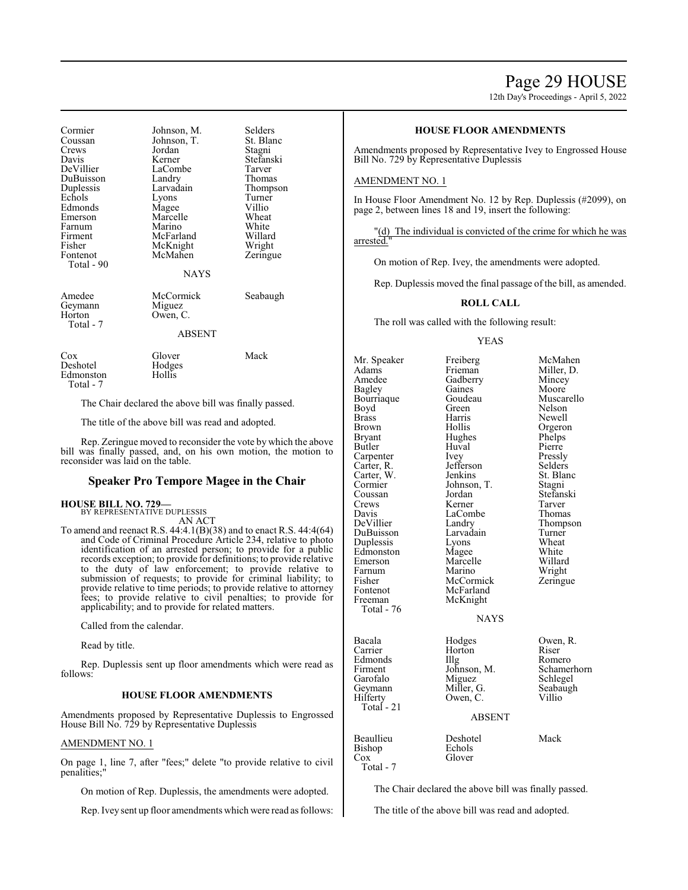| | | |
|---|---|---|
| Cormier | Johnson, M. | Selders |
| Coussan | Johnson, T. | St. Blanc |
| Crews | Jordan | Stagni |
| Davis | Kerner | Stefanski |
| DeVillier | LaCombe | Tarver |
| DuBuisson | Landry | Thomas |
| Duplessis | Larvadain | Thompson |
| Echols | Lyons | Turner |
| Edmonds | Magee | Villio |
| Emerson | Marcelle | Wheat |
| Farnum | Marino | White |
| Firment | McFarland | Willard |
| Fisher | McKnight | Wright |
| Fontenot | McMahen | Zeringue |
| Total - 90 | | |

NAYS

| | | |
|---|---|---|
| Amedee | McCormick | Seabaugh |
| Geymann | Miguez | |
| Horton | Owen, C. | |
| Total - 7 | | |

ABSENT

| | | |
|---|---|---|
| Cox | Glover | Mack |
| Deshotel | Hodges | |
| Edmonston | Hollis | |
| Total - 7 | | |

The Chair declared the above bill was finally passed.

The title of the above bill was read and adopted.

Rep. Zeringue moved to reconsider the vote by which the above bill was finally passed, and, on his own motion, the motion to reconsider was laid on the table.

## Speaker Pro Tempore Magee in the Chair

**HOUSE BILL NO. 729—**
BY REPRESENTATIVE DUPLESSIS
AN ACT

To amend and reenact R.S. 44:4.1(B)(38) and to enact R.S. 44:4(64) and Code of Criminal Procedure Article 234, relative to photo identification of an arrested person; to provide for a public records exception; to provide for definitions; to provide relative to the duty of law enforcement; to provide relative to submission of requests; to provide for criminal liability; to provide relative to time periods; to provide relative to attorney fees; to provide relative to civil penalties; to provide for applicability; and to provide for related matters.

Called from the calendar.

Read by title.

Rep. Duplessis sent up floor amendments which were read as follows:

### HOUSE FLOOR AMENDMENTS

Amendments proposed by Representative Duplessis to Engrossed House Bill No. 729 by Representative Duplessis

AMENDMENT NO. 1

On page 1, line 7, after "fees;" delete "to provide relative to civil penalities;"

On motion of Rep. Duplessis, the amendments were adopted.

Rep. Ivey sent up floor amendments which were read as follows:

### HOUSE FLOOR AMENDMENTS

Amendments proposed by Representative Ivey to Engrossed House Bill No. 729 by Representative Duplessis

AMENDMENT NO. 1

In House Floor Amendment No. 12 by Rep. Duplessis (#2099), on page 2, between lines 18 and 19, insert the following:

"(d) The individual is convicted of the crime for which he was arrested."

On motion of Rep. Ivey, the amendments were adopted.

Rep. Duplessis moved the final passage of the bill, as amended.

### ROLL CALL

The roll was called with the following result:

YEAS

| | | |
|---|---|---|
| Mr. Speaker | Freiberg | McMahen |
| Adams | Frieman | Miller, D. |
| Amedee | Gadberry | Mincey |
| Bagley | Gaines | Moore |
| Bourriaque | Goudeau | Muscarello |
| Boyd | Green | Nelson |
| Brass | Harris | Newell |
| Brown | Hollis | Orgeron |
| Bryant | Hughes | Phelps |
| Butler | Huval | Pierre |
| Carpenter | Ivey | Pressly |
| Carter, R. | Jefferson | Selders |
| Carter, W. | Jenkins | St. Blanc |
| Cormier | Johnson, T. | Stagni |
| Coussan | Jordan | Stefanski |
| Crews | Kerner | Tarver |
| Davis | LaCombe | Thomas |
| DeVillier | Landry | Thompson |
| DuBuisson | Larvadain | Turner |
| Duplessis | Lyons | Wheat |
| Edmonston | Magee | White |
| Emerson | Marcelle | Willard |
| Farnum | Marino | Wright |
| Fisher | McCormick | Zeringue |
| Fontenot | McFarland | |
| Freeman | McKnight | |
| Total - 76 | | |

NAYS

| | | |
|---|---|---|
| Bacala | Hodges | Owen, R. |
| Carrier | Horton | Riser |
| Edmonds | Illg | Romero |
| Firment | Johnson, M. | Schamerhorn |
| Garofalo | Miguez | Schlegel |
| Geymann | Miller, G. | Seabaugh |
| Hilferty | Owen, C. | Villio |
| Total - 21 | | |

ABSENT

| | | |
|---|---|---|
| Beaullieu | Deshotel | Mack |
| Bishop | Echols | |
| Cox | Glover | |
| Total - 7 | | |

The Chair declared the above bill was finally passed.

The title of the above bill was read and adopted.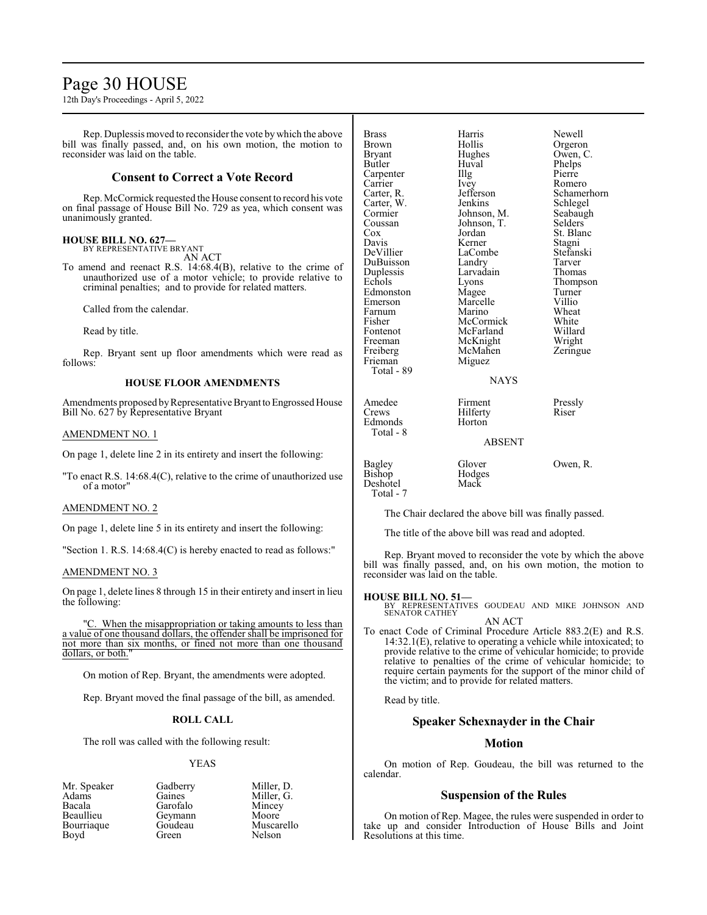Rep. Duplessis moved to reconsider the vote by which the above bill was finally passed, and, on his own motion, the motion to reconsider was laid on the table.

## Consent to Correct a Vote Record

Rep. McCormick requested the House consent to record his vote on final passage of House Bill No. 729 as yea, which consent was unanimously granted.

**HOUSE BILL NO. 627—**
BY REPRESENTATIVE BRYANT
AN ACT

To amend and reenact R.S. 14:68.4(B), relative to the crime of unauthorized use of a motor vehicle; to provide relative to criminal penalties; and to provide for related matters.

Called from the calendar.

Read by title.

Rep. Bryant sent up floor amendments which were read as follows:

### HOUSE FLOOR AMENDMENTS

Amendments proposed by Representative Bryant to Engrossed House Bill No. 627 by Representative Bryant

AMENDMENT NO. 1

On page 1, delete line 2 in its entirety and insert the following:

"To enact R.S. 14:68.4(C), relative to the crime of unauthorized use of a motor"

AMENDMENT NO. 2

On page 1, delete line 5 in its entirety and insert the following:

"Section 1. R.S. 14:68.4(C) is hereby enacted to read as follows:"

AMENDMENT NO. 3

On page 1, delete lines 8 through 15 in their entirety and insert in lieu the following:

"C. When the misappropriation or taking amounts to less than a value of one thousand dollars, the offender shall be imprisoned for not more than six months, or fined not more than one thousand dollars, or both."

On motion of Rep. Bryant, the amendments were adopted.

Rep. Bryant moved the final passage of the bill, as amended.

### ROLL CALL

The roll was called with the following result:

YEAS

| | | |
|---|---|---|
| Mr. Speaker | Gadberry | Miller, D. |
| Adams | Gaines | Miller, G. |
| Bacala | Garofalo | Mincey |
| Beaullieu | Geymann | Moore |
| Bourriaque | Goudeau | Muscarello |
| Boyd | Green | Nelson |
| Brass | Harris | Newell |
| Brown | Hollis | Orgeron |
| Bryant | Hughes | Owen, C. |
| Butler | Huval | Phelps |
| Carpenter | Illg | Pierre |
| Carrier | Ivey | Romero |
| Carter, R. | Jefferson | Schamerhorn |
| Carter, W. | Jenkins | Schlegel |
| Cormier | Johnson, M. | Seabaugh |
| Coussan | Johnson, T. | Selders |
| Cox | Jordan | St. Blanc |
| Davis | Kerner | Stagni |
| DeVillier | LaCombe | Stefanski |
| DuBuisson | Landry | Tarver |
| Duplessis | Larvadain | Thomas |
| Echols | Lyons | Thompson |
| Edmonston | Magee | Turner |
| Emerson | Marcelle | Villio |
| Farnum | Marino | Wheat |
| Fisher | McCormick | White |
| Fontenot | McFarland | Willard |
| Freeman | McKnight | Wright |
| Freiberg | McMahen | Zeringue |
| Frieman | Miguez | |

Total - 89

NAYS

| | | |
|---|---|---|
| Amedee | Firment | Pressly |
| Crews | Hilferty | Riser |
| Edmonds | Horton | |

Total - 8

ABSENT

| | | |
|---|---|---|
| Bagley | Glover | Owen, R. |
| Bishop | Hodges | |
| Deshotel | Mack | |

Total - 7

The Chair declared the above bill was finally passed.

The title of the above bill was read and adopted.

Rep. Bryant moved to reconsider the vote by which the above bill was finally passed, and, on his own motion, the motion to reconsider was laid on the table.

**HOUSE BILL NO. 51—**
BY REPRESENTATIVES GOUDEAU AND MIKE JOHNSON AND SENATOR CATHEY
AN ACT

To enact Code of Criminal Procedure Article 883.2(E) and R.S. 14:32.1(E), relative to operating a vehicle while intoxicated; to provide relative to the crime of vehicular homicide; to provide relative to penalties of the crime of vehicular homicide; to require certain payments for the support of the minor child of the victim; and to provide for related matters.

Read by title.

## Speaker Schexnayder in the Chair

## Motion

On motion of Rep. Goudeau, the bill was returned to the calendar.

## Suspension of the Rules

On motion of Rep. Magee, the rules were suspended in order to take up and consider Introduction of House Bills and Joint Resolutions at this time.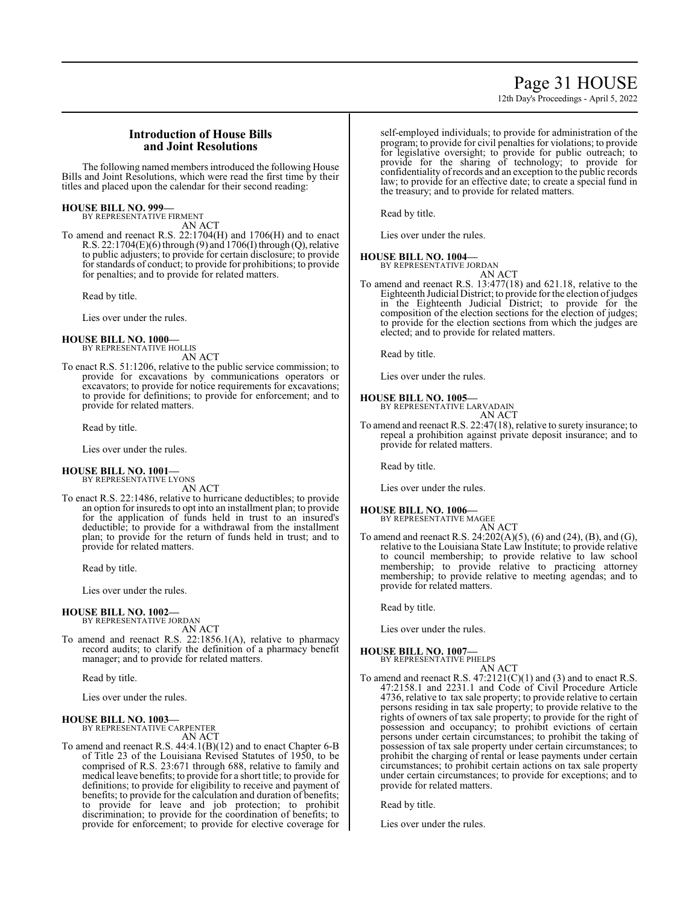## Introduction of House Bills and Joint Resolutions

The following named members introduced the following House Bills and Joint Resolutions, which were read the first time by their titles and placed upon the calendar for their second reading:

**HOUSE BILL NO. 999—**
BY REPRESENTATIVE FIRMENT
AN ACT

To amend and reenact R.S. 22:1704(H) and 1706(H) and to enact R.S. 22:1704(E)(6) through (9) and 1706(I) through (Q), relative to public adjusters; to provide for certain disclosure; to provide for standards of conduct; to provide for prohibitions; to provide for penalties; and to provide for related matters.

Read by title.

Lies over under the rules.

**HOUSE BILL NO. 1000—**
BY REPRESENTATIVE HOLLIS
AN ACT

To enact R.S. 51:1206, relative to the public service commission; to provide for excavations by communications operators or excavators; to provide for notice requirements for excavations; to provide for definitions; to provide for enforcement; and to provide for related matters.

Read by title.

Lies over under the rules.

**HOUSE BILL NO. 1001—**
BY REPRESENTATIVE LYONS
AN ACT

To enact R.S. 22:1486, relative to hurricane deductibles; to provide an option for insureds to opt into an installment plan; to provide for the application of funds held in trust to an insured's deductible; to provide for a withdrawal from the installment plan; to provide for the return of funds held in trust; and to provide for related matters.

Read by title.

Lies over under the rules.

**HOUSE BILL NO. 1002—**
BY REPRESENTATIVE JORDAN
AN ACT

To amend and reenact R.S. 22:1856.1(A), relative to pharmacy record audits; to clarify the definition of a pharmacy benefit manager; and to provide for related matters.

Read by title.

Lies over under the rules.

**HOUSE BILL NO. 1003—**
BY REPRESENTATIVE CARPENTER
AN ACT

To amend and reenact R.S. 44:4.1(B)(12) and to enact Chapter 6-B of Title 23 of the Louisiana Revised Statutes of 1950, to be comprised of R.S. 23:671 through 688, relative to family and medical leave benefits; to provide for a short title; to provide for definitions; to provide for eligibility to receive and payment of benefits; to provide for the calculation and duration of benefits; to provide for leave and job protection; to prohibit discrimination; to provide for the coordination of benefits; to provide for enforcement; to provide for elective coverage for self-employed individuals; to provide for administration of the program; to provide for civil penalties for violations; to provide for legislative oversight; to provide for public outreach; to provide for the sharing of technology; to provide for confidentiality of records and an exception to the public records law; to provide for an effective date; to create a special fund in the treasury; and to provide for related matters.

Read by title.

Lies over under the rules.

**HOUSE BILL NO. 1004—**
BY REPRESENTATIVE JORDAN
AN ACT

To amend and reenact R.S. 13:477(18) and 621.18, relative to the Eighteenth Judicial District; to provide for the election of judges in the Eighteenth Judicial District; to provide for the composition of the election sections for the election of judges; to provide for the election sections from which the judges are elected; and to provide for related matters.

Read by title.

Lies over under the rules.

**HOUSE BILL NO. 1005—**
BY REPRESENTATIVE LARVADAIN
AN ACT

To amend and reenact R.S. 22:47(18), relative to surety insurance; to repeal a prohibition against private deposit insurance; and to provide for related matters.

Read by title.

Lies over under the rules.

**HOUSE BILL NO. 1006—**
BY REPRESENTATIVE MAGEE
AN ACT

To amend and reenact R.S. 24:202(A)(5), (6) and (24), (B), and (G), relative to the Louisiana State Law Institute; to provide relative to council membership; to provide relative to law school membership; to provide relative to practicing attorney membership; to provide relative to meeting agendas; and to provide for related matters.

Read by title.

Lies over under the rules.

**HOUSE BILL NO. 1007—**
BY REPRESENTATIVE PHELPS
AN ACT

To amend and reenact R.S. 47:2121(C)(1) and (3) and to enact R.S. 47:2158.1 and 2231.1 and Code of Civil Procedure Article 4736, relative to tax sale property; to provide relative to certain persons residing in tax sale property; to provide relative to the rights of owners of tax sale property; to provide for the right of possession and occupancy; to prohibit evictions of certain persons under certain circumstances; to prohibit the taking of possession of tax sale property under certain circumstances; to prohibit the charging of rental or lease payments under certain circumstances; to prohibit certain actions on tax sale property under certain circumstances; to provide for exceptions; and to provide for related matters.

Read by title.

Lies over under the rules.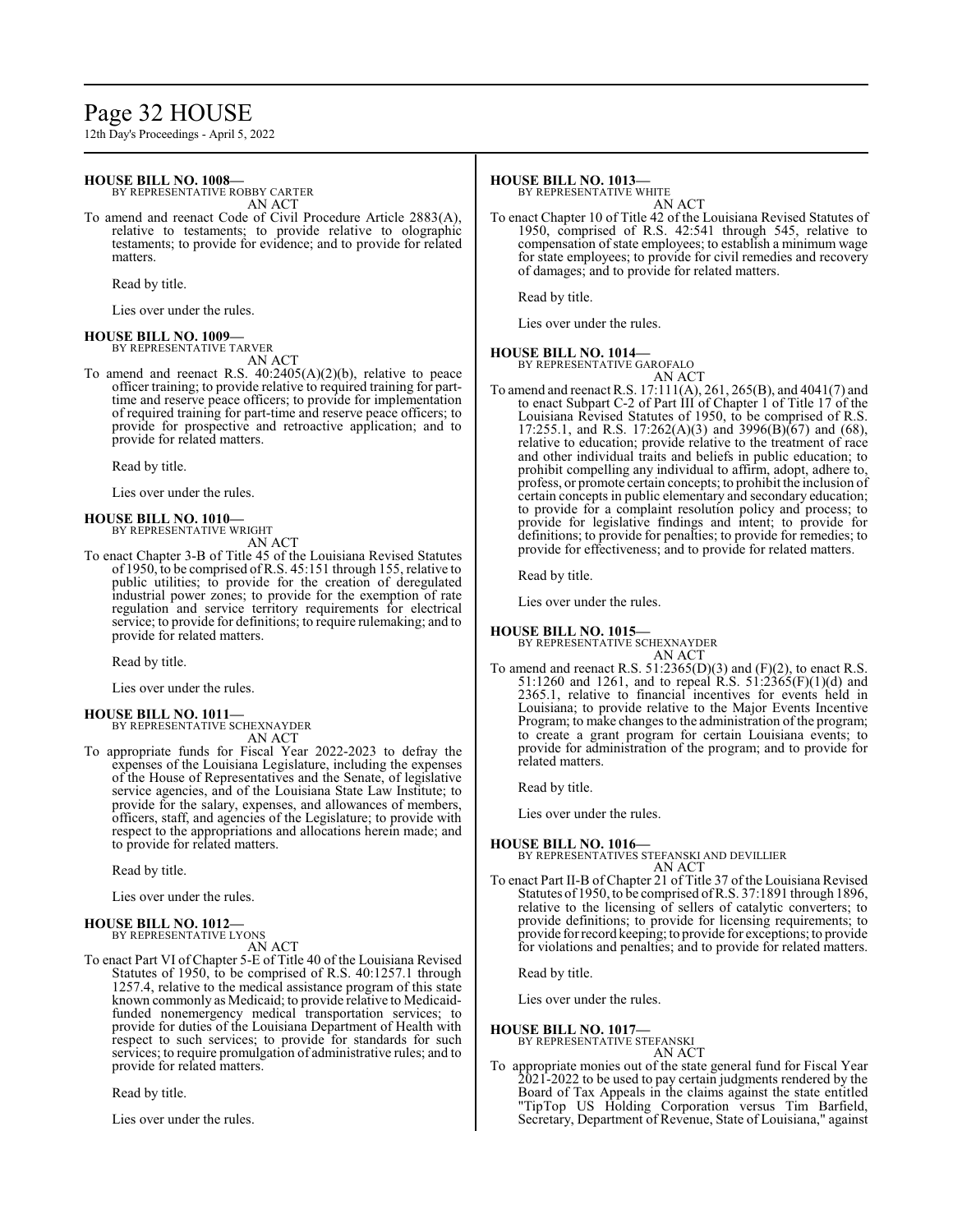**HOUSE BILL NO. 1008—**
BY REPRESENTATIVE ROBBY CARTER
AN ACT

To amend and reenact Code of Civil Procedure Article 2883(A), relative to testaments; to provide relative to olographic testaments; to provide for evidence; and to provide for related matters.

Read by title.

Lies over under the rules.

**HOUSE BILL NO. 1009—**
BY REPRESENTATIVE TARVER
AN ACT

To amend and reenact R.S. 40:2405(A)(2)(b), relative to peace officer training; to provide relative to required training for part-time and reserve peace officers; to provide for implementation of required training for part-time and reserve peace officers; to provide for prospective and retroactive application; and to provide for related matters.

Read by title.

Lies over under the rules.

**HOUSE BILL NO. 1010—**
BY REPRESENTATIVE WRIGHT
AN ACT

To enact Chapter 3-B of Title 45 of the Louisiana Revised Statutes of 1950, to be comprised of R.S. 45:151 through 155, relative to public utilities; to provide for the creation of deregulated industrial power zones; to provide for the exemption of rate regulation and service territory requirements for electrical service; to provide for definitions; to require rulemaking; and to provide for related matters.

Read by title.

Lies over under the rules.

**HOUSE BILL NO. 1011—**
BY REPRESENTATIVE SCHEXNAYDER
AN ACT

To appropriate funds for Fiscal Year 2022-2023 to defray the expenses of the Louisiana Legislature, including the expenses of the House of Representatives and the Senate, of legislative service agencies, and of the Louisiana State Law Institute; to provide for the salary, expenses, and allowances of members, officers, staff, and agencies of the Legislature; to provide with respect to the appropriations and allocations herein made; and to provide for related matters.

Read by title.

Lies over under the rules.

**HOUSE BILL NO. 1012—**
BY REPRESENTATIVE LYONS
AN ACT

To enact Part VI of Chapter 5-E of Title 40 of the Louisiana Revised Statutes of 1950, to be comprised of R.S. 40:1257.1 through 1257.4, relative to the medical assistance program of this state known commonly as Medicaid; to provide relative to Medicaid-funded nonemergency medical transportation services; to provide for duties of the Louisiana Department of Health with respect to such services; to provide for standards for such services; to require promulgation of administrative rules; and to provide for related matters.

Read by title.

Lies over under the rules.

**HOUSE BILL NO. 1013—**
BY REPRESENTATIVE WHITE
AN ACT

To enact Chapter 10 of Title 42 of the Louisiana Revised Statutes of 1950, comprised of R.S. 42:541 through 545, relative to compensation of state employees; to establish a minimum wage for state employees; to provide for civil remedies and recovery of damages; and to provide for related matters.

Read by title.

Lies over under the rules.

**HOUSE BILL NO. 1014—**
BY REPRESENTATIVE GAROFALO
AN ACT

To amend and reenact R.S. 17:111(A), 261, 265(B), and 4041(7) and to enact Subpart C-2 of Part III of Chapter 1 of Title 17 of the Louisiana Revised Statutes of 1950, to be comprised of R.S. 17:255.1, and R.S. 17:262(A)(3) and 3996(B)(67) and (68), relative to education; provide relative to the treatment of race and other individual traits and beliefs in public education; to prohibit compelling any individual to affirm, adopt, adhere to, profess, or promote certain concepts; to prohibit the inclusion of certain concepts in public elementary and secondary education; to provide for a complaint resolution policy and process; to provide for legislative findings and intent; to provide for definitions; to provide for penalties; to provide for remedies; to provide for effectiveness; and to provide for related matters.

Read by title.

Lies over under the rules.

**HOUSE BILL NO. 1015—**
BY REPRESENTATIVE SCHEXNAYDER
AN ACT

To amend and reenact R.S. 51:2365(D)(3) and (F)(2), to enact R.S. 51:1260 and 1261, and to repeal R.S. 51:2365(F)(1)(d) and 2365.1, relative to financial incentives for events held in Louisiana; to provide relative to the Major Events Incentive Program; to make changes to the administration of the program; to create a grant program for certain Louisiana events; to provide for administration of the program; and to provide for related matters.

Read by title.

Lies over under the rules.

**HOUSE BILL NO. 1016—**
BY REPRESENTATIVES STEFANSKI AND DEVILLIER
AN ACT

To enact Part II-B of Chapter 21 of Title 37 of the Louisiana Revised Statutes of 1950, to be comprised of R.S. 37:1891 through 1896, relative to the licensing of sellers of catalytic converters; to provide definitions; to provide for licensing requirements; to provide for record keeping; to provide for exceptions; to provide for violations and penalties; and to provide for related matters.

Read by title.

Lies over under the rules.

**HOUSE BILL NO. 1017—**
BY REPRESENTATIVE STEFANSKI
AN ACT

To appropriate monies out of the state general fund for Fiscal Year 2021-2022 to be used to pay certain judgments rendered by the Board of Tax Appeals in the claims against the state entitled "TipTop US Holding Corporation versus Tim Barfield, Secretary, Department of Revenue, State of Louisiana," against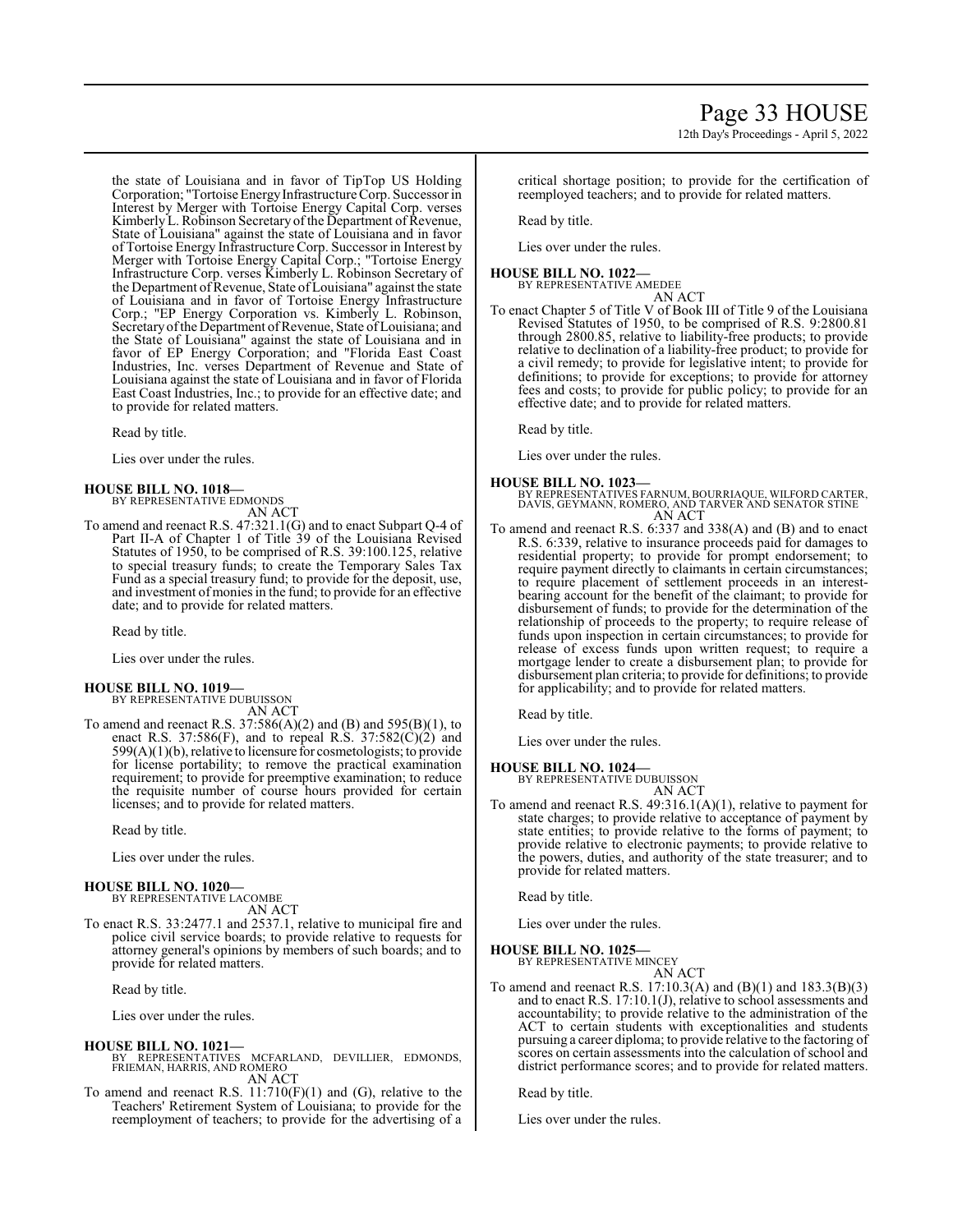the state of Louisiana and in favor of TipTop US Holding Corporation; "Tortoise Energy Infrastructure Corp. Successor in Interest by Merger with Tortoise Energy Capital Corp. verses Kimberly L. Robinson Secretary of the Department of Revenue, State of Louisiana" against the state of Louisiana and in favor of Tortoise Energy Infrastructure Corp. Successor in Interest by Merger with Tortoise Energy Capital Corp.; "Tortoise Energy Infrastructure Corp. verses Kimberly L. Robinson Secretary of the Department of Revenue, State of Louisiana" against the state of Louisiana and in favor of Tortoise Energy Infrastructure Corp.; "EP Energy Corporation vs. Kimberly L. Robinson, Secretary of the Department of Revenue, State of Louisiana; and the State of Louisiana" against the state of Louisiana and in favor of EP Energy Corporation; and "Florida East Coast Industries, Inc. verses Department of Revenue and State of Louisiana against the state of Louisiana and in favor of Florida East Coast Industries, Inc.; to provide for an effective date; and to provide for related matters.

Read by title.

Lies over under the rules.

**HOUSE BILL NO. 1018—**
BY REPRESENTATIVE EDMONDS
AN ACT

To amend and reenact R.S. 47:321.1(G) and to enact Subpart Q-4 of Part II-A of Chapter 1 of Title 39 of the Louisiana Revised Statutes of 1950, to be comprised of R.S. 39:100.125, relative to special treasury funds; to create the Temporary Sales Tax Fund as a special treasury fund; to provide for the deposit, use, and investment of monies in the fund; to provide for an effective date; and to provide for related matters.

Read by title.

Lies over under the rules.

**HOUSE BILL NO. 1019—**
BY REPRESENTATIVE DUBUISSON
AN ACT

To amend and reenact R.S. 37:586(A)(2) and (B) and 595(B)(1), to enact R.S. 37:586(F), and to repeal R.S. 37:582(C)(2) and 599(A)(1)(b), relative to licensure for cosmetologists; to provide for license portability; to remove the practical examination requirement; to provide for preemptive examination; to reduce the requisite number of course hours provided for certain licenses; and to provide for related matters.

Read by title.

Lies over under the rules.

**HOUSE BILL NO. 1020—**
BY REPRESENTATIVE LACOMBE
AN ACT

To enact R.S. 33:2477.1 and 2537.1, relative to municipal fire and police civil service boards; to provide relative to requests for attorney general's opinions by members of such boards; and to provide for related matters.

Read by title.

Lies over under the rules.

**HOUSE BILL NO. 1021—**
BY REPRESENTATIVES MCFARLAND, DEVILLIER, EDMONDS, FRIEMAN, HARRIS, AND ROMERO
AN ACT

To amend and reenact R.S. 11:710(F)(1) and (G), relative to the Teachers' Retirement System of Louisiana; to provide for the reemployment of teachers; to provide for the advertising of a critical shortage position; to provide for the certification of reemployed teachers; and to provide for related matters.

Read by title.

Lies over under the rules.

**HOUSE BILL NO. 1022—**
BY REPRESENTATIVE AMEDEE
AN ACT

To enact Chapter 5 of Title V of Book III of Title 9 of the Louisiana Revised Statutes of 1950, to be comprised of R.S. 9:2800.81 through 2800.85, relative to liability-free products; to provide relative to declination of a liability-free product; to provide for a civil remedy; to provide for legislative intent; to provide for definitions; to provide for exceptions; to provide for attorney fees and costs; to provide for public policy; to provide for an effective date; and to provide for related matters.

Read by title.

Lies over under the rules.

**HOUSE BILL NO. 1023—**
BY REPRESENTATIVES FARNUM, BOURRIAQUE, WILFORD CARTER, DAVIS, GEYMANN, ROMERO, AND TARVER AND SENATOR STINE
AN ACT

To amend and reenact R.S. 6:337 and 338(A) and (B) and to enact R.S. 6:339, relative to insurance proceeds paid for damages to residential property; to provide for prompt endorsement; to require payment directly to claimants in certain circumstances; to require placement of settlement proceeds in an interest-bearing account for the benefit of the claimant; to provide for disbursement of funds; to provide for the determination of the relationship of proceeds to the property; to require release of funds upon inspection in certain circumstances; to provide for release of excess funds upon written request; to require a mortgage lender to create a disbursement plan; to provide for disbursement plan criteria; to provide for definitions; to provide for applicability; and to provide for related matters.

Read by title.

Lies over under the rules.

**HOUSE BILL NO. 1024—**
BY REPRESENTATIVE DUBUISSON
AN ACT

To amend and reenact R.S. 49:316.1(A)(1), relative to payment for state charges; to provide relative to acceptance of payment by state entities; to provide relative to the forms of payment; to provide relative to electronic payments; to provide relative to the powers, duties, and authority of the state treasurer; and to provide for related matters.

Read by title.

Lies over under the rules.

**HOUSE BILL NO. 1025—**
BY REPRESENTATIVE MINCEY
AN ACT

To amend and reenact R.S. 17:10.3(A) and (B)(1) and 183.3(B)(3) and to enact R.S. 17:10.1(J), relative to school assessments and accountability; to provide relative to the administration of the ACT to certain students with exceptionalities and students pursuing a career diploma; to provide relative to the factoring of scores on certain assessments into the calculation of school and district performance scores; and to provide for related matters.

Read by title.

Lies over under the rules.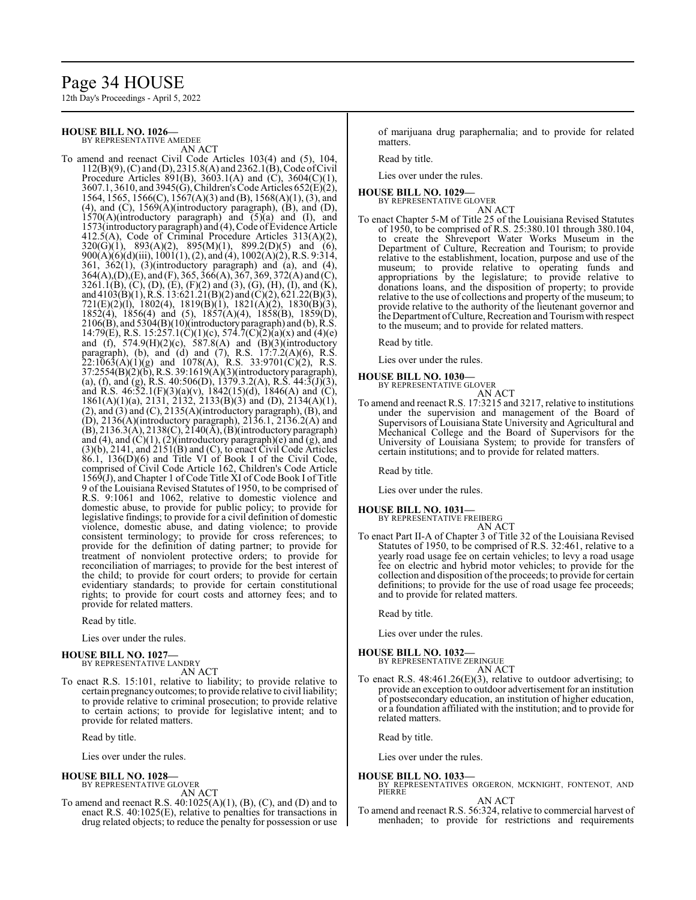**HOUSE BILL NO. 1026—**
BY REPRESENTATIVE AMEDEE

AN ACT

To amend and reenact Civil Code Articles 103(4) and (5), 104, 112(B)(9), (C) and (D), 2315.8(A) and 2362.1(B), Code of Civil Procedure Articles 891(B), 3603.1(A) and (C), 3604(C)(1), 3607.1, 3610, and 3945(G), Children's Code Articles 652(E)(2), 1564, 1565, 1566(C), 1567(A)(3) and (B), 1568(A)(1), (3), and (4), and (C), 1569(A)(introductory paragraph), (B), and (D), 1570(A)(introductory paragraph) and (5)(a) and (I), and 1573(introductory paragraph) and (4), Code of Evidence Article 412.5(A), Code of Criminal Procedure Articles 313(A)(2), 320(G)(1), 893(A)(2), 895(M)(1), 899.2(D)(5) and (6), 900(A)(6)(d)(iii), 1001(1), (2), and (4), 1002(A)(2), R.S. 9:314, 361, 362(1), (3)(introductory paragraph) and (a), and (4), 364(A),(D),(E), and (F), 365, 366(A), 367, 369, 372(A) and (C), 3261.1(B), (C), (D), (E), (F)(2) and (3), (G), (H), (I), and (K), and 4103(B)(1), R.S. 13:621.21(B)(2) and (C)(2), 621.22(B)(3), 721(E)(2)(l), 1802(4), 1819(B)(1), 1821(A)(2), 1830(B)(3), 1852(4), 1856(4) and (5), 1857(A)(4), 1858(B), 1859(D), 2106(B), and 5304(B)(10)(introductory paragraph) and (b), R.S. 14:79(E), R.S. 15:257.1(C)(1)(c), 574.7(C)(2)(a)(x) and (4)(e) and (f), 574.9(H)(2)(c), 587.8(A) and (B)(3)(introductory paragraph), (b), and (d) and (7), R.S. 17:7.2(A)(6), R.S. 22:1063(A)(1)(g) and 1078(A), R.S. 33:9701(C)(2), R.S. 37:2554(B)(2)(b), R.S. 39:1619(A)(3)(introductory paragraph), (a), (f), and (g), R.S. 40:506(D), 1379.3.2(A), R.S. 44:3(J)(3), and R.S. 46:52.1(F)(3)(a)(v), 1842(15)(d), 1846(A) and (C), 1861(A)(1)(a), 2131, 2132, 2133(B)(3) and (D), 2134(A)(1), (2), and (3) and (C), 2135(A)(introductory paragraph), (B), and (D), 2136(A)(introductory paragraph), 2136.1, 2136.2(A) and (B), 2136.3(A), 2138(C), 2140(A), (B)(introductory paragraph) and (4), and (C)(1), (2)(introductory paragraph)(e) and (g), and (3)(b), 2141, and 2151(B) and (C), to enact Civil Code Articles 86.1, 136(D)(6) and Title VI of Book I of the Civil Code, comprised of Civil Code Article 162, Children's Code Article 1569(J), and Chapter 1 of Code Title XI of Code Book I of Title 9 of the Louisiana Revised Statutes of 1950, to be comprised of R.S. 9:1061 and 1062, relative to domestic violence and domestic abuse, to provide for public policy; to provide for legislative findings; to provide for a civil definition of domestic violence, domestic abuse, and dating violence; to provide consistent terminology; to provide for cross references; to provide for the definition of dating partner; to provide for treatment of nonviolent protective orders; to provide for reconciliation of marriages; to provide for the best interest of the child; to provide for court orders; to provide for certain evidentiary standards; to provide for certain constitutional rights; to provide for court costs and attorney fees; and to provide for related matters.

Read by title.

Lies over under the rules.

**HOUSE BILL NO. 1027—**
BY REPRESENTATIVE LANDRY

AN ACT

To enact R.S. 15:101, relative to liability; to provide relative to certain pregnancy outcomes; to provide relative to civil liability; to provide relative to criminal prosecution; to provide relative to certain actions; to provide for legislative intent; and to provide for related matters.

Read by title.

Lies over under the rules.

**HOUSE BILL NO. 1028—**
BY REPRESENTATIVE GLOVER

AN ACT

To amend and reenact R.S. 40:1025(A)(1), (B), (C), and (D) and to enact R.S. 40:1025(E), relative to penalties for transactions in drug related objects; to reduce the penalty for possession or use of marijuana drug paraphernalia; and to provide for related matters.

Read by title.

Lies over under the rules.

**HOUSE BILL NO. 1029—**
BY REPRESENTATIVE GLOVER

AN ACT

To enact Chapter 5-M of Title 25 of the Louisiana Revised Statutes of 1950, to be comprised of R.S. 25:380.101 through 380.104, to create the Shreveport Water Works Museum in the Department of Culture, Recreation and Tourism; to provide relative to the establishment, location, purpose and use of the museum; to provide relative to operating funds and appropriations by the legislature; to provide relative to donations loans, and the disposition of property; to provide relative to the use of collections and property of the museum; to provide relative to the authority of the lieutenant governor and the Department of Culture, Recreation and Tourism with respect to the museum; and to provide for related matters.

Read by title.

Lies over under the rules.

**HOUSE BILL NO. 1030—**
BY REPRESENTATIVE GLOVER

AN ACT

To amend and reenact R.S. 17:3215 and 3217, relative to institutions under the supervision and management of the Board of Supervisors of Louisiana State University and Agricultural and Mechanical College and the Board of Supervisors for the University of Louisiana System; to provide for transfers of certain institutions; and to provide for related matters.

Read by title.

Lies over under the rules.

**HOUSE BILL NO. 1031—**
BY REPRESENTATIVE FREIBERG

AN ACT

To enact Part II-A of Chapter 3 of Title 32 of the Louisiana Revised Statutes of 1950, to be comprised of R.S. 32:461, relative to a yearly road usage fee on certain vehicles; to levy a road usage fee on electric and hybrid motor vehicles; to provide for the collection and disposition of the proceeds; to provide for certain definitions; to provide for the use of road usage fee proceeds; and to provide for related matters.

Read by title.

Lies over under the rules.

**HOUSE BILL NO. 1032—**
BY REPRESENTATIVE ZERINGUE

AN ACT

To enact R.S. 48:461.26(E)(3), relative to outdoor advertising; to provide an exception to outdoor advertisement for an institution of postsecondary education, an institution of higher education, or a foundation affiliated with the institution; and to provide for related matters.

Read by title.

Lies over under the rules.

**HOUSE BILL NO. 1033—**
BY REPRESENTATIVES ORGERON, MCKNIGHT, FONTENOT, AND PIERRE

AN ACT

To amend and reenact R.S. 56:324, relative to commercial harvest of menhaden; to provide for restrictions and requirements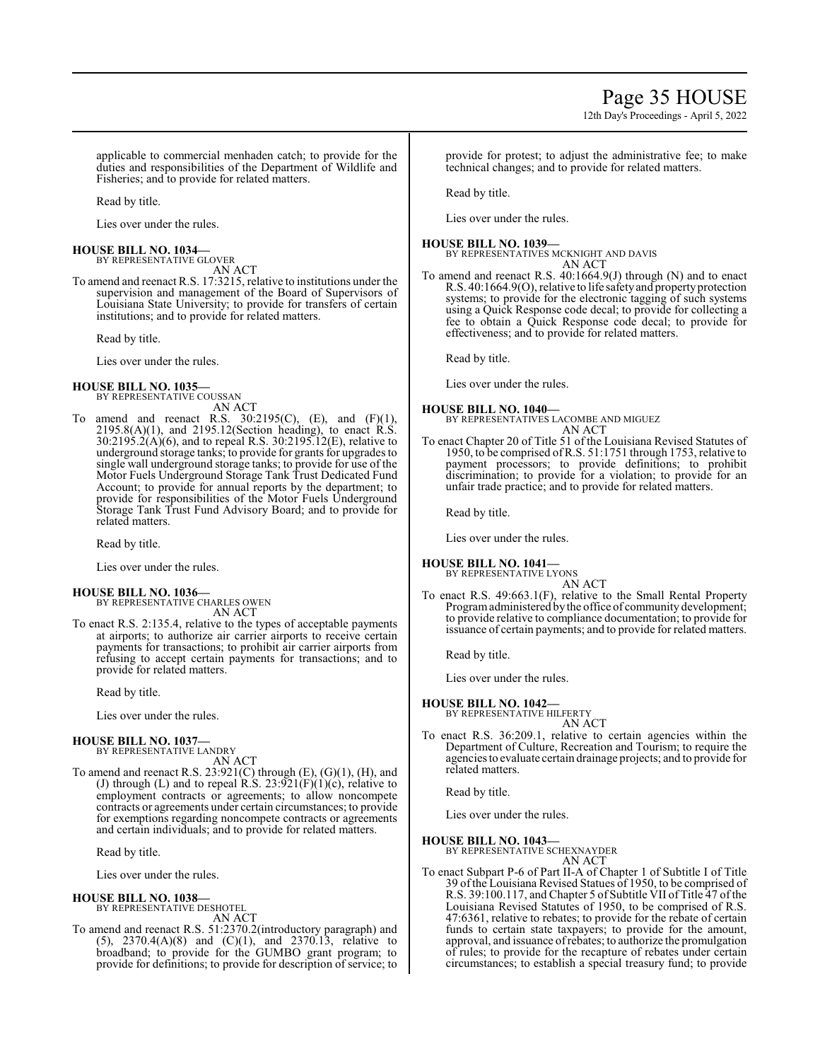applicable to commercial menhaden catch; to provide for the duties and responsibilities of the Department of Wildlife and Fisheries; and to provide for related matters.

Read by title.

Lies over under the rules.

**HOUSE BILL NO. 1034—**
BY REPRESENTATIVE GLOVER
AN ACT

To amend and reenact R.S. 17:3215, relative to institutions under the supervision and management of the Board of Supervisors of Louisiana State University; to provide for transfers of certain institutions; and to provide for related matters.

Read by title.

Lies over under the rules.

**HOUSE BILL NO. 1035—**
BY REPRESENTATIVE COUSSAN
AN ACT

To amend and reenact R.S. 30:2195(C), (E), and (F)(1), 2195.8(A)(1), and 2195.12(Section heading), to enact R.S. 30:2195.2(A)(6), and to repeal R.S. 30:2195.12(E), relative to underground storage tanks; to provide for grants for upgrades to single wall underground storage tanks; to provide for use of the Motor Fuels Underground Storage Tank Trust Dedicated Fund Account; to provide for annual reports by the department; to provide for responsibilities of the Motor Fuels Underground Storage Tank Trust Fund Advisory Board; and to provide for related matters.

Read by title.

Lies over under the rules.

**HOUSE BILL NO. 1036—**
BY REPRESENTATIVE CHARLES OWEN
AN ACT

To enact R.S. 2:135.4, relative to the types of acceptable payments at airports; to authorize air carrier airports to receive certain payments for transactions; to prohibit air carrier airports from refusing to accept certain payments for transactions; and to provide for related matters.

Read by title.

Lies over under the rules.

**HOUSE BILL NO. 1037—**
BY REPRESENTATIVE LANDRY
AN ACT

To amend and reenact R.S. 23:921(C) through (E), (G)(1), (H), and (J) through (L) and to repeal R.S. 23:921(F)(1)(c), relative to employment contracts or agreements; to allow noncompete contracts or agreements under certain circumstances; to provide for exemptions regarding noncompete contracts or agreements and certain individuals; and to provide for related matters.

Read by title.

Lies over under the rules.

**HOUSE BILL NO. 1038—**
BY REPRESENTATIVE DESHOTEL
AN ACT

To amend and reenact R.S. 51:2370.2(introductory paragraph) and (5), 2370.4(A)(8) and (C)(1), and 2370.13, relative to broadband; to provide for the GUMBO grant program; to provide for definitions; to provide for description of service; to provide for protest; to adjust the administrative fee; to make technical changes; and to provide for related matters.

Read by title.

Lies over under the rules.

**HOUSE BILL NO. 1039—**
BY REPRESENTATIVES MCKNIGHT AND DAVIS
AN ACT

To amend and reenact R.S. 40:1664.9(J) through (N) and to enact R.S. 40:1664.9(O), relative to life safety and property protection systems; to provide for the electronic tagging of such systems using a Quick Response code decal; to provide for collecting a fee to obtain a Quick Response code decal; to provide for effectiveness; and to provide for related matters.

Read by title.

Lies over under the rules.

**HOUSE BILL NO. 1040—**
BY REPRESENTATIVES LACOMBE AND MIGUEZ
AN ACT

To enact Chapter 20 of Title 51 of the Louisiana Revised Statutes of 1950, to be comprised of R.S. 51:1751 through 1753, relative to payment processors; to provide definitions; to prohibit discrimination; to provide for a violation; to provide for an unfair trade practice; and to provide for related matters.

Read by title.

Lies over under the rules.

**HOUSE BILL NO. 1041—**
BY REPRESENTATIVE LYONS
AN ACT

To enact R.S. 49:663.1(F), relative to the Small Rental Property Program administered by the office of community development; to provide relative to compliance documentation; to provide for issuance of certain payments; and to provide for related matters.

Read by title.

Lies over under the rules.

**HOUSE BILL NO. 1042—**
BY REPRESENTATIVE HILFERTY
AN ACT

To enact R.S. 36:209.1, relative to certain agencies within the Department of Culture, Recreation and Tourism; to require the agencies to evaluate certain drainage projects; and to provide for related matters.

Read by title.

Lies over under the rules.

**HOUSE BILL NO. 1043—**
BY REPRESENTATIVE SCHEXNAYDER
AN ACT

To enact Subpart P-6 of Part II-A of Chapter 1 of Subtitle I of Title 39 of the Louisiana Revised Statues of 1950, to be comprised of R.S. 39:100.117, and Chapter 5 of Subtitle VII of Title 47 of the Louisiana Revised Statutes of 1950, to be comprised of R.S. 47:6361, relative to rebates; to provide for the rebate of certain funds to certain state taxpayers; to provide for the amount, approval, and issuance of rebates; to authorize the promulgation of rules; to provide for the recapture of rebates under certain circumstances; to establish a special treasury fund; to provide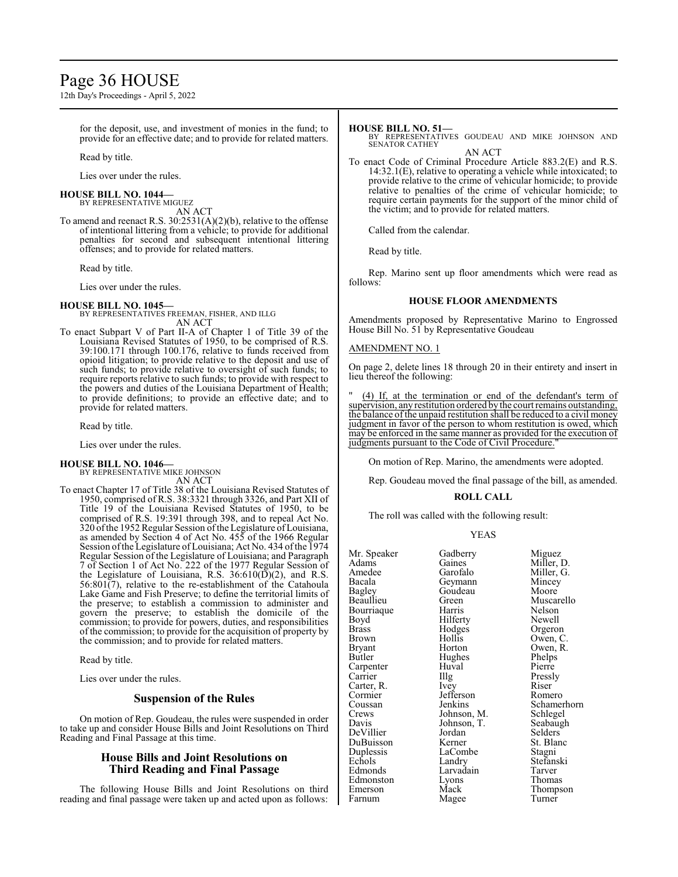for the deposit, use, and investment of monies in the fund; to provide for an effective date; and to provide for related matters.

Read by title.

Lies over under the rules.

**HOUSE BILL NO. 1044—**
BY REPRESENTATIVE MIGUEZ
AN ACT

To amend and reenact R.S. 30:2531(A)(2)(b), relative to the offense of intentional littering from a vehicle; to provide for additional penalties for second and subsequent intentional littering offenses; and to provide for related matters.

Read by title.

Lies over under the rules.

**HOUSE BILL NO. 1045—**
BY REPRESENTATIVES FREEMAN, FISHER, AND ILLG
AN ACT

To enact Subpart V of Part II-A of Chapter 1 of Title 39 of the Louisiana Revised Statutes of 1950, to be comprised of R.S. 39:100.171 through 100.176, relative to funds received from opioid litigation; to provide relative to the deposit and use of such funds; to provide relative to oversight of such funds; to require reports relative to such funds; to provide with respect to the powers and duties of the Louisiana Department of Health; to provide definitions; to provide an effective date; and to provide for related matters.

Read by title.

Lies over under the rules.

**HOUSE BILL NO. 1046—**
BY REPRESENTATIVE MIKE JOHNSON
AN ACT

To enact Chapter 17 of Title 38 of the Louisiana Revised Statutes of 1950, comprised of R.S. 38:3321 through 3326, and Part XII of Title 19 of the Louisiana Revised Statutes of 1950, to be comprised of R.S. 19:391 through 398, and to repeal Act No. 320 of the 1952 Regular Session of the Legislature of Louisiana, as amended by Section 4 of Act No. 455 of the 1966 Regular Session of the Legislature of Louisiana; Act No. 434 of the 1974 Regular Session of the Legislature of Louisiana; and Paragraph 7 of Section 1 of Act No. 222 of the 1977 Regular Session of the Legislature of Louisiana, R.S. 36:610(D)(2), and R.S. 56:801(7), relative to the re-establishment of the Catahoula Lake Game and Fish Preserve; to define the territorial limits of the preserve; to establish a commission to administer and govern the preserve; to establish the domicile of the commission; to provide for powers, duties, and responsibilities of the commission; to provide for the acquisition of property by the commission; and to provide for related matters.

Read by title.

Lies over under the rules.

## Suspension of the Rules

On motion of Rep. Goudeau, the rules were suspended in order to take up and consider House Bills and Joint Resolutions on Third Reading and Final Passage at this time.

## House Bills and Joint Resolutions on Third Reading and Final Passage

The following House Bills and Joint Resolutions on third reading and final passage were taken up and acted upon as follows:

**HOUSE BILL NO. 51—**
BY REPRESENTATIVES GOUDEAU AND MIKE JOHNSON AND SENATOR CATHEY
AN ACT

To enact Code of Criminal Procedure Article 883.2(E) and R.S. 14:32.1(E), relative to operating a vehicle while intoxicated; to provide relative to the crime of vehicular homicide; to provide relative to penalties of the crime of vehicular homicide; to require certain payments for the support of the minor child of the victim; and to provide for related matters.

Called from the calendar.

Read by title.

Rep. Marino sent up floor amendments which were read as follows:

### HOUSE FLOOR AMENDMENTS

Amendments proposed by Representative Marino to Engrossed House Bill No. 51 by Representative Goudeau

AMENDMENT NO. 1

On page 2, delete lines 18 through 20 in their entirety and insert in lieu thereof the following:

"(4) If, at the termination or end of the defendant's term of supervision, any restitution ordered by the court remains outstanding, the balance of the unpaid restitution shall be reduced to a civil money judgment in favor of the person to whom restitution is owed, which may be enforced in the same manner as provided for the execution of judgments pursuant to the Code of Civil Procedure."

On motion of Rep. Marino, the amendments were adopted.

Rep. Goudeau moved the final passage of the bill, as amended.

### ROLL CALL

The roll was called with the following result:

YEAS

| | | |
|---|---|---|
| Mr. Speaker | Gadberry | Miguez |
| Adams | Gaines | Miller, D. |
| Amedee | Garofalo | Miller, G. |
| Bacala | Geymann | Mincey |
| Bagley | Goudeau | Moore |
| Beaullieu | Green | Muscarello |
| Bourriaque | Harris | Nelson |
| Boyd | Hilferty | Newell |
| Brass | Hodges | Orgeron |
| Brown | Hollis | Owen, C. |
| Bryant | Horton | Owen, R. |
| Butler | Hughes | Phelps |
| Carpenter | Huval | Pierre |
| Carrier | Illg | Pressly |
| Carter, R. | Ivey | Riser |
| Cormier | Jefferson | Romero |
| Coussan | Jenkins | Schamerhorn |
| Crews | Johnson, M. | Schlegel |
| Davis | Johnson, T. | Seabaugh |
| DeVillier | Jordan | Selders |
| DuBuisson | Kerner | St. Blanc |
| Duplessis | LaCombe | Stagni |
| Echols | Landry | Stefanski |
| Edmonds | Larvadain | Tarver |
| Edmonston | Lyons | Thomas |
| Emerson | Mack | Thompson |
| Farnum | Magee | Turner |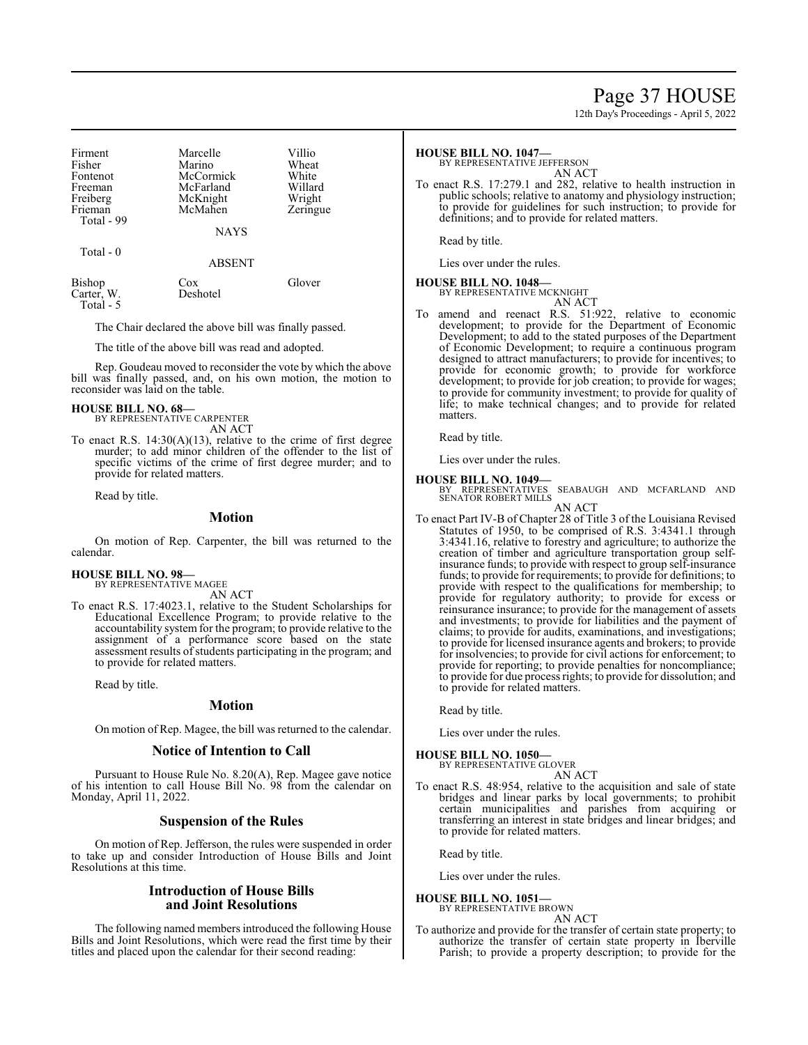| | | |
|---|---|---|
| Firment | Marcelle | Villio |
| Fisher | Marino | Wheat |
| Fontenot | McCormick | White |
| Freeman | McFarland | Willard |
| Freiberg | McKnight | Wright |
| Frieman | McMahen | Zeringue |
| Total - 99 | | |

NAYS

Total - 0

ABSENT

| | | |
|---|---|---|
| Bishop | Cox | Glover |
| Carter, W. | Deshotel | |
| Total - 5 | | |

The Chair declared the above bill was finally passed.

The title of the above bill was read and adopted.

Rep. Goudeau moved to reconsider the vote by which the above bill was finally passed, and, on his own motion, the motion to reconsider was laid on the table.

**HOUSE BILL NO. 68—**
BY REPRESENTATIVE CARPENTER
AN ACT

To enact R.S. 14:30(A)(13), relative to the crime of first degree murder; to add minor children of the offender to the list of specific victims of the crime of first degree murder; and to provide for related matters.

Read by title.

## Motion

On motion of Rep. Carpenter, the bill was returned to the calendar.

**HOUSE BILL NO. 98—**
BY REPRESENTATIVE MAGEE
AN ACT

To enact R.S. 17:4023.1, relative to the Student Scholarships for Educational Excellence Program; to provide relative to the accountability system for the program; to provide relative to the assignment of a performance score based on the state assessment results of students participating in the program; and to provide for related matters.

Read by title.

## Motion

On motion of Rep. Magee, the bill was returned to the calendar.

## Notice of Intention to Call

Pursuant to House Rule No. 8.20(A), Rep. Magee gave notice of his intention to call House Bill No. 98 from the calendar on Monday, April 11, 2022.

## Suspension of the Rules

On motion of Rep. Jefferson, the rules were suspended in order to take up and consider Introduction of House Bills and Joint Resolutions at this time.

## Introduction of House Bills and Joint Resolutions

The following named members introduced the following House Bills and Joint Resolutions, which were read the first time by their titles and placed upon the calendar for their second reading:

**HOUSE BILL NO. 1047—**
BY REPRESENTATIVE JEFFERSON
AN ACT

To enact R.S. 17:279.1 and 282, relative to health instruction in public schools; relative to anatomy and physiology instruction; to provide for guidelines for such instruction; to provide for definitions; and to provide for related matters.

Read by title.

Lies over under the rules.

**HOUSE BILL NO. 1048—**
BY REPRESENTATIVE MCKNIGHT
AN ACT

To amend and reenact R.S. 51:922, relative to economic development; to provide for the Department of Economic Development; to add to the stated purposes of the Department of Economic Development; to require a continuous program designed to attract manufacturers; to provide for incentives; to provide for economic growth; to provide for workforce development; to provide for job creation; to provide for wages; to provide for community investment; to provide for quality of life; to make technical changes; and to provide for related matters.

Read by title.

Lies over under the rules.

**HOUSE BILL NO. 1049—**
BY REPRESENTATIVES SEABAUGH AND MCFARLAND AND SENATOR ROBERT MILLS
AN ACT

To enact Part IV-B of Chapter 28 of Title 3 of the Louisiana Revised Statutes of 1950, to be comprised of R.S. 3:4341.1 through 3:4341.16, relative to forestry and agriculture; to authorize the creation of timber and agriculture transportation group self-insurance funds; to provide with respect to group self-insurance funds; to provide for requirements; to provide for definitions; to provide with respect to the qualifications for membership; to provide for regulatory authority; to provide for excess or reinsurance insurance; to provide for the management of assets and investments; to provide for liabilities and the payment of claims; to provide for audits, examinations, and investigations; to provide for licensed insurance agents and brokers; to provide for insolvencies; to provide for civil actions for enforcement; to provide for reporting; to provide penalties for noncompliance; to provide for due process rights; to provide for dissolution; and to provide for related matters.

Read by title.

Lies over under the rules.

**HOUSE BILL NO. 1050—**
BY REPRESENTATIVE GLOVER
AN ACT

To enact R.S. 48:954, relative to the acquisition and sale of state bridges and linear parks by local governments; to prohibit certain municipalities and parishes from acquiring or transferring an interest in state bridges and linear bridges; and to provide for related matters.

Read by title.

Lies over under the rules.

**HOUSE BILL NO. 1051—**
BY REPRESENTATIVE BROWN
AN ACT

To authorize and provide for the transfer of certain state property; to authorize the transfer of certain state property in Iberville Parish; to provide a property description; to provide for the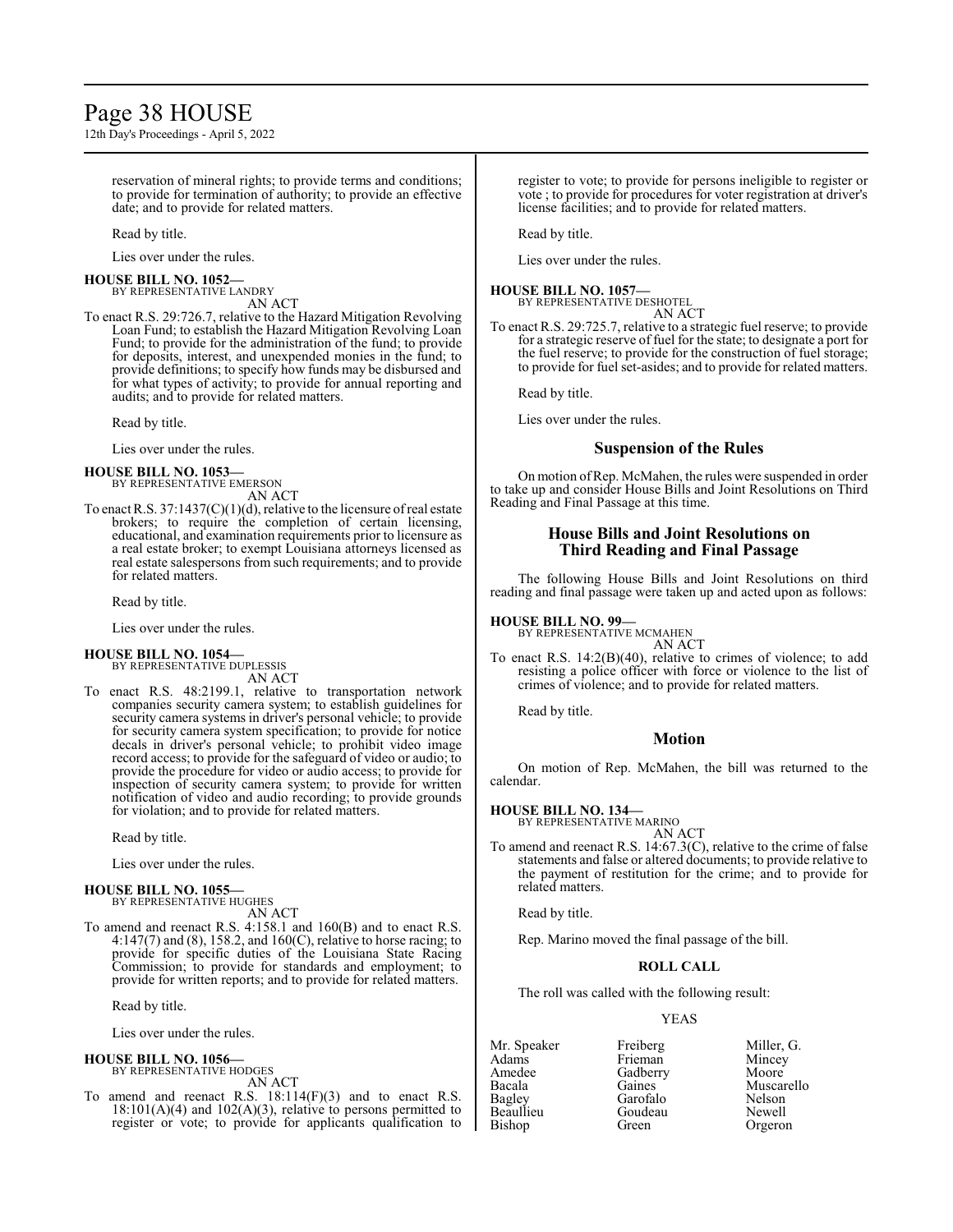reservation of mineral rights; to provide terms and conditions; to provide for termination of authority; to provide an effective date; and to provide for related matters.

Read by title.

Lies over under the rules.

**HOUSE BILL NO. 1052—**
BY REPRESENTATIVE LANDRY
AN ACT

To enact R.S. 29:726.7, relative to the Hazard Mitigation Revolving Loan Fund; to establish the Hazard Mitigation Revolving Loan Fund; to provide for the administration of the fund; to provide for deposits, interest, and unexpended monies in the fund; to provide definitions; to specify how funds may be disbursed and for what types of activity; to provide for annual reporting and audits; and to provide for related matters.

Read by title.

Lies over under the rules.

**HOUSE BILL NO. 1053—**
BY REPRESENTATIVE EMERSON
AN ACT

To enact R.S. 37:1437(C)(1)(d), relative to the licensure of real estate brokers; to require the completion of certain licensing, educational, and examination requirements prior to licensure as a real estate broker; to exempt Louisiana attorneys licensed as real estate salespersons from such requirements; and to provide for related matters.

Read by title.

Lies over under the rules.

**HOUSE BILL NO. 1054—**
BY REPRESENTATIVE DUPLESSIS
AN ACT

To enact R.S. 48:2199.1, relative to transportation network companies security camera system; to establish guidelines for security camera systems in driver's personal vehicle; to provide for security camera system specification; to provide for notice decals in driver's personal vehicle; to prohibit video image record access; to provide for the safeguard of video or audio; to provide the procedure for video or audio access; to provide for inspection of security camera system; to provide for written notification of video and audio recording; to provide grounds for violation; and to provide for related matters.

Read by title.

Lies over under the rules.

**HOUSE BILL NO. 1055—**
BY REPRESENTATIVE HUGHES
AN ACT

To amend and reenact R.S. 4:158.1 and 160(B) and to enact R.S. 4:147(7) and (8), 158.2, and 160(C), relative to horse racing; to provide for specific duties of the Louisiana State Racing Commission; to provide for standards and employment; to provide for written reports; and to provide for related matters.

Read by title.

Lies over under the rules.

**HOUSE BILL NO. 1056—**
BY REPRESENTATIVE HODGES
AN ACT

To amend and reenact R.S. 18:114(F)(3) and to enact R.S. 18:101(A)(4) and 102(A)(3), relative to persons permitted to register or vote; to provide for applicants qualification to register to vote; to provide for persons ineligible to register or vote ; to provide for procedures for voter registration at driver's license facilities; and to provide for related matters.

Read by title.

Lies over under the rules.

**HOUSE BILL NO. 1057—**
BY REPRESENTATIVE DESHOTEL
AN ACT

To enact R.S. 29:725.7, relative to a strategic fuel reserve; to provide for a strategic reserve of fuel for the state; to designate a port for the fuel reserve; to provide for the construction of fuel storage; to provide for fuel set-asides; and to provide for related matters.

Read by title.

Lies over under the rules.

## Suspension of the Rules

On motion of Rep. McMahen, the rules were suspended in order to take up and consider House Bills and Joint Resolutions on Third Reading and Final Passage at this time.

## House Bills and Joint Resolutions on Third Reading and Final Passage

The following House Bills and Joint Resolutions on third reading and final passage were taken up and acted upon as follows:

**HOUSE BILL NO. 99—**
BY REPRESENTATIVE MCMAHEN
AN ACT

To enact R.S. 14:2(B)(40), relative to crimes of violence; to add resisting a police officer with force or violence to the list of crimes of violence; and to provide for related matters.

Read by title.

## Motion

On motion of Rep. McMahen, the bill was returned to the calendar.

**HOUSE BILL NO. 134—**
BY REPRESENTATIVE MARINO
AN ACT

To amend and reenact R.S. 14:67.3(C), relative to the crime of false statements and false or altered documents; to provide relative to the payment of restitution for the crime; and to provide for related matters.

Read by title.

Rep. Marino moved the final passage of the bill.

**ROLL CALL**

The roll was called with the following result:

YEAS

| | | |
|---|---|---|
| Mr. Speaker | Freiberg | Miller, G. |
| Adams | Frieman | Mincey |
| Amedee | Gadberry | Moore |
| Bacala | Gaines | Muscarello |
| Bagley | Garofalo | Nelson |
| Beaullieu | Goudeau | Newell |
| Bishop | Green | Orgeron |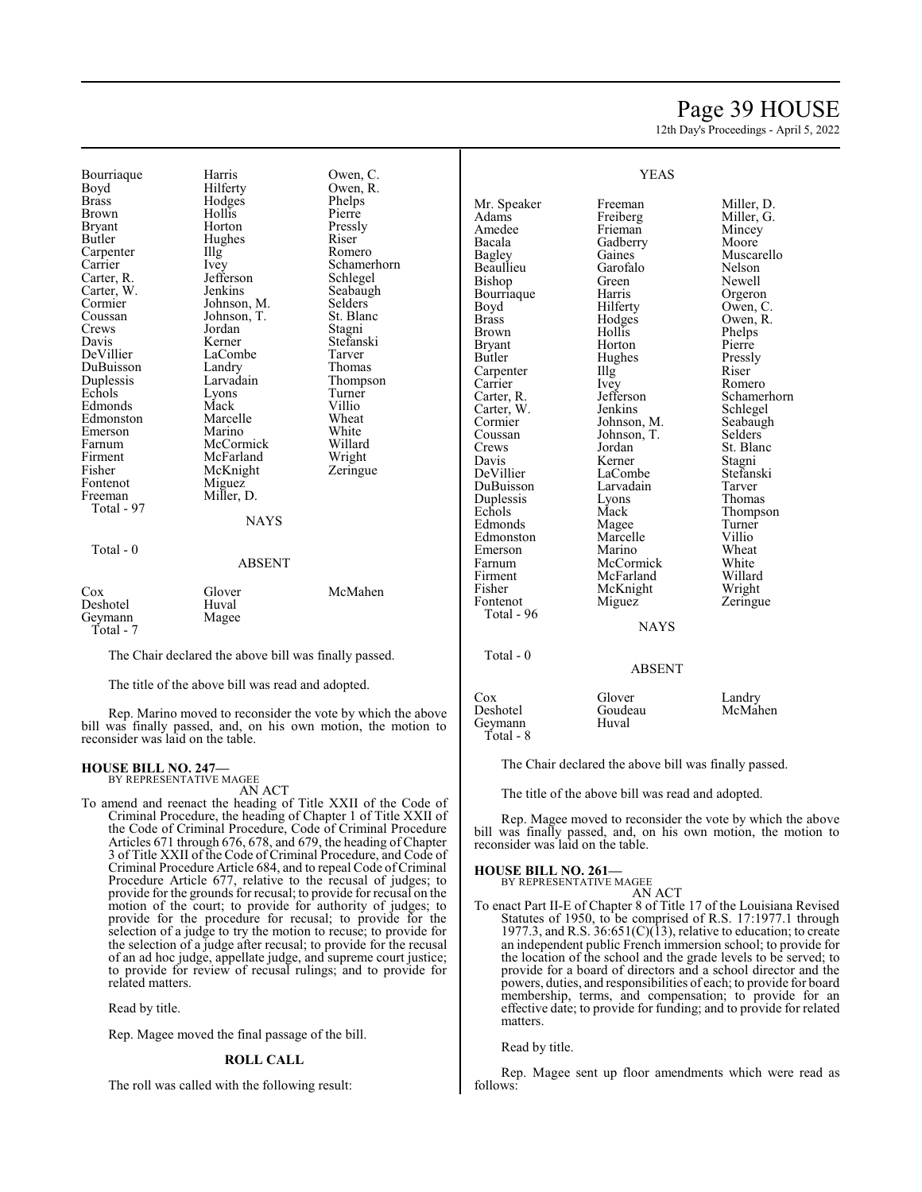| | | |
|---|---|---|
| Bourriaque | Harris | Owen, C. |
| Boyd | Hilferty | Owen, R. |
| Brass | Hodges | Phelps |
| Brown | Hollis | Pierre |
| Bryant | Horton | Pressly |
| Butler | Hughes | Riser |
| Carpenter | Illg | Romero |
| Carrier | Ivey | Schamerhorn |
| Carter, R. | Jefferson | Schlegel |
| Carter, W. | Jenkins | Seabaugh |
| Cormier | Johnson, M. | Selders |
| Coussan | Johnson, T. | St. Blanc |
| Crews | Jordan | Stagni |
| Davis | Kerner | Stefanski |
| DeVillier | LaCombe | Tarver |
| DuBuisson | Landry | Thomas |
| Duplessis | Larvadain | Thompson |
| Echols | Lyons | Turner |
| Edmonds | Mack | Villio |
| Edmonston | Marcelle | Wheat |
| Emerson | Marino | White |
| Farnum | McCormick | Willard |
| Firment | McFarland | Wright |
| Fisher | McKnight | Zeringue |
| Fontenot | Miguez | |
| Freeman | Miller, D. | |
| Total - 97 | | |

NAYS

Total - 0

ABSENT

| | | |
|---|---|---|
| Cox | Glover | McMahen |
| Deshotel | Huval | |
| Geymann | Magee | |
| Total - 7 | | |

The Chair declared the above bill was finally passed.

The title of the above bill was read and adopted.

Rep. Marino moved to reconsider the vote by which the above bill was finally passed, and, on his own motion, the motion to reconsider was laid on the table.

**HOUSE BILL NO. 247—**
BY REPRESENTATIVE MAGEE

AN ACT

To amend and reenact the heading of Title XXII of the Code of Criminal Procedure, the heading of Chapter 1 of Title XXII of the Code of Criminal Procedure, Code of Criminal Procedure Articles 671 through 676, 678, and 679, the heading of Chapter 3 of Title XXII of the Code of Criminal Procedure, and Code of Criminal Procedure Article 684, and to repeal Code of Criminal Procedure Article 677, relative to the recusal of judges; to provide for the grounds for recusal; to provide for recusal on the motion of the court; to provide for authority of judges; to provide for the procedure for recusal; to provide for the selection of a judge to try the motion to recuse; to provide for the selection of a judge after recusal; to provide for the recusal of an ad hoc judge, appellate judge, and supreme court justice; to provide for review of recusal rulings; and to provide for related matters.

Read by title.

Rep. Magee moved the final passage of the bill.

**ROLL CALL**

The roll was called with the following result:

YEAS

| | | |
|---|---|---|
| Mr. Speaker | Freeman | Miller, D. |
| Adams | Freiberg | Miller, G. |
| Amedee | Frieman | Mincey |
| Bacala | Gadberry | Moore |
| Bagley | Gaines | Muscarello |
| Beaullieu | Garofalo | Nelson |
| Bishop | Green | Newell |
| Bourriaque | Harris | Orgeron |
| Boyd | Hilferty | Owen, C. |
| Brass | Hodges | Owen, R. |
| Brown | Hollis | Phelps |
| Bryant | Horton | Pierre |
| Butler | Hughes | Pressly |
| Carpenter | Illg | Riser |
| Carrier | Ivey | Romero |
| Carter, R. | Jefferson | Schamerhorn |
| Carter, W. | Jenkins | Schlegel |
| Cormier | Johnson, M. | Seabaugh |
| Coussan | Johnson, T. | Selders |
| Crews | Jordan | St. Blanc |
| Davis | Kerner | Stagni |
| DeVillier | LaCombe | Stefanski |
| DuBuisson | Larvadain | Tarver |
| Duplessis | Lyons | Thomas |
| Echols | Mack | Thompson |
| Edmonds | Magee | Turner |
| Edmonston | Marcelle | Villio |
| Emerson | Marino | Wheat |
| Farnum | McCormick | White |
| Firment | McFarland | Willard |
| Fisher | McKnight | Wright |
| Fontenot | Miguez | Zeringue |
| Total - 96 | | |

NAYS

Total - 0

ABSENT

| | | |
|---|---|---|
| Cox | Glover | Landry |
| Deshotel | Goudeau | McMahen |
| Geymann | Huval | |
| Total - 8 | | |

The Chair declared the above bill was finally passed.

The title of the above bill was read and adopted.

Rep. Magee moved to reconsider the vote by which the above bill was finally passed, and, on his own motion, the motion to reconsider was laid on the table.

**HOUSE BILL NO. 261—**
BY REPRESENTATIVE MAGEE

AN ACT

To enact Part II-E of Chapter 8 of Title 17 of the Louisiana Revised Statutes of 1950, to be comprised of R.S. 17:1977.1 through 1977.3, and R.S. 36:651(C)(13), relative to education; to create an independent public French immersion school; to provide for the location of the school and the grade levels to be served; to provide for a board of directors and a school director and the powers, duties, and responsibilities of each; to provide for board membership, terms, and compensation; to provide for an effective date; to provide for funding; and to provide for related matters.

Read by title.

Rep. Magee sent up floor amendments which were read as follows: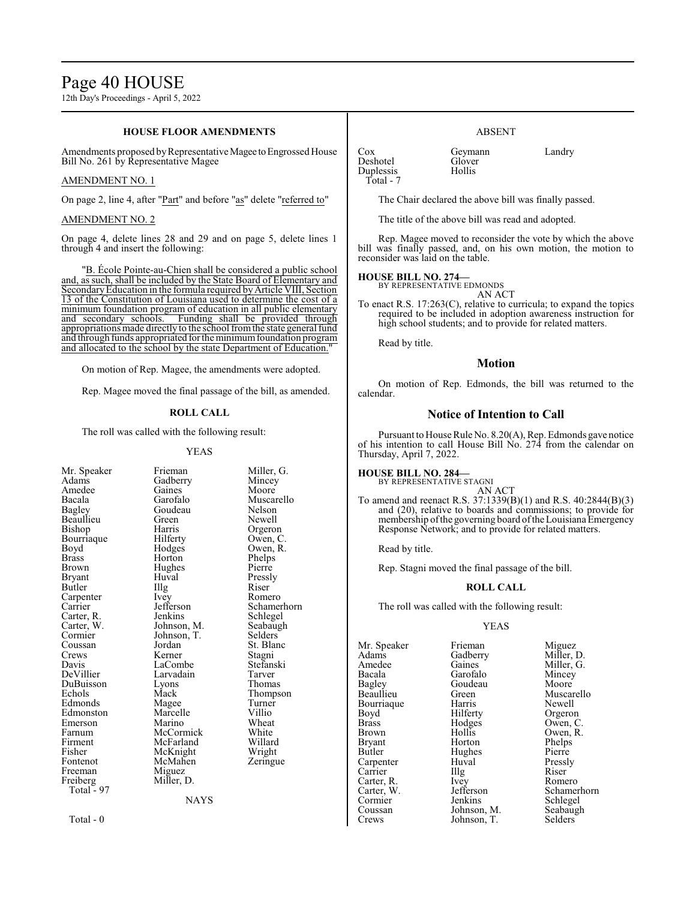### HOUSE FLOOR AMENDMENTS

Amendments proposed by Representative Magee to Engrossed House Bill No. 261 by Representative Magee

AMENDMENT NO. 1

On page 2, line 4, after "Part" and before "as" delete "referred to"

AMENDMENT NO. 2

On page 4, delete lines 28 and 29 and on page 5, delete lines 1 through 4 and insert the following:

"B. École Pointe-au-Chien shall be considered a public school and, as such, shall be included by the State Board of Elementary and Secondary Education in the formula required by Article VIII, Section 13 of the Constitution of Louisiana used to determine the cost of a minimum foundation program of education in all public elementary and secondary schools. Funding shall be provided through appropriations made directly to the school from the state general fund and through funds appropriated for the minimum foundation program and allocated to the school by the state Department of Education."

On motion of Rep. Magee, the amendments were adopted.

Rep. Magee moved the final passage of the bill, as amended.

### ROLL CALL

The roll was called with the following result:

YEAS

| | | |
|---|---|---|
| Mr. Speaker | Frieman | Miller, G. |
| Adams | Gadberry | Mincey |
| Amedee | Gaines | Moore |
| Bacala | Garofalo | Muscarello |
| Bagley | Goudeau | Nelson |
| Beaullieu | Green | Newell |
| Bishop | Harris | Orgeron |
| Bourriaque | Hilferty | Owen, C. |
| Boyd | Hodges | Owen, R. |
| Brass | Horton | Phelps |
| Brown | Hughes | Pierre |
| Bryant | Huval | Pressly |
| Butler | Illg | Riser |
| Carpenter | Ivey | Romero |
| Carrier | Jefferson | Schamerhorn |
| Carter, R. | Jenkins | Schlegel |
| Carter, W. | Johnson, M. | Seabaugh |
| Cormier | Johnson, T. | Selders |
| Coussan | Jordan | St. Blanc |
| Crews | Kerner | Stagni |
| Davis | LaCombe | Stefanski |
| DeVillier | Larvadain | Tarver |
| DuBuisson | Lyons | Thomas |
| Echols | Mack | Thompson |
| Edmonds | Magee | Turner |
| Edmonston | Marcelle | Villio |
| Emerson | Marino | Wheat |
| Farnum | McCormick | White |
| Firment | McFarland | Willard |
| Fisher | McKnight | Wright |
| Fontenot | McMahen | Zeringue |
| Freeman | Miguez | |
| Freiberg | Miller, D. | |

Total - 97

NAYS

Total - 0

ABSENT

| | | |
|---|---|---|
| Cox | Geymann | Landry |
| Deshotel | Glover | |
| Duplessis | Hollis | |

Total - 7

The Chair declared the above bill was finally passed.

The title of the above bill was read and adopted.

Rep. Magee moved to reconsider the vote by which the above bill was finally passed, and, on his own motion, the motion to reconsider was laid on the table.

**HOUSE BILL NO. 274—**
BY REPRESENTATIVE EDMONDS
AN ACT

To enact R.S. 17:263(C), relative to curricula; to expand the topics required to be included in adoption awareness instruction for high school students; and to provide for related matters.

Read by title.

## Motion

On motion of Rep. Edmonds, the bill was returned to the calendar.

## Notice of Intention to Call

Pursuant to House Rule No. 8.20(A), Rep. Edmonds gave notice of his intention to call House Bill No. 274 from the calendar on Thursday, April 7, 2022.

**HOUSE BILL NO. 284—**
BY REPRESENTATIVE STAGNI
AN ACT

To amend and reenact R.S. 37:1339(B)(1) and R.S. 40:2844(B)(3) and (20), relative to boards and commissions; to provide for membership of the governing board of the Louisiana Emergency Response Network; and to provide for related matters.

Read by title.

Rep. Stagni moved the final passage of the bill.

### ROLL CALL

The roll was called with the following result:

YEAS

| | | |
|---|---|---|
| Mr. Speaker | Frieman | Miguez |
| Adams | Gadberry | Miller, D. |
| Amedee | Gaines | Miller, G. |
| Bacala | Garofalo | Mincey |
| Bagley | Goudeau | Moore |
| Beaullieu | Green | Muscarello |
| Bourriaque | Harris | Newell |
| Boyd | Hilferty | Orgeron |
| Brass | Hodges | Owen, C. |
| Brown | Hollis | Owen, R. |
| Bryant | Horton | Phelps |
| Butler | Hughes | Pierre |
| Carpenter | Huval | Pressly |
| Carrier | Illg | Riser |
| Carter, R. | Ivey | Romero |
| Carter, W. | Jefferson | Schamerhorn |
| Cormier | Jenkins | Schlegel |
| Coussan | Johnson, M. | Seabaugh |
| Crews | Johnson, T. | Selders |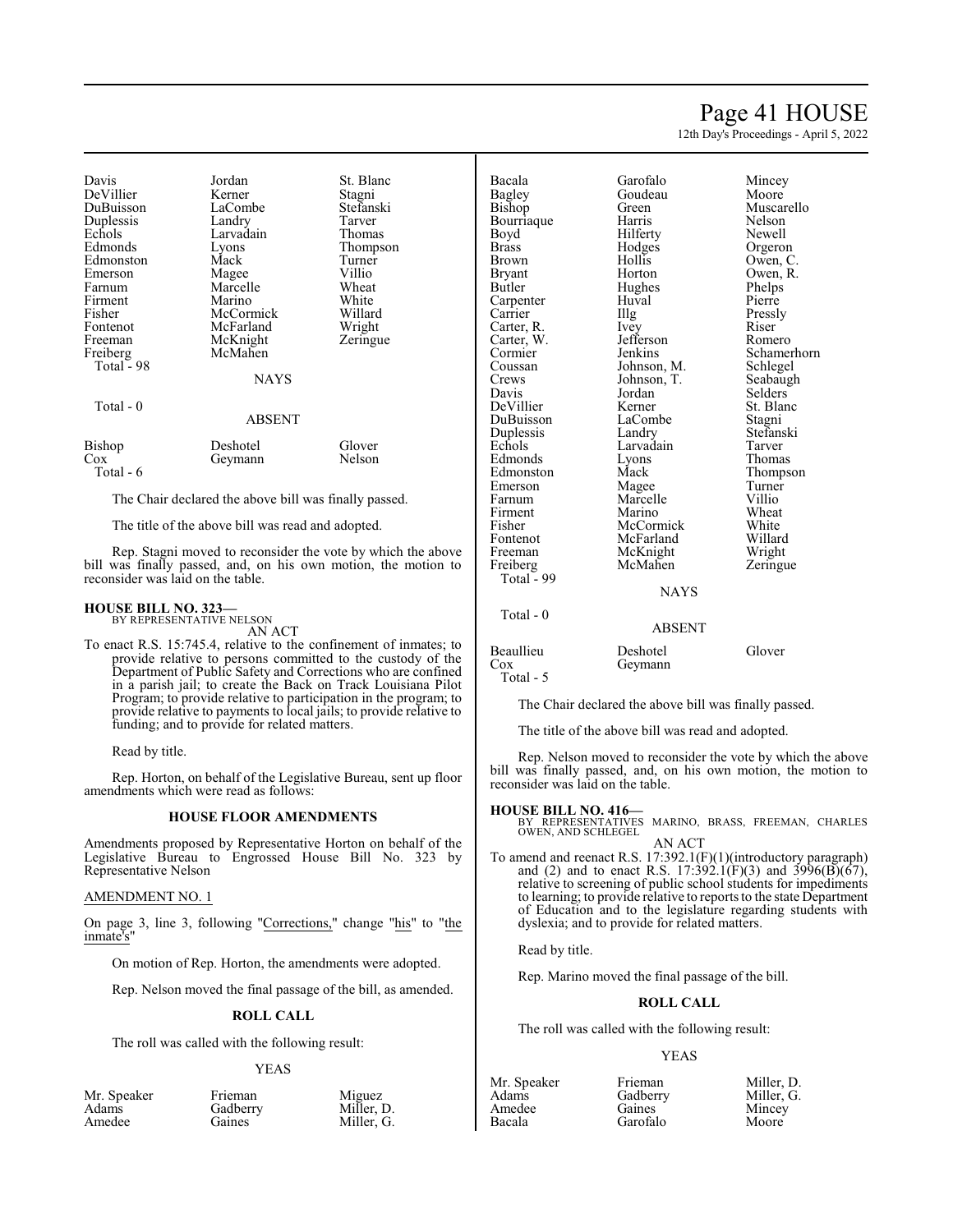| | | |
|---|---|---|
| Davis | Jordan | St. Blanc |
| DeVillier | Kerner | Stagni |
| DuBuisson | LaCombe | Stefanski |
| Duplessis | Landry | Tarver |
| Echols | Larvadain | Thomas |
| Edmonds | Lyons | Thompson |
| Edmonston | Mack | Turner |
| Emerson | Magee | Villio |
| Farnum | Marcelle | Wheat |
| Firment | Marino | White |
| Fisher | McCormick | Willard |
| Fontenot | McFarland | Wright |
| Freeman | McKnight | Zeringue |
| Freiberg | McMahen | |
| Total - 98 | | |

NAYS

Total - 0

ABSENT

| | | |
|---|---|---|
| Bishop | Deshotel | Glover |
| Cox | Geymann | Nelson |
| Total - 6 | | |

The Chair declared the above bill was finally passed.

The title of the above bill was read and adopted.

Rep. Stagni moved to reconsider the vote by which the above bill was finally passed, and, on his own motion, the motion to reconsider was laid on the table.

**HOUSE BILL NO. 323—**
BY REPRESENTATIVE NELSON
AN ACT

To enact R.S. 15:745.4, relative to the confinement of inmates; to provide relative to persons committed to the custody of the Department of Public Safety and Corrections who are confined in a parish jail; to create the Back on Track Louisiana Pilot Program; to provide relative to participation in the program; to provide relative to payments to local jails; to provide relative to funding; and to provide for related matters.

Read by title.

Rep. Horton, on behalf of the Legislative Bureau, sent up floor amendments which were read as follows:

**HOUSE FLOOR AMENDMENTS**

Amendments proposed by Representative Horton on behalf of the Legislative Bureau to Engrossed House Bill No. 323 by Representative Nelson

AMENDMENT NO. 1

On page 3, line 3, following "Corrections," change "his" to "the inmate's"

On motion of Rep. Horton, the amendments were adopted.

Rep. Nelson moved the final passage of the bill, as amended.

**ROLL CALL**

The roll was called with the following result:

YEAS

| | | |
|---|---|---|
| Mr. Speaker | Frieman | Miguez |
| Adams | Gadberry | Miller, D. |
| Amedee | Gaines | Miller, G. |
| Bacala | Garofalo | Mincey |
| Bagley | Goudeau | Moore |
| Bishop | Green | Muscarello |
| Bourriaque | Harris | Nelson |
| Boyd | Hilferty | Newell |
| Brass | Hodges | Orgeron |
| Brown | Hollis | Owen, C. |
| Bryant | Horton | Owen, R. |
| Butler | Hughes | Phelps |
| Carpenter | Huval | Pierre |
| Carrier | Illg | Pressly |
| Carter, R. | Ivey | Riser |
| Carter, W. | Jefferson | Romero |
| Cormier | Jenkins | Schamerhorn |
| Coussan | Johnson, M. | Schlegel |
| Crews | Johnson, T. | Seabaugh |
| Davis | Jordan | Selders |
| DeVillier | Kerner | St. Blanc |
| DuBuisson | LaCombe | Stagni |
| Duplessis | Landry | Stefanski |
| Echols | Larvadain | Tarver |
| Edmonds | Lyons | Thomas |
| Edmonston | Mack | Thompson |
| Emerson | Magee | Turner |
| Farnum | Marcelle | Villio |
| Firment | Marino | Wheat |
| Fisher | McCormick | White |
| Fontenot | McFarland | Willard |
| Freeman | McKnight | Wright |
| Freiberg | McMahen | Zeringue |
| Total - 99 | | |

NAYS

Total - 0

ABSENT

| | | |
|---|---|---|
| Beaullieu | Deshotel | Glover |
| Cox | Geymann | |
| Total - 5 | | |

The Chair declared the above bill was finally passed.

The title of the above bill was read and adopted.

Rep. Nelson moved to reconsider the vote by which the above bill was finally passed, and, on his own motion, the motion to reconsider was laid on the table.

**HOUSE BILL NO. 416—**
BY REPRESENTATIVES MARINO, BRASS, FREEMAN, CHARLES OWEN, AND SCHLEGEL
AN ACT

To amend and reenact R.S. 17:392.1(F)(1)(introductory paragraph) and (2) and to enact R.S. 17:392.1(F)(3) and 3996(B)(67), relative to screening of public school students for impediments to learning; to provide relative to reports to the state Department of Education and to the legislature regarding students with dyslexia; and to provide for related matters.

Read by title.

Rep. Marino moved the final passage of the bill.

**ROLL CALL**

The roll was called with the following result:

YEAS

| | | |
|---|---|---|
| Mr. Speaker | Frieman | Miller, D. |
| Adams | Gadberry | Miller, G. |
| Amedee | Gaines | Mincey |
| Bacala | Garofalo | Moore |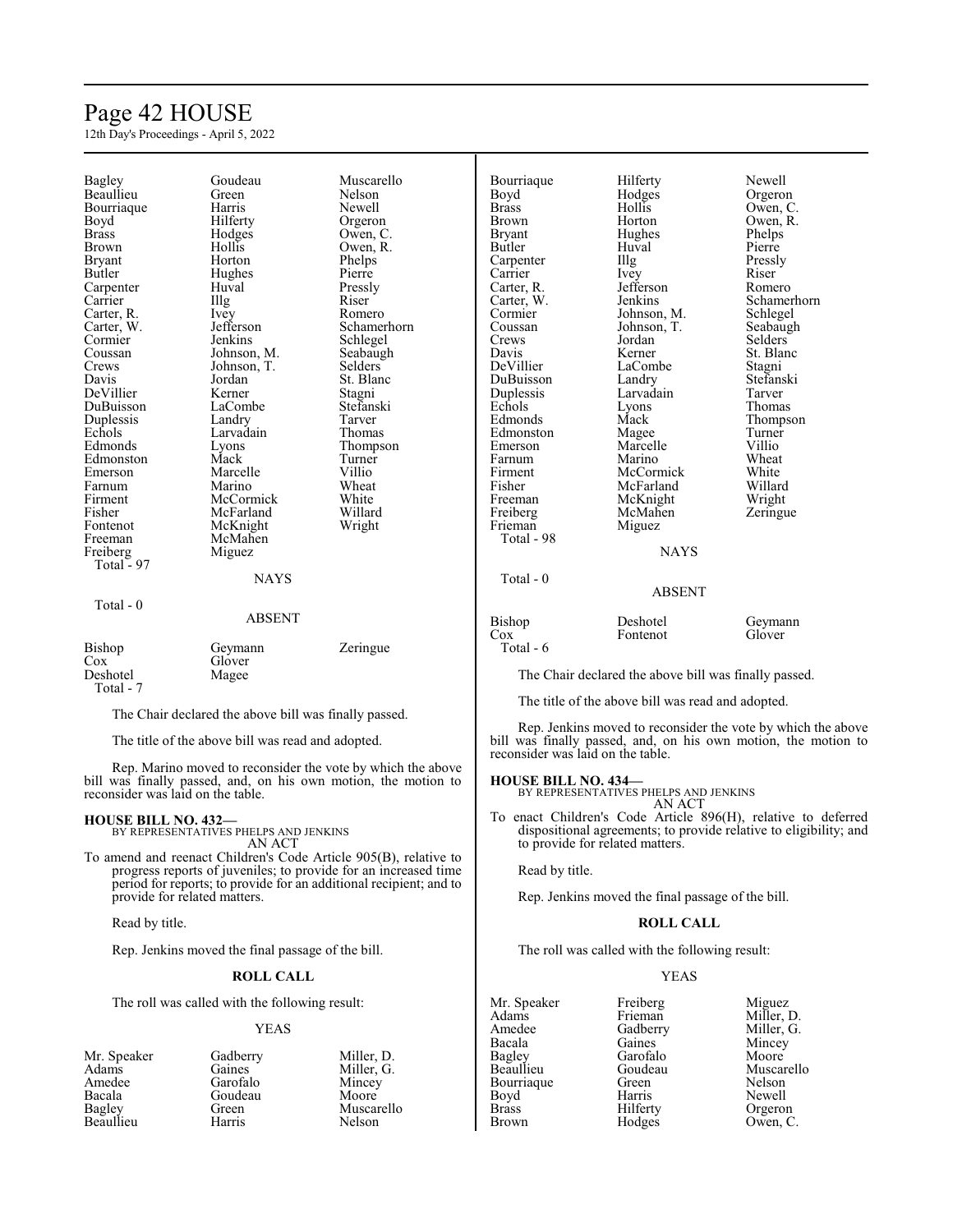| | | |
|---|---|---|
| Bagley | Goudeau | Muscarello |
| Beaullieu | Green | Nelson |
| Bourriaque | Harris | Newell |
| Boyd | Hilferty | Orgeron |
| Brass | Hodges | Owen, C. |
| Brown | Hollis | Owen, R. |
| Bryant | Horton | Phelps |
| Butler | Hughes | Pierre |
| Carpenter | Huval | Pressly |
| Carrier | Illg | Riser |
| Carter, R. | Ivey | Romero |
| Carter, W. | Jefferson | Schamerhorn |
| Cormier | Jenkins | Schlegel |
| Coussan | Johnson, M. | Seabaugh |
| Crews | Johnson, T. | Selders |
| Davis | Jordan | St. Blanc |
| DeVillier | Kerner | Stagni |
| DuBuisson | LaCombe | Stefanski |
| Duplessis | Landry | Tarver |
| Echols | Larvadain | Thomas |
| Edmonds | Lyons | Thompson |
| Edmonston | Mack | Turner |
| Emerson | Marcelle | Villio |
| Farnum | Marino | Wheat |
| Firment | McCormick | White |
| Fisher | McFarland | Willard |
| Fontenot | McKnight | Wright |
| Freeman | McMahen | |
| Freiberg | Miguez | |

Total - 97

NAYS

Total - 0

ABSENT

| | | |
|---|---|---|
| Bishop | Geymann | Zeringue |
| Cox | Glover | |
| Deshotel | Magee | |

Total - 7

The Chair declared the above bill was finally passed.

The title of the above bill was read and adopted.

Rep. Marino moved to reconsider the vote by which the above bill was finally passed, and, on his own motion, the motion to reconsider was laid on the table.

**HOUSE BILL NO. 432—**
BY REPRESENTATIVES PHELPS AND JENKINS
AN ACT

To amend and reenact Children's Code Article 905(B), relative to progress reports of juveniles; to provide for an increased time period for reports; to provide for an additional recipient; and to provide for related matters.

Read by title.

Rep. Jenkins moved the final passage of the bill.

**ROLL CALL**

The roll was called with the following result:

YEAS

| | | |
|---|---|---|
| Mr. Speaker | Gadberry | Miller, D. |
| Adams | Gaines | Miller, G. |
| Amedee | Garofalo | Mincey |
| Bacala | Goudeau | Moore |
| Bagley | Green | Muscarello |
| Beaullieu | Harris | Nelson |
| Bourriaque | Hilferty | Newell |
| Boyd | Hodges | Orgeron |
| Brass | Hollis | Owen, C. |
| Brown | Horton | Owen, R. |
| Bryant | Hughes | Phelps |
| Butler | Huval | Pierre |
| Carpenter | Illg | Pressly |
| Carrier | Ivey | Riser |
| Carter, R. | Jefferson | Romero |
| Carter, W. | Jenkins | Schamerhorn |
| Cormier | Johnson, M. | Schlegel |
| Coussan | Johnson, T. | Seabaugh |
| Crews | Jordan | Selders |
| Davis | Kerner | St. Blanc |
| DeVillier | LaCombe | Stagni |
| DuBuisson | Landry | Stefanski |
| Duplessis | Larvadain | Tarver |
| Echols | Lyons | Thomas |
| Edmonds | Mack | Thompson |
| Edmonston | Magee | Turner |
| Emerson | Marcelle | Villio |
| Farnum | Marino | Wheat |
| Firment | McCormick | White |
| Fisher | McFarland | Willard |
| Freeman | McKnight | Wright |
| Freiberg | McMahen | Zeringue |
| Frieman | Miguez | |

Total - 98

NAYS

Total - 0

ABSENT

| | | |
|---|---|---|
| Bishop | Deshotel | Geymann |
| Cox | Fontenot | Glover |

Total - 6

The Chair declared the above bill was finally passed.

The title of the above bill was read and adopted.

Rep. Jenkins moved to reconsider the vote by which the above bill was finally passed, and, on his own motion, the motion to reconsider was laid on the table.

**HOUSE BILL NO. 434—**
BY REPRESENTATIVES PHELPS AND JENKINS
AN ACT

To enact Children's Code Article 896(H), relative to deferred dispositional agreements; to provide relative to eligibility; and to provide for related matters.

Read by title.

Rep. Jenkins moved the final passage of the bill.

**ROLL CALL**

The roll was called with the following result:

YEAS

| | | |
|---|---|---|
| Mr. Speaker | Freiberg | Miguez |
| Adams | Frieman | Miller, D. |
| Amedee | Gadberry | Miller, G. |
| Bacala | Gaines | Mincey |
| Bagley | Garofalo | Moore |
| Beaullieu | Goudeau | Muscarello |
| Bourriaque | Green | Nelson |
| Boyd | Harris | Newell |
| Brass | Hilferty | Orgeron |
| Brown | Hodges | Owen, C. |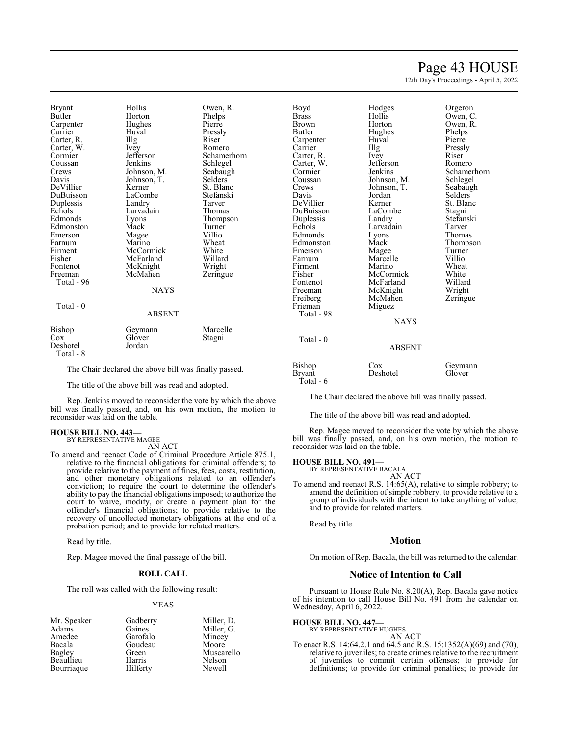| | | |
|---|---|---|
| Bryant | Hollis | Owen, R. |
| Butler | Horton | Phelps |
| Carpenter | Hughes | Pierre |
| Carrier | Huval | Pressly |
| Carter, R. | Illg | Riser |
| Carter, W. | Ivey | Romero |
| Cormier | Jefferson | Schamerhorn |
| Coussan | Jenkins | Schlegel |
| Crews | Johnson, M. | Seabaugh |
| Davis | Johnson, T. | Selders |
| DeVillier | Kerner | St. Blanc |
| DuBuisson | LaCombe | Stefanski |
| Duplessis | Landry | Tarver |
| Echols | Larvadain | Thomas |
| Edmonds | Lyons | Thompson |
| Edmonston | Mack | Turner |
| Emerson | Magee | Villio |
| Farnum | Marino | Wheat |
| Firment | McCormick | White |
| Fisher | McFarland | Willard |
| Fontenot | McKnight | Wright |
| Freeman | McMahen | Zeringue |

Total - 96

NAYS

Total - 0

ABSENT

| | | |
|---|---|---|
| Bishop | Geymann | Marcelle |
| Cox | Glover | Stagni |
| Deshotel | Jordan | |

Total - 8

The Chair declared the above bill was finally passed.

The title of the above bill was read and adopted.

Rep. Jenkins moved to reconsider the vote by which the above bill was finally passed, and, on his own motion, the motion to reconsider was laid on the table.

**HOUSE BILL NO. 443—**
BY REPRESENTATIVE MAGEE
AN ACT

To amend and reenact Code of Criminal Procedure Article 875.1, relative to the financial obligations for criminal offenders; to provide relative to the payment of fines, fees, costs, restitution, and other monetary obligations related to an offender's conviction; to require the court to determine the offender's ability to pay the financial obligations imposed; to authorize the court to waive, modify, or create a payment plan for the offender's financial obligations; to provide relative to the recovery of uncollected monetary obligations at the end of a probation period; and to provide for related matters.

Read by title.

Rep. Magee moved the final passage of the bill.

**ROLL CALL**

The roll was called with the following result:

YEAS

| | | |
|---|---|---|
| Mr. Speaker | Gadberry | Miller, D. |
| Adams | Gaines | Miller, G. |
| Amedee | Garofalo | Mincey |
| Bacala | Goudeau | Moore |
| Bagley | Green | Muscarello |
| Beaullieu | Harris | Nelson |
| Bourriaque | Hilferty | Newell |
| Boyd | Hodges | Orgeron |
| Brass | Hollis | Owen, C. |
| Brown | Horton | Owen, R. |
| Butler | Hughes | Phelps |
| Carpenter | Huval | Pierre |
| Carrier | Illg | Pressly |
| Carter, R. | Ivey | Riser |
| Carter, W. | Jefferson | Romero |
| Cormier | Jenkins | Schamerhorn |
| Coussan | Johnson, M. | Schlegel |
| Crews | Johnson, T. | Seabaugh |
| Davis | Jordan | Selders |
| DeVillier | Kerner | St. Blanc |
| DuBuisson | LaCombe | Stagni |
| Duplessis | Landry | Stefanski |
| Echols | Larvadain | Tarver |
| Edmonds | Lyons | Thomas |
| Edmonston | Mack | Thompson |
| Emerson | Magee | Turner |
| Farnum | Marcelle | Villio |
| Firment | Marino | Wheat |
| Fisher | McCormick | White |
| Fontenot | McFarland | Willard |
| Freeman | McKnight | Wright |
| Freiberg | McMahen | Zeringue |
| Frieman | Miguez | |

Total - 98

NAYS

Total - 0

ABSENT

| | | |
|---|---|---|
| Bishop | Cox | Geymann |
| Bryant | Deshotel | Glover |

Total - 6

The Chair declared the above bill was finally passed.

The title of the above bill was read and adopted.

Rep. Magee moved to reconsider the vote by which the above bill was finally passed, and, on his own motion, the motion to reconsider was laid on the table.

**HOUSE BILL NO. 491—**
BY REPRESENTATIVE BACALA
AN ACT

To amend and reenact R.S. 14:65(A), relative to simple robbery; to amend the definition of simple robbery; to provide relative to a group of individuals with the intent to take anything of value; and to provide for related matters.

Read by title.

## Motion

On motion of Rep. Bacala, the bill was returned to the calendar.

## Notice of Intention to Call

Pursuant to House Rule No. 8.20(A), Rep. Bacala gave notice of his intention to call House Bill No. 491 from the calendar on Wednesday, April 6, 2022.

**HOUSE BILL NO. 447—**
BY REPRESENTATIVE HUGHES
AN ACT

To enact R.S. 14:64.2.1 and 64.5 and R.S. 15:1352(A)(69) and (70), relative to juveniles; to create crimes relative to the recruitment of juveniles to commit certain offenses; to provide for definitions; to provide for criminal penalties; to provide for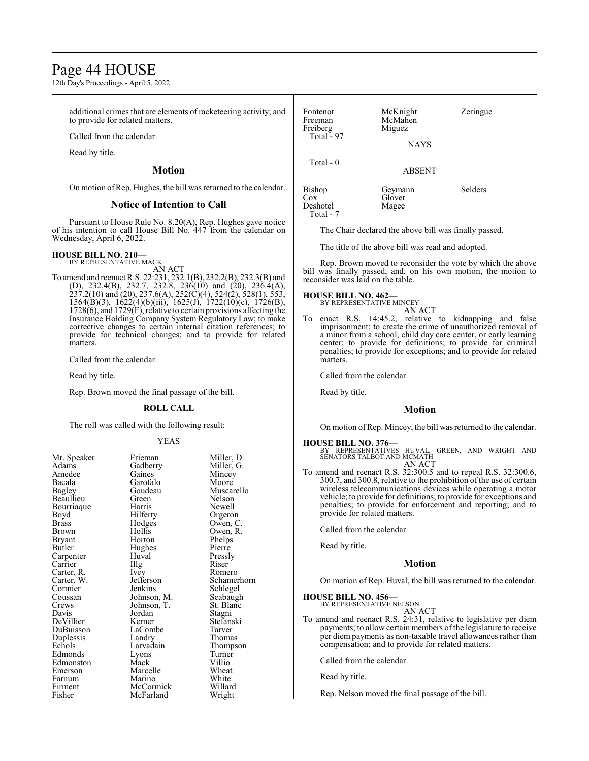additional crimes that are elements of racketeering activity; and to provide for related matters.

Called from the calendar.

Read by title.

## Motion

On motion of Rep. Hughes, the bill was returned to the calendar.

## Notice of Intention to Call

Pursuant to House Rule No. 8.20(A), Rep. Hughes gave notice of his intention to call House Bill No. 447 from the calendar on Wednesday, April 6, 2022.

**HOUSE BILL NO. 210—**
BY REPRESENTATIVE MACK
AN ACT

To amend and reenact R.S. 22:231, 232.1(B), 232.2(B), 232.3(B) and (D), 232.4(B), 232.7, 232.8, 236(10) and (20), 236.4(A), 237.2(10) and (20), 237.6(A), 252(C)(4), 524(2), 528(1), 553, 1564(B)(3), 1622(4)(b)(iii), 1625(J), 1722(10)(c), 1726(B), 1728(6), and 1729(F), relative to certain provisions affecting the Insurance Holding Company System Regulatory Law; to make corrective changes to certain internal citation references; to provide for technical changes; and to provide for related matters.

Called from the calendar.

Read by title.

Rep. Brown moved the final passage of the bill.

**ROLL CALL**

The roll was called with the following result:

YEAS

| | | |
|---|---|---|
| Mr. Speaker | Frieman | Miller, D. |
| Adams | Gadberry | Miller, G. |
| Amedee | Gaines | Mincey |
| Bacala | Garofalo | Moore |
| Bagley | Goudeau | Muscarello |
| Beaullieu | Green | Nelson |
| Bourriaque | Harris | Newell |
| Boyd | Hilferty | Orgeron |
| Brass | Hodges | Owen, C. |
| Brown | Hollis | Owen, R. |
| Bryant | Horton | Phelps |
| Butler | Hughes | Pierre |
| Carpenter | Huval | Pressly |
| Carrier | Illg | Riser |
| Carter, R. | Ivey | Romero |
| Carter, W. | Jefferson | Schamerhorn |
| Cormier | Jenkins | Schlegel |
| Coussan | Johnson, M. | Seabaugh |
| Crews | Johnson, T. | St. Blanc |
| Davis | Jordan | Stagni |
| DeVillier | Kerner | Stefanski |
| DuBuisson | LaCombe | Tarver |
| Duplessis | Landry | Thomas |
| Echols | Larvadain | Thompson |
| Edmonds | Lyons | Turner |
| Edmonston | Mack | Villio |
| Emerson | Marcelle | Wheat |
| Farnum | Marino | White |
| Firment | McCormick | Willard |
| Fisher | McFarland | Wright |
| Fontenot | McKnight | Zeringue |
| Freeman | McMahen | |
| Freiberg | Miguez | |

Total - 97

NAYS

Total - 0

ABSENT

| | | |
|---|---|---|
| Bishop | Geymann | Selders |
| Cox | Glover | |
| Deshotel | Magee | |

Total - 7

The Chair declared the above bill was finally passed.

The title of the above bill was read and adopted.

Rep. Brown moved to reconsider the vote by which the above bill was finally passed, and, on his own motion, the motion to reconsider was laid on the table.

**HOUSE BILL NO. 462—**
BY REPRESENTATIVE MINCEY
AN ACT

To enact R.S. 14:45.2, relative to kidnapping and false imprisonment; to create the crime of unauthorized removal of a minor from a school, child day care center, or early learning center; to provide for definitions; to provide for criminal penalties; to provide for exceptions; and to provide for related matters.

Called from the calendar.

Read by title.

## Motion

On motion of Rep. Mincey, the bill was returned to the calendar.

**HOUSE BILL NO. 376—**
BY REPRESENTATIVES HUVAL, GREEN, AND WRIGHT AND SENATORS TALBOT AND MCMATH
AN ACT

To amend and reenact R.S. 32:300.5 and to repeal R.S. 32:300.6, 300.7, and 300.8, relative to the prohibition of the use of certain wireless telecommunications devices while operating a motor vehicle; to provide for definitions; to provide for exceptions and penalties; to provide for enforcement and reporting; and to provide for related matters.

Called from the calendar.

Read by title.

## Motion

On motion of Rep. Huval, the bill was returned to the calendar.

**HOUSE BILL NO. 456—**
BY REPRESENTATIVE NELSON
AN ACT

To amend and reenact R.S. 24:31, relative to legislative per diem payments; to allow certain members of the legislature to receive per diem payments as non-taxable travel allowances rather than compensation; and to provide for related matters.

Called from the calendar.

Read by title.

Rep. Nelson moved the final passage of the bill.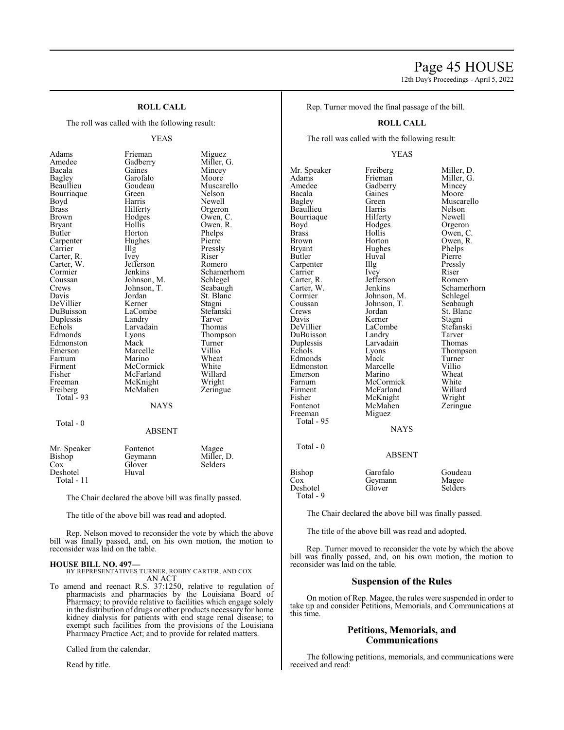**ROLL CALL**

The roll was called with the following result:

YEAS

| | | |
|---|---|---|
| Adams | Frieman | Miguez |
| Amedee | Gadberry | Miller, G. |
| Bacala | Gaines | Mincey |
| Bagley | Garofalo | Moore |
| Beaullieu | Goudeau | Muscarello |
| Bourriaque | Green | Nelson |
| Boyd | Harris | Newell |
| Brass | Hilferty | Orgeron |
| Brown | Hodges | Owen, C. |
| Bryant | Hollis | Owen, R. |
| Butler | Horton | Phelps |
| Carpenter | Hughes | Pierre |
| Carrier | Illg | Pressly |
| Carter, R. | Ivey | Riser |
| Carter, W. | Jefferson | Romero |
| Cormier | Jenkins | Schamerhorn |
| Coussan | Johnson, M. | Schlegel |
| Crews | Johnson, T. | Seabaugh |
| Davis | Jordan | St. Blanc |
| DeVillier | Kerner | Stagni |
| DuBuisson | LaCombe | Stefanski |
| Duplessis | Landry | Tarver |
| Echols | Larvadain | Thomas |
| Edmonds | Lyons | Thompson |
| Edmonston | Mack | Turner |
| Emerson | Marcelle | Villio |
| Farnum | Marino | Wheat |
| Firment | McCormick | White |
| Fisher | McFarland | Willard |
| Freeman | McKnight | Wright |
| Freiberg | McMahen | Zeringue |

Total - 93

NAYS

Total - 0

ABSENT

| | | |
|---|---|---|
| Mr. Speaker | Fontenot | Magee |
| Bishop | Geymann | Miller, D. |
| Cox | Glover | Selders |
| Deshotel | Huval | |

Total - 11

The Chair declared the above bill was finally passed.

The title of the above bill was read and adopted.

Rep. Nelson moved to reconsider the vote by which the above bill was finally passed, and, on his own motion, the motion to reconsider was laid on the table.

**HOUSE BILL NO. 497—**
BY REPRESENTATIVES TURNER, ROBBY CARTER, AND COX
AN ACT

To amend and reenact R.S. 37:1250, relative to regulation of pharmacists and pharmacies by the Louisiana Board of Pharmacy; to provide relative to facilities which engage solely in the distribution of drugs or other products necessary for home kidney dialysis for patients with end stage renal disease; to exempt such facilities from the provisions of the Louisiana Pharmacy Practice Act; and to provide for related matters.

Called from the calendar.

Read by title.

Rep. Turner moved the final passage of the bill.

**ROLL CALL**

The roll was called with the following result:

YEAS

| | | |
|---|---|---|
| Mr. Speaker | Freiberg | Miller, D. |
| Adams | Frieman | Miller, G. |
| Amedee | Gadberry | Mincey |
| Bacala | Gaines | Moore |
| Bagley | Green | Muscarello |
| Beaullieu | Harris | Nelson |
| Bourriaque | Hilferty | Newell |
| Boyd | Hodges | Orgeron |
| Brass | Hollis | Owen, C. |
| Brown | Horton | Owen, R. |
| Bryant | Hughes | Phelps |
| Butler | Huval | Pierre |
| Carpenter | Illg | Pressly |
| Carrier | Ivey | Riser |
| Carter, R. | Jefferson | Romero |
| Carter, W. | Jenkins | Schamerhorn |
| Cormier | Johnson, M. | Schlegel |
| Coussan | Johnson, T. | Seabaugh |
| Crews | Jordan | St. Blanc |
| Davis | Kerner | Stagni |
| DeVillier | LaCombe | Stefanski |
| DuBuisson | Landry | Tarver |
| Duplessis | Larvadain | Thomas |
| Echols | Lyons | Thompson |
| Edmonds | Mack | Turner |
| Edmonston | Marcelle | Villio |
| Emerson | Marino | Wheat |
| Farnum | McCormick | White |
| Firment | McFarland | Willard |
| Fisher | McKnight | Wright |
| Fontenot | McMahen | Zeringue |
| Freeman | Miguez | |

Total - 95

NAYS

Total - 0

ABSENT

| | | |
|---|---|---|
| Bishop | Garofalo | Goudeau |
| Cox | Geymann | Magee |
| Deshotel | Glover | Selders |

Total - 9

The Chair declared the above bill was finally passed.

The title of the above bill was read and adopted.

Rep. Turner moved to reconsider the vote by which the above bill was finally passed, and, on his own motion, the motion to reconsider was laid on the table.

## Suspension of the Rules

On motion of Rep. Magee, the rules were suspended in order to take up and consider Petitions, Memorials, and Communications at this time.

## Petitions, Memorials, and Communications

The following petitions, memorials, and communications were received and read: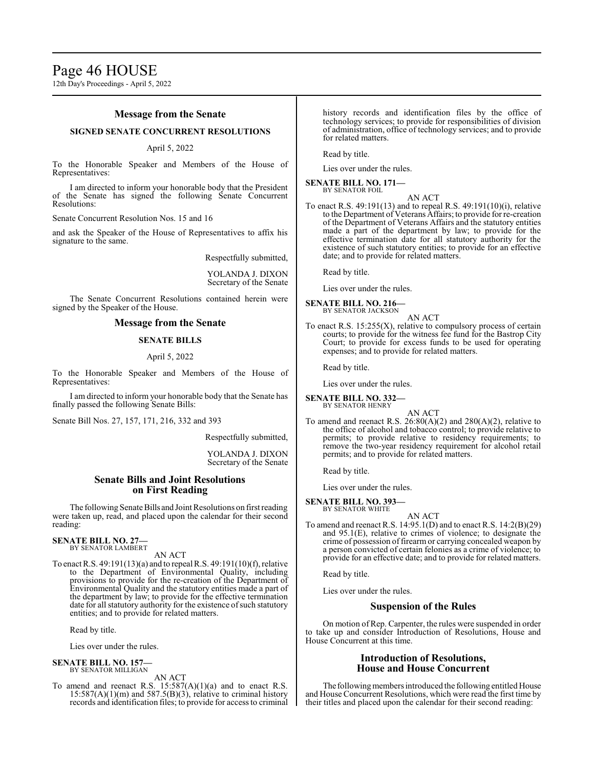## Message from the Senate

### SIGNED SENATE CONCURRENT RESOLUTIONS

April 5, 2022

To the Honorable Speaker and Members of the House of Representatives:

I am directed to inform your honorable body that the President of the Senate has signed the following Senate Concurrent Resolutions:

Senate Concurrent Resolution Nos. 15 and 16

and ask the Speaker of the House of Representatives to affix his signature to the same.

Respectfully submitted,

YOLANDA J. DIXON
Secretary of the Senate

The Senate Concurrent Resolutions contained herein were signed by the Speaker of the House.

## Message from the Senate

### SENATE BILLS

April 5, 2022

To the Honorable Speaker and Members of the House of Representatives:

I am directed to inform your honorable body that the Senate has finally passed the following Senate Bills:

Senate Bill Nos. 27, 157, 171, 216, 332 and 393

Respectfully submitted,

YOLANDA J. DIXON
Secretary of the Senate

## Senate Bills and Joint Resolutions on First Reading

The following Senate Bills and Joint Resolutions on first reading were taken up, read, and placed upon the calendar for their second reading:

**SENATE BILL NO. 27—**
BY SENATOR LAMBERT

AN ACT

To enact R.S. 49:191(13)(a) and to repeal R.S. 49:191(10)(f), relative to the Department of Environmental Quality, including provisions to provide for the re-creation of the Department of Environmental Quality and the statutory entities made a part of the department by law; to provide for the effective termination date for all statutory authority for the existence of such statutory entities; and to provide for related matters.

Read by title.

Lies over under the rules.

**SENATE BILL NO. 157—**
BY SENATOR MILLIGAN

AN ACT

To amend and reenact R.S. 15:587(A)(1)(a) and to enact R.S. 15:587(A)(1)(m) and 587.5(B)(3), relative to criminal history records and identification files; to provide for access to criminal history records and identification files by the office of technology services; to provide for responsibilities of division of administration, office of technology services; and to provide for related matters.

Read by title.

Lies over under the rules.

**SENATE BILL NO. 171—**
BY SENATOR FOIL

AN ACT

To enact R.S. 49:191(13) and to repeal R.S. 49:191(10)(i), relative to the Department of Veterans Affairs; to provide for re-creation of the Department of Veterans Affairs and the statutory entities made a part of the department by law; to provide for the effective termination date for all statutory authority for the existence of such statutory entities; to provide for an effective date; and to provide for related matters.

Read by title.

Lies over under the rules.

**SENATE BILL NO. 216—**
BY SENATOR JACKSON

AN ACT

To enact R.S. 15:255(X), relative to compulsory process of certain courts; to provide for the witness fee fund for the Bastrop City Court; to provide for excess funds to be used for operating expenses; and to provide for related matters.

Read by title.

Lies over under the rules.

**SENATE BILL NO. 332—**
BY SENATOR HENRY

AN ACT

To amend and reenact R.S. 26:80(A)(2) and 280(A)(2), relative to the office of alcohol and tobacco control; to provide relative to permits; to provide relative to residency requirements; to remove the two-year residency requirement for alcohol retail permits; and to provide for related matters.

Read by title.

Lies over under the rules.

**SENATE BILL NO. 393—**
BY SENATOR WHITE

AN ACT

To amend and reenact R.S. 14:95.1(D) and to enact R.S. 14:2(B)(29) and 95.1(E), relative to crimes of violence; to designate the crime of possession of firearm or carrying concealed weapon by a person convicted of certain felonies as a crime of violence; to provide for an effective date; and to provide for related matters.

Read by title.

Lies over under the rules.

## Suspension of the Rules

On motion of Rep. Carpenter, the rules were suspended in order to take up and consider Introduction of Resolutions, House and House Concurrent at this time.

## Introduction of Resolutions, House and House Concurrent

The following members introduced the following entitled House and House Concurrent Resolutions, which were read the first time by their titles and placed upon the calendar for their second reading: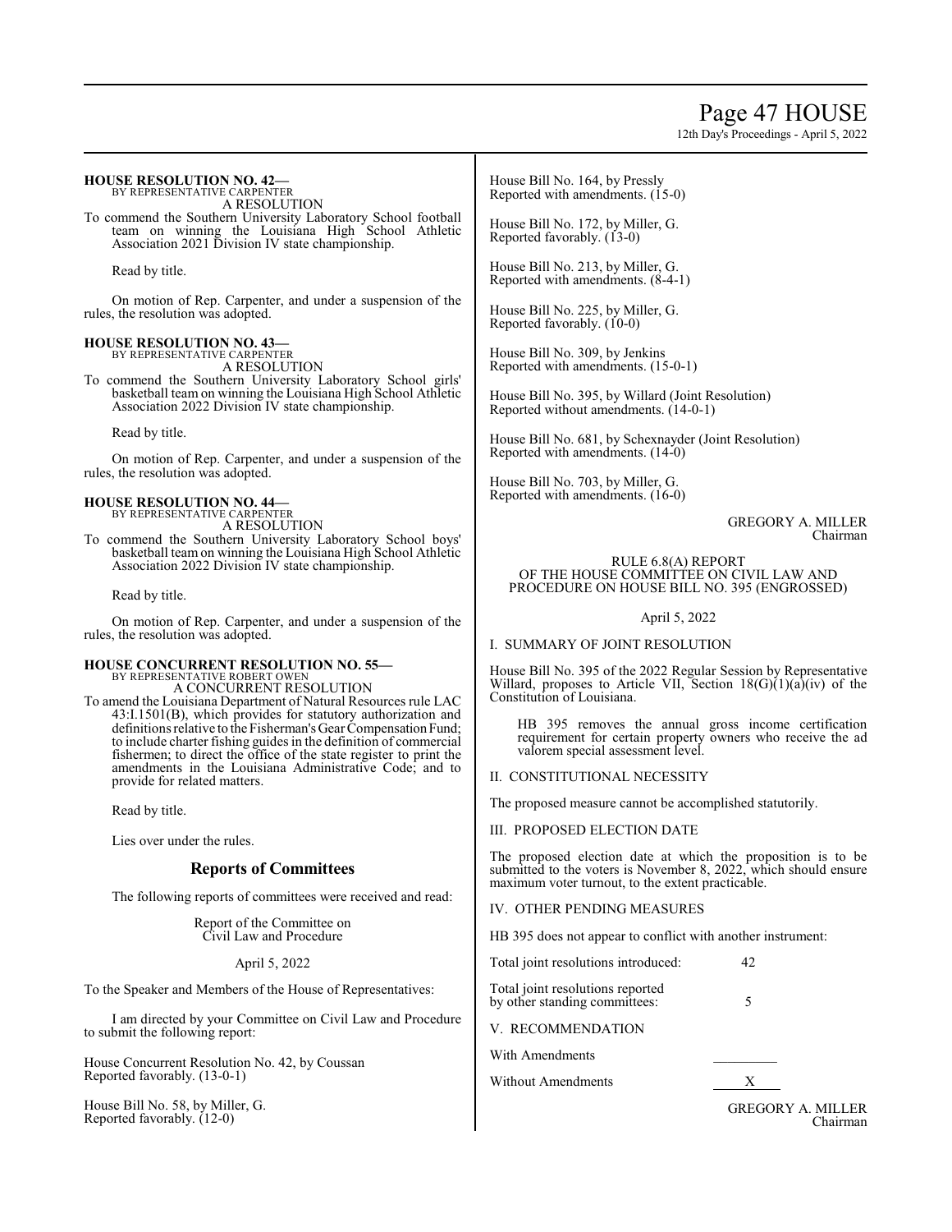### HOUSE RESOLUTION NO. 42—

BY REPRESENTATIVE CARPENTER

A RESOLUTION

To commend the Southern University Laboratory School football team on winning the Louisiana High School Athletic Association 2021 Division IV state championship.

Read by title.

On motion of Rep. Carpenter, and under a suspension of the rules, the resolution was adopted.

### HOUSE RESOLUTION NO. 43—

BY REPRESENTATIVE CARPENTER

A RESOLUTION

To commend the Southern University Laboratory School girls' basketball team on winning the Louisiana High School Athletic Association 2022 Division IV state championship.

Read by title.

On motion of Rep. Carpenter, and under a suspension of the rules, the resolution was adopted.

### HOUSE RESOLUTION NO. 44—

BY REPRESENTATIVE CARPENTER

A RESOLUTION

To commend the Southern University Laboratory School boys' basketball team on winning the Louisiana High School Athletic Association 2022 Division IV state championship.

Read by title.

On motion of Rep. Carpenter, and under a suspension of the rules, the resolution was adopted.

### HOUSE CONCURRENT RESOLUTION NO. 55—

BY REPRESENTATIVE ROBERT OWEN

A CONCURRENT RESOLUTION

To amend the Louisiana Department of Natural Resources rule LAC 43:I.1501(B), which provides for statutory authorization and definitions relative to the Fisherman's Gear Compensation Fund; to include charter fishing guides in the definition of commercial fishermen; to direct the office of the state register to print the amendments in the Louisiana Administrative Code; and to provide for related matters.

Read by title.

Lies over under the rules.

## Reports of Committees

The following reports of committees were received and read:

Report of the Committee on Civil Law and Procedure

April 5, 2022

To the Speaker and Members of the House of Representatives:

I am directed by your Committee on Civil Law and Procedure to submit the following report:

House Concurrent Resolution No. 42, by Coussan
Reported favorably. (13-0-1)

House Bill No. 58, by Miller, G.
Reported favorably. (12-0)

House Bill No. 164, by Pressly
Reported with amendments. (15-0)

House Bill No. 172, by Miller, G.
Reported favorably. (13-0)

House Bill No. 213, by Miller, G.
Reported with amendments. (8-4-1)

House Bill No. 225, by Miller, G.
Reported favorably. (10-0)

House Bill No. 309, by Jenkins
Reported with amendments. (15-0-1)

House Bill No. 395, by Willard (Joint Resolution)
Reported without amendments. (14-0-1)

House Bill No. 681, by Schexnayder (Joint Resolution)
Reported with amendments. (14-0)

House Bill No. 703, by Miller, G.
Reported with amendments. (16-0)

GREGORY A. MILLER
Chairman

RULE 6.8(A) REPORT
OF THE HOUSE COMMITTEE ON CIVIL LAW AND PROCEDURE ON HOUSE BILL NO. 395 (ENGROSSED)

April 5, 2022

I. SUMMARY OF JOINT RESOLUTION

House Bill No. 395 of the 2022 Regular Session by Representative Willard, proposes to Article VII, Section 18(G)(1)(a)(iv) of the Constitution of Louisiana.

HB 395 removes the annual gross income certification requirement for certain property owners who receive the ad valorem special assessment level.

II. CONSTITUTIONAL NECESSITY

The proposed measure cannot be accomplished statutorily.

III. PROPOSED ELECTION DATE

The proposed election date at which the proposition is to be submitted to the voters is November 8, 2022, which should ensure maximum voter turnout, to the extent practicable.

IV. OTHER PENDING MEASURES

HB 395 does not appear to conflict with another instrument:

| | |
|---|---|
| Total joint resolutions introduced: | 42 |
| Total joint resolutions reported by other standing committees: | 5 |

V. RECOMMENDATION

| | |
|---|---|
| With Amendments | ________ |
| Without Amendments | X |

GREGORY A. MILLER
Chairman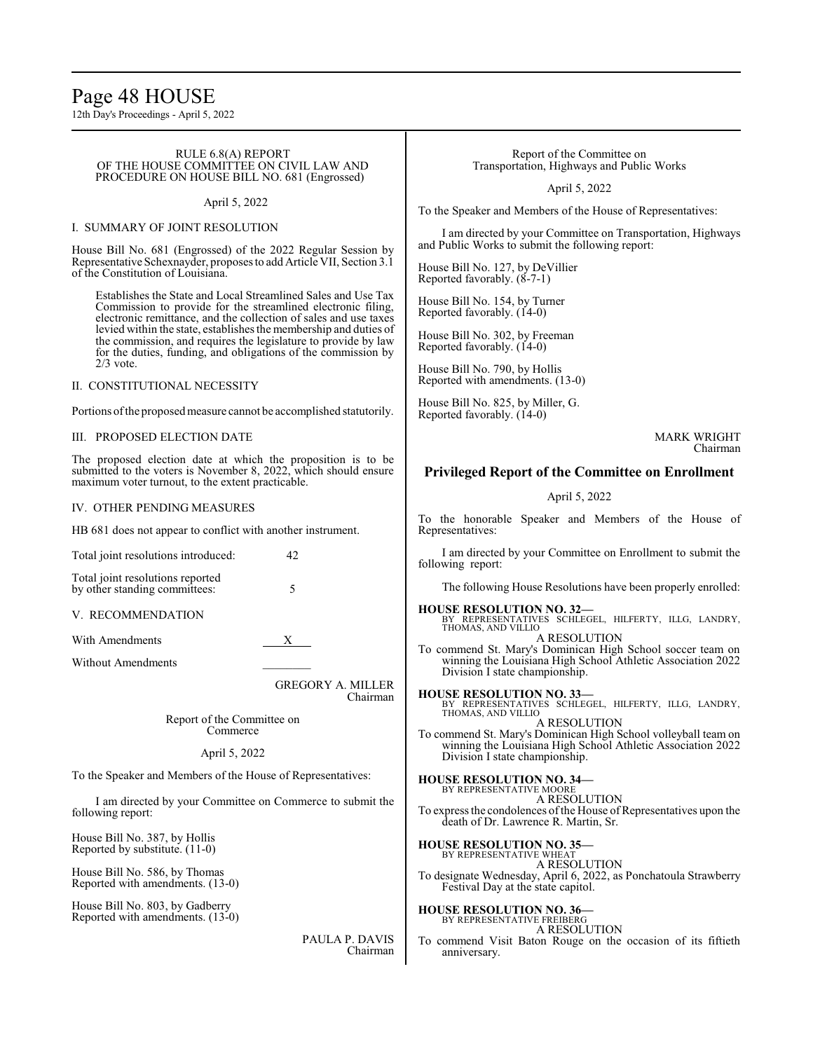RULE 6.8(A) REPORT
OF THE HOUSE COMMITTEE ON CIVIL LAW AND PROCEDURE ON HOUSE BILL NO. 681 (Engrossed)

April 5, 2022

I. SUMMARY OF JOINT RESOLUTION

House Bill No. 681 (Engrossed) of the 2022 Regular Session by Representative Schexnayder, proposes to add Article VII, Section 3.1 of the Constitution of Louisiana.

Establishes the State and Local Streamlined Sales and Use Tax Commission to provide for the streamlined electronic filing, electronic remittance, and the collection of sales and use taxes levied within the state, establishes the membership and duties of the commission, and requires the legislature to provide by law for the duties, funding, and obligations of the commission by 2/3 vote.

II. CONSTITUTIONAL NECESSITY

Portions of the proposed measure cannot be accomplished statutorily.

III. PROPOSED ELECTION DATE

The proposed election date at which the proposition is to be submitted to the voters is November 8, 2022, which should ensure maximum voter turnout, to the extent practicable.

IV. OTHER PENDING MEASURES

HB 681 does not appear to conflict with another instrument.

Total joint resolutions introduced: 42

Total joint resolutions reported by other standing committees: 5

V. RECOMMENDATION

With Amendments X

Without Amendments ________

GREGORY A. MILLER
Chairman

Report of the Committee on Commerce

April 5, 2022

To the Speaker and Members of the House of Representatives:

I am directed by your Committee on Commerce to submit the following report:

House Bill No. 387, by Hollis
Reported by substitute. (11-0)

House Bill No. 586, by Thomas
Reported with amendments. (13-0)

House Bill No. 803, by Gadberry
Reported with amendments. (13-0)

PAULA P. DAVIS
Chairman

Report of the Committee on Transportation, Highways and Public Works

April 5, 2022

To the Speaker and Members of the House of Representatives:

I am directed by your Committee on Transportation, Highways and Public Works to submit the following report:

House Bill No. 127, by DeVillier
Reported favorably. (8-7-1)

House Bill No. 154, by Turner
Reported favorably. (14-0)

House Bill No. 302, by Freeman
Reported favorably. (14-0)

House Bill No. 790, by Hollis
Reported with amendments. (13-0)

House Bill No. 825, by Miller, G.
Reported favorably. (14-0)

MARK WRIGHT
Chairman

## Privileged Report of the Committee on Enrollment

April 5, 2022

To the honorable Speaker and Members of the House of Representatives:

I am directed by your Committee on Enrollment to submit the following report:

The following House Resolutions have been properly enrolled:

**HOUSE RESOLUTION NO. 32—**
BY REPRESENTATIVES SCHLEGEL, HILFERTY, ILLG, LANDRY, THOMAS, AND VILLIO
A RESOLUTION
To commend St. Mary's Dominican High School soccer team on winning the Louisiana High School Athletic Association 2022 Division I state championship.

**HOUSE RESOLUTION NO. 33—**
BY REPRESENTATIVES SCHLEGEL, HILFERTY, ILLG, LANDRY, THOMAS, AND VILLIO
A RESOLUTION
To commend St. Mary's Dominican High School volleyball team on winning the Louisiana High School Athletic Association 2022 Division I state championship.

**HOUSE RESOLUTION NO. 34—**
BY REPRESENTATIVE MOORE
A RESOLUTION
To express the condolences of the House of Representatives upon the death of Dr. Lawrence R. Martin, Sr.

**HOUSE RESOLUTION NO. 35—**
BY REPRESENTATIVE WHEAT
A RESOLUTION
To designate Wednesday, April 6, 2022, as Ponchatoula Strawberry Festival Day at the state capitol.

**HOUSE RESOLUTION NO. 36—**
BY REPRESENTATIVE FREIBERG
A RESOLUTION
To commend Visit Baton Rouge on the occasion of its fiftieth anniversary.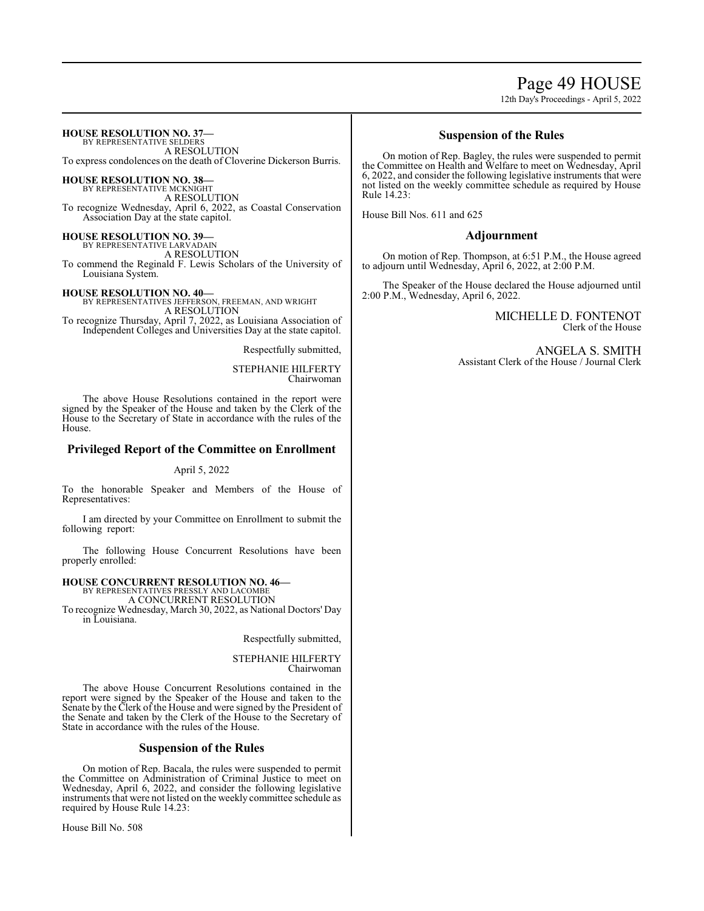**HOUSE RESOLUTION NO. 37—**
BY REPRESENTATIVE SELDERS
A RESOLUTION
To express condolences on the death of Cloverine Dickerson Burris.

**HOUSE RESOLUTION NO. 38—**
BY REPRESENTATIVE MCKNIGHT
A RESOLUTION
To recognize Wednesday, April 6, 2022, as Coastal Conservation Association Day at the state capitol.

**HOUSE RESOLUTION NO. 39—**
BY REPRESENTATIVE LARVADAIN
A RESOLUTION
To commend the Reginald F. Lewis Scholars of the University of Louisiana System.

**HOUSE RESOLUTION NO. 40—**
BY REPRESENTATIVES JEFFERSON, FREEMAN, AND WRIGHT
A RESOLUTION
To recognize Thursday, April 7, 2022, as Louisiana Association of Independent Colleges and Universities Day at the state capitol.

Respectfully submitted,

STEPHANIE HILFERTY
Chairwoman

The above House Resolutions contained in the report were signed by the Speaker of the House and taken by the Clerk of the House to the Secretary of State in accordance with the rules of the House.

## Privileged Report of the Committee on Enrollment

April 5, 2022

To the honorable Speaker and Members of the House of Representatives:

I am directed by your Committee on Enrollment to submit the following report:

The following House Concurrent Resolutions have been properly enrolled:

**HOUSE CONCURRENT RESOLUTION NO. 46—**
BY REPRESENTATIVES PRESSLY AND LACOMBE
A CONCURRENT RESOLUTION
To recognize Wednesday, March 30, 2022, as National Doctors' Day in Louisiana.

Respectfully submitted,

STEPHANIE HILFERTY
Chairwoman

The above House Concurrent Resolutions contained in the report were signed by the Speaker of the House and taken to the Senate by the Clerk of the House and were signed by the President of the Senate and taken by the Clerk of the House to the Secretary of State in accordance with the rules of the House.

## Suspension of the Rules

On motion of Rep. Bacala, the rules were suspended to permit the Committee on Administration of Criminal Justice to meet on Wednesday, April 6, 2022, and consider the following legislative instruments that were not listed on the weekly committee schedule as required by House Rule 14.23:

House Bill No. 508

## Suspension of the Rules

On motion of Rep. Bagley, the rules were suspended to permit the Committee on Health and Welfare to meet on Wednesday, April 6, 2022, and consider the following legislative instruments that were not listed on the weekly committee schedule as required by House Rule 14.23:

House Bill Nos. 611 and 625

## Adjournment

On motion of Rep. Thompson, at 6:51 P.M., the House agreed to adjourn until Wednesday, April 6, 2022, at 2:00 P.M.

The Speaker of the House declared the House adjourned until 2:00 P.M., Wednesday, April 6, 2022.

MICHELLE D. FONTENOT
Clerk of the House

ANGELA S. SMITH
Assistant Clerk of the House / Journal Clerk